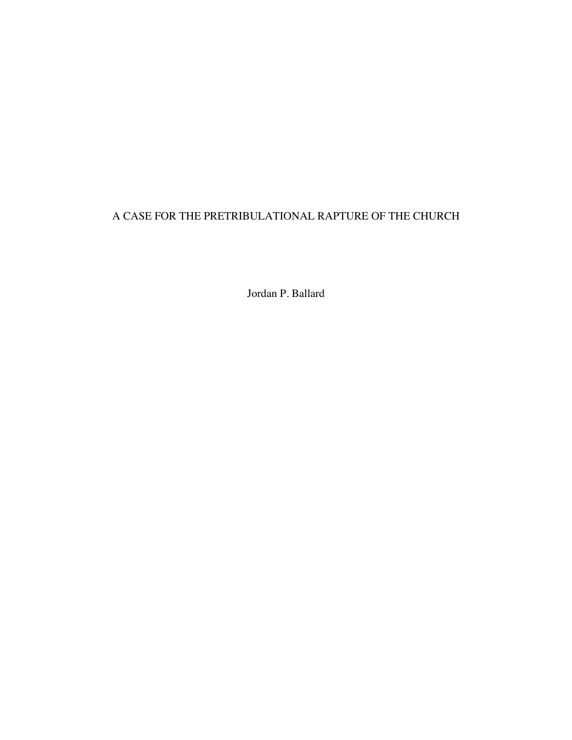# A CASE FOR THE PRETRIBULATIONAL RAPTURE OF THE CHURCH

Jordan P. Ballard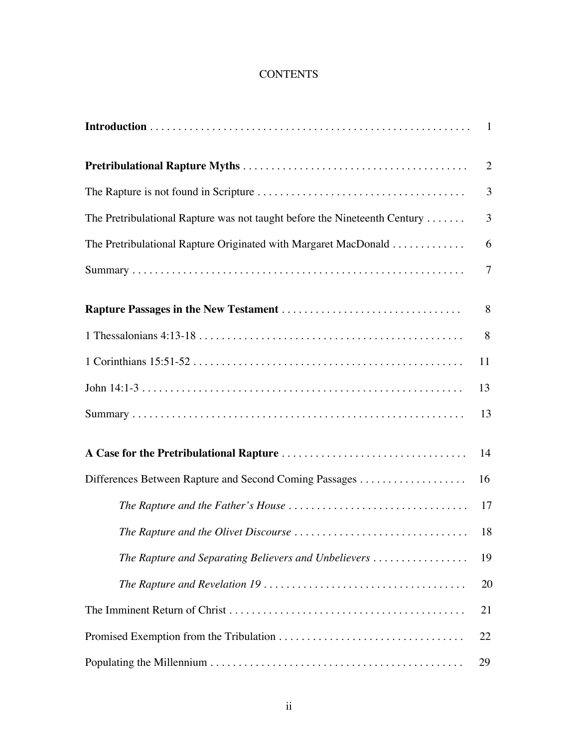# CONTENTS

**Introduction** . . . . . . . . . . . . . . . . . . . . . . . . . . . . . . . . . . . . . . . . . . . . . . . . . . . . . . . . . 1

**Pretribulational Rapture Myths** . . . . . . . . . . . . . . . . . . . . . . . . . . . . . . . . . . . . . . . . 2

The Rapture is not found in Scripture . . . . . . . . . . . . . . . . . . . . . . . . . . . . . . . . . . . . . 3

The Pretribulational Rapture was not taught before the Nineteenth Century . . . . . . . 3

The Pretribulational Rapture Originated with Margaret MacDonald . . . . . . . . . . . . . 6

Summary . . . . . . . . . . . . . . . . . . . . . . . . . . . . . . . . . . . . . . . . . . . . . . . . . . . . . . . . . . 7

**Rapture Passages in the New Testament** . . . . . . . . . . . . . . . . . . . . . . . . . . . . . . . . 8

1 Thessalonians 4:13-18 . . . . . . . . . . . . . . . . . . . . . . . . . . . . . . . . . . . . . . . . . . . . . . . 8

1 Corinthians 15:51-52 . . . . . . . . . . . . . . . . . . . . . . . . . . . . . . . . . . . . . . . . . . . . . . . . 11

John 14:1-3 . . . . . . . . . . . . . . . . . . . . . . . . . . . . . . . . . . . . . . . . . . . . . . . . . . . . . . . . . 13

Summary . . . . . . . . . . . . . . . . . . . . . . . . . . . . . . . . . . . . . . . . . . . . . . . . . . . . . . . . . . 13

**A Case for the Pretribulational Rapture** . . . . . . . . . . . . . . . . . . . . . . . . . . . . . . . . . 14

Differences Between Rapture and Second Coming Passages . . . . . . . . . . . . . . . . . . . 16

*The Rapture and the Father's House* . . . . . . . . . . . . . . . . . . . . . . . . . . . . . . . . 17

*The Rapture and the Olivet Discourse* . . . . . . . . . . . . . . . . . . . . . . . . . . . . . . . 18

*The Rapture and Separating Believers and Unbelievers* . . . . . . . . . . . . . . . . . 19

*The Rapture and Revelation 19* . . . . . . . . . . . . . . . . . . . . . . . . . . . . . . . . . . . . 20

The Imminent Return of Christ . . . . . . . . . . . . . . . . . . . . . . . . . . . . . . . . . . . . . . . . . . 21

Promised Exemption from the Tribulation . . . . . . . . . . . . . . . . . . . . . . . . . . . . . . . . . 22

Populating the Millennium . . . . . . . . . . . . . . . . . . . . . . . . . . . . . . . . . . . . . . . . . . . . . 29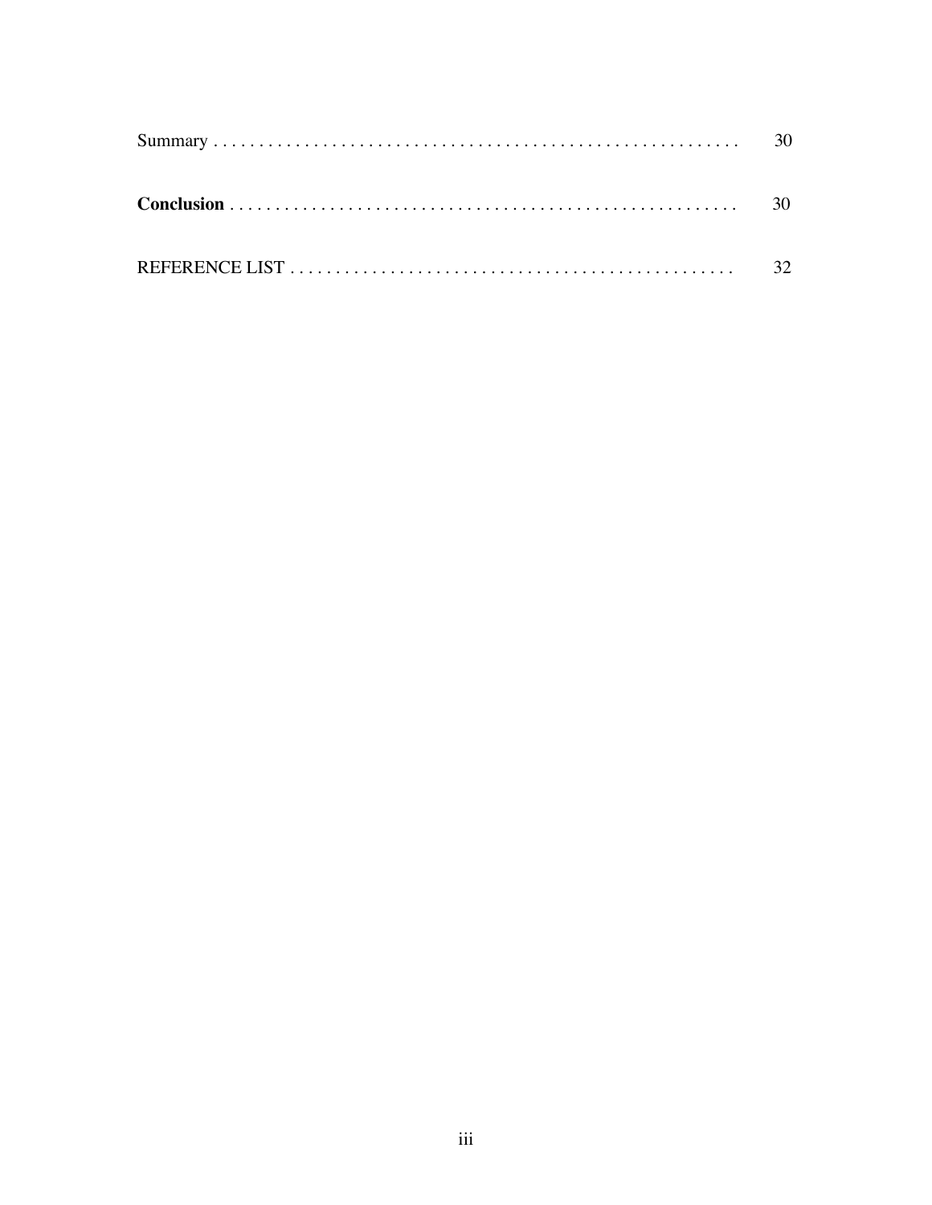Summary . . . . . . . . . . . . . . . . . . . . . . . . . . . . . . . . . . . . . . . . . . . . . . . . . . . . . . . . . 30

**Conclusion** . . . . . . . . . . . . . . . . . . . . . . . . . . . . . . . . . . . . . . . . . . . . . . . . . . . . . . . 30

REFERENCE LIST . . . . . . . . . . . . . . . . . . . . . . . . . . . . . . . . . . . . . . . . . . . . . . . . . 32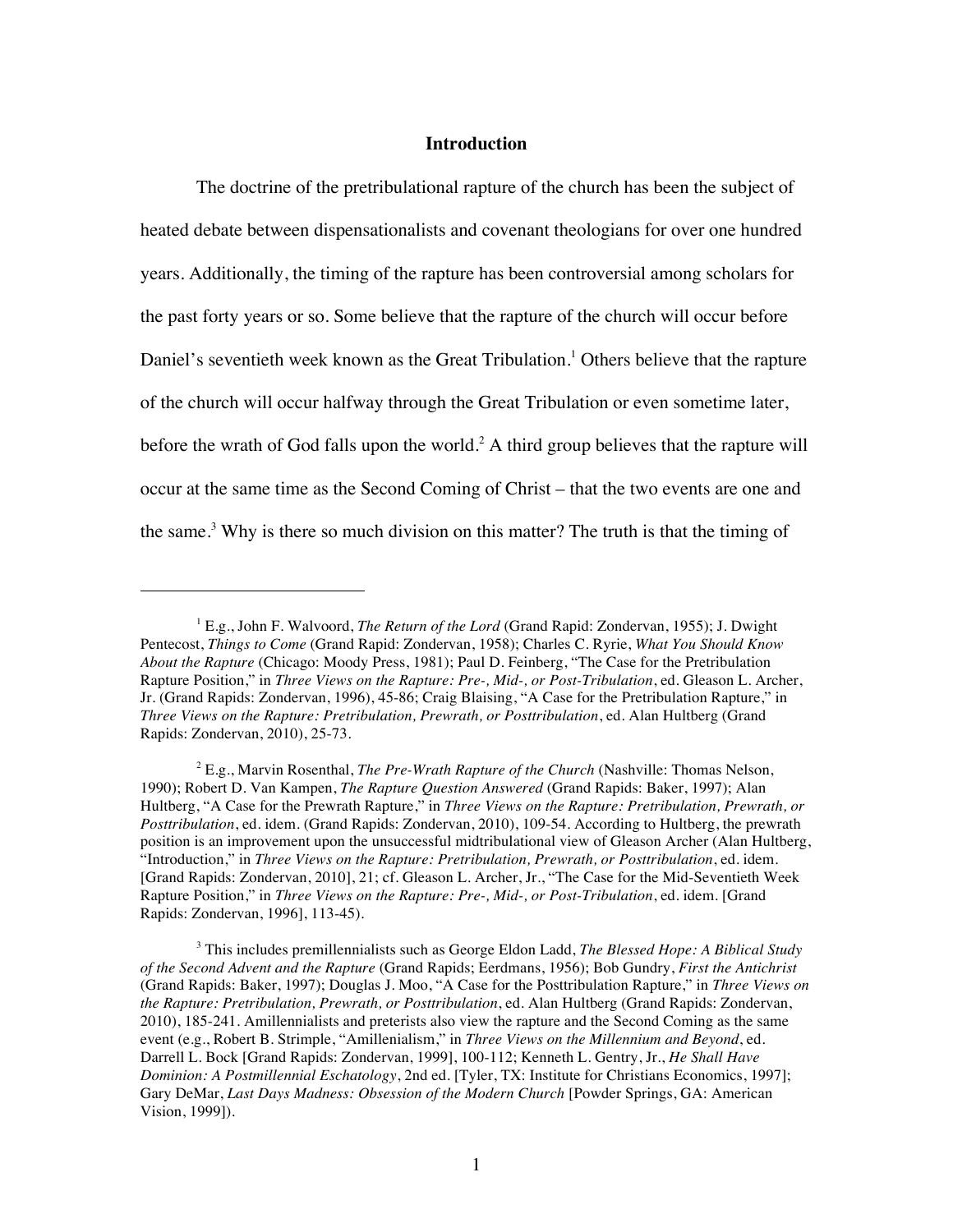## Introduction

The doctrine of the pretribulational rapture of the church has been the subject of heated debate between dispensationalists and covenant theologians for over one hundred years. Additionally, the timing of the rapture has been controversial among scholars for the past forty years or so. Some believe that the rapture of the church will occur before Daniel's seventieth week known as the Great Tribulation.[1] Others believe that the rapture of the church will occur halfway through the Great Tribulation or even sometime later, before the wrath of God falls upon the world.[2] A third group believes that the rapture will occur at the same time as the Second Coming of Christ – that the two events are one and the same.[3] Why is there so much division on this matter? The truth is that the timing of

---

[1] E.g., John F. Walvoord, *The Return of the Lord* (Grand Rapid: Zondervan, 1955); J. Dwight Pentecost, *Things to Come* (Grand Rapid: Zondervan, 1958); Charles C. Ryrie, *What You Should Know About the Rapture* (Chicago: Moody Press, 1981); Paul D. Feinberg, "The Case for the Pretribulation Rapture Position," in *Three Views on the Rapture: Pre-, Mid-, or Post-Tribulation*, ed. Gleason L. Archer, Jr. (Grand Rapids: Zondervan, 1996), 45-86; Craig Blaising, "A Case for the Pretribulation Rapture," in *Three Views on the Rapture: Pretribulation, Prewrath, or Posttribulation*, ed. Alan Hultberg (Grand Rapids: Zondervan, 2010), 25-73.

[2] E.g., Marvin Rosenthal, *The Pre-Wrath Rapture of the Church* (Nashville: Thomas Nelson, 1990); Robert D. Van Kampen, *The Rapture Question Answered* (Grand Rapids: Baker, 1997); Alan Hultberg, "A Case for the Prewrath Rapture," in *Three Views on the Rapture: Pretribulation, Prewrath, or Posttribulation*, ed. idem. (Grand Rapids: Zondervan, 2010), 109-54. According to Hultberg, the prewrath position is an improvement upon the unsuccessful midtribulational view of Gleason Archer (Alan Hultberg, "Introduction," in *Three Views on the Rapture: Pretribulation, Prewrath, or Posttribulation*, ed. idem. [Grand Rapids: Zondervan, 2010], 21; cf. Gleason L. Archer, Jr., "The Case for the Mid-Seventieth Week Rapture Position," in *Three Views on the Rapture: Pre-, Mid-, or Post-Tribulation*, ed. idem. [Grand Rapids: Zondervan, 1996], 113-45).

[3] This includes premillennialists such as George Eldon Ladd, *The Blessed Hope: A Biblical Study of the Second Advent and the Rapture* (Grand Rapids; Eerdmans, 1956); Bob Gundry, *First the Antichrist* (Grand Rapids: Baker, 1997); Douglas J. Moo, "A Case for the Posttribulation Rapture," in *Three Views on the Rapture: Pretribulation, Prewrath, or Posttribulation*, ed. Alan Hultberg (Grand Rapids: Zondervan, 2010), 185-241. Amillennialists and preterists also view the rapture and the Second Coming as the same event (e.g., Robert B. Strimple, "Amillenialism," in *Three Views on the Millennium and Beyond*, ed. Darrell L. Bock [Grand Rapids: Zondervan, 1999], 100-112; Kenneth L. Gentry, Jr., *He Shall Have Dominion: A Postmillennial Eschatology*, 2nd ed. [Tyler, TX: Institute for Christians Economics, 1997]; Gary DeMar, *Last Days Madness: Obsession of the Modern Church* [Powder Springs, GA: American Vision, 1999]).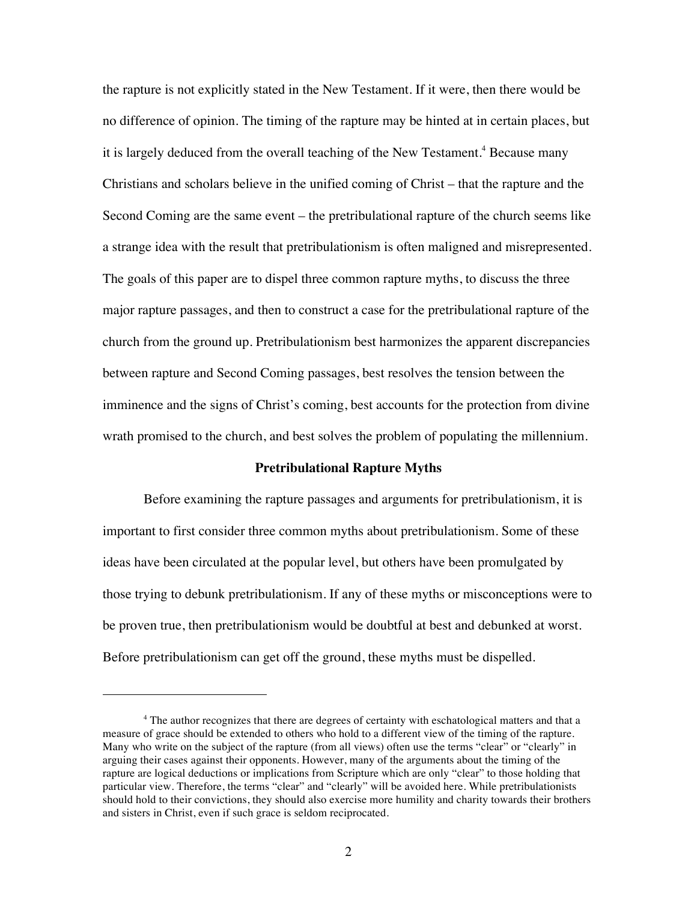the rapture is not explicitly stated in the New Testament. If it were, then there would be no difference of opinion. The timing of the rapture may be hinted at in certain places, but it is largely deduced from the overall teaching of the New Testament.[4] Because many Christians and scholars believe in the unified coming of Christ – that the rapture and the Second Coming are the same event – the pretribulational rapture of the church seems like a strange idea with the result that pretribulationism is often maligned and misrepresented. The goals of this paper are to dispel three common rapture myths, to discuss the three major rapture passages, and then to construct a case for the pretribulational rapture of the church from the ground up. Pretribulationism best harmonizes the apparent discrepancies between rapture and Second Coming passages, best resolves the tension between the imminence and the signs of Christ's coming, best accounts for the protection from divine wrath promised to the church, and best solves the problem of populating the millennium.

## Pretribulational Rapture Myths

Before examining the rapture passages and arguments for pretribulationism, it is important to first consider three common myths about pretribulationism. Some of these ideas have been circulated at the popular level, but others have been promulgated by those trying to debunk pretribulationism. If any of these myths or misconceptions were to be proven true, then pretribulationism would be doubtful at best and debunked at worst. Before pretribulationism can get off the ground, these myths must be dispelled.

---

[4] The author recognizes that there are degrees of certainty with eschatological matters and that a measure of grace should be extended to others who hold to a different view of the timing of the rapture. Many who write on the subject of the rapture (from all views) often use the terms "clear" or "clearly" in arguing their cases against their opponents. However, many of the arguments about the timing of the rapture are logical deductions or implications from Scripture which are only "clear" to those holding that particular view. Therefore, the terms "clear" and "clearly" will be avoided here. While pretribulationists should hold to their convictions, they should also exercise more humility and charity towards their brothers and sisters in Christ, even if such grace is seldom reciprocated.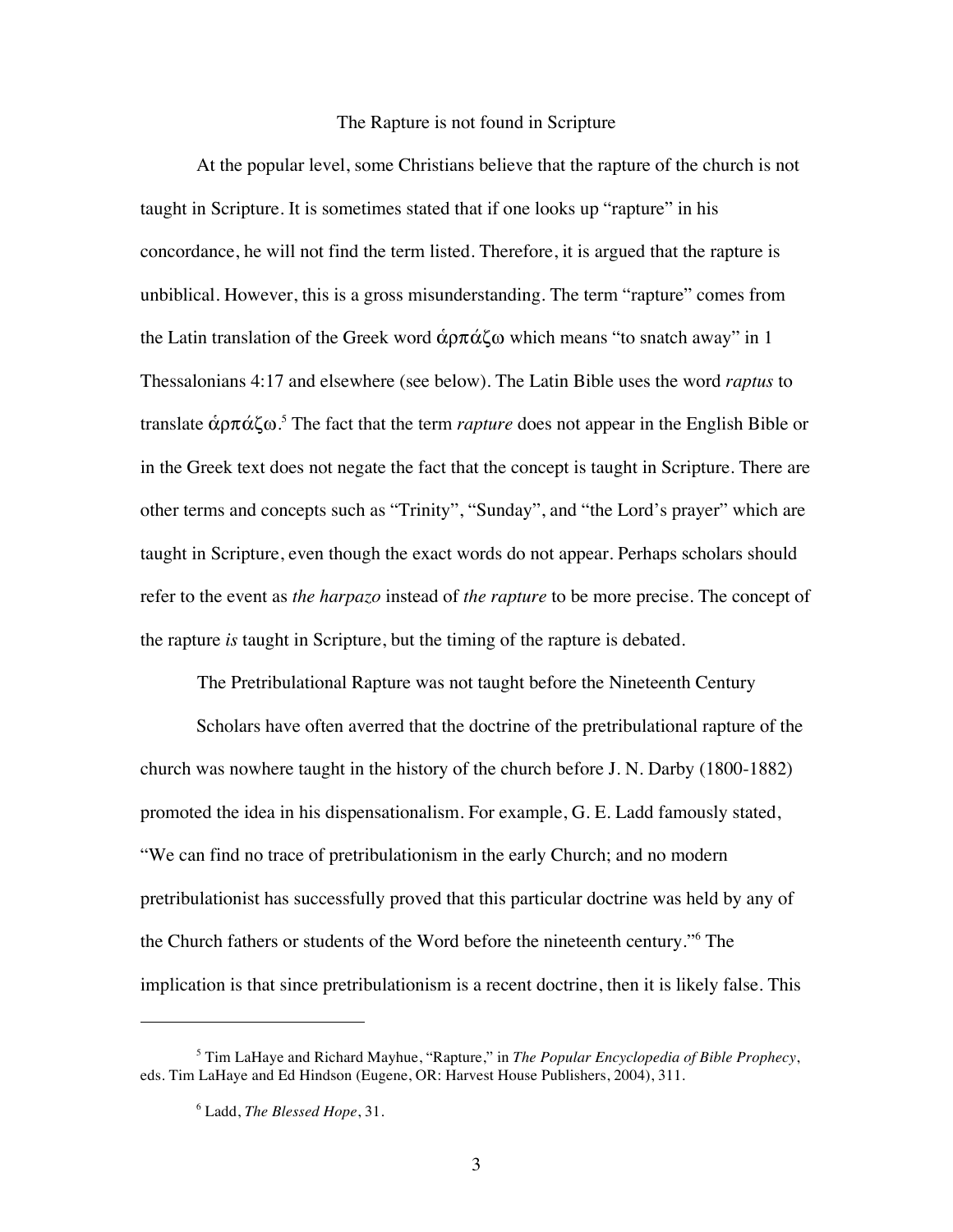## The Rapture is not found in Scripture

At the popular level, some Christians believe that the rapture of the church is not taught in Scripture. It is sometimes stated that if one looks up "rapture" in his concordance, he will not find the term listed. Therefore, it is argued that the rapture is unbiblical. However, this is a gross misunderstanding. The term "rapture" comes from the Latin translation of the Greek word ἁρπάζω which means "to snatch away" in 1 Thessalonians 4:17 and elsewhere (see below). The Latin Bible uses the word *raptus* to translate ἁρπάζω.[5] The fact that the term *rapture* does not appear in the English Bible or in the Greek text does not negate the fact that the concept is taught in Scripture. There are other terms and concepts such as "Trinity", "Sunday", and "the Lord's prayer" which are taught in Scripture, even though the exact words do not appear. Perhaps scholars should refer to the event as *the harpazo* instead of *the rapture* to be more precise. The concept of the rapture *is* taught in Scripture, but the timing of the rapture is debated.

## The Pretribulational Rapture was not taught before the Nineteenth Century

Scholars have often averred that the doctrine of the pretribulational rapture of the church was nowhere taught in the history of the church before J. N. Darby (1800-1882) promoted the idea in his dispensationalism. For example, G. E. Ladd famously stated, "We can find no trace of pretribulationism in the early Church; and no modern pretribulationist has successfully proved that this particular doctrine was held by any of the Church fathers or students of the Word before the nineteenth century."[6] The implication is that since pretribulationism is a recent doctrine, then it is likely false. This

---

[5] Tim LaHaye and Richard Mayhue, "Rapture," in *The Popular Encyclopedia of Bible Prophecy*, eds. Tim LaHaye and Ed Hindson (Eugene, OR: Harvest House Publishers, 2004), 311.

[6] Ladd, *The Blessed Hope*, 31.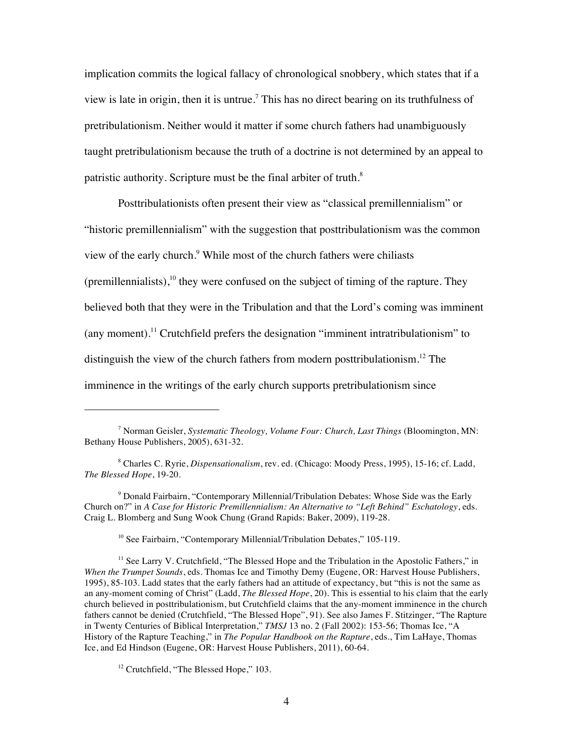implication commits the logical fallacy of chronological snobbery, which states that if a view is late in origin, then it is untrue.[7] This has no direct bearing on its truthfulness of pretribulationism. Neither would it matter if some church fathers had unambiguously taught pretribulationism because the truth of a doctrine is not determined by an appeal to patristic authority. Scripture must be the final arbiter of truth.[8]

Posttribulationists often present their view as "classical premillennialism" or "historic premillennialism" with the suggestion that posttribulationism was the common view of the early church.[9] While most of the church fathers were chiliasts (premillennialists),[10] they were confused on the subject of timing of the rapture. They believed both that they were in the Tribulation and that the Lord's coming was imminent (any moment).[11] Crutchfield prefers the designation "imminent intratribulationism" to distinguish the view of the church fathers from modern posttribulationism.[12] The imminence in the writings of the early church supports pretribulationism since

---

[7] Norman Geisler, *Systematic Theology, Volume Four: Church, Last Things* (Bloomington, MN: Bethany House Publishers, 2005), 631-32.

[8] Charles C. Ryrie, *Dispensationalism*, rev. ed. (Chicago: Moody Press, 1995), 15-16; cf. Ladd, *The Blessed Hope*, 19-20.

[9] Donald Fairbairn, "Contemporary Millennial/Tribulation Debates: Whose Side was the Early Church on?" in *A Case for Historic Premillennialism: An Alternative to "Left Behind" Eschatology*, eds. Craig L. Blomberg and Sung Wook Chung (Grand Rapids: Baker, 2009), 119-28.

[10] See Fairbairn, "Contemporary Millennial/Tribulation Debates," 105-119.

[11] See Larry V. Crutchfield, "The Blessed Hope and the Tribulation in the Apostolic Fathers," in *When the Trumpet Sounds*, eds. Thomas Ice and Timothy Demy (Eugene, OR: Harvest House Publishers, 1995), 85-103. Ladd states that the early fathers had an attitude of expectancy, but "this is not the same as an any-moment coming of Christ" (Ladd, *The Blessed Hope*, 20). This is essential to his claim that the early church believed in posttribulationism, but Crutchfield claims that the any-moment imminence in the church fathers cannot be denied (Crutchfield, "The Blessed Hope", 91). See also James F. Stitzinger, "The Rapture in Twenty Centuries of Biblical Interpretation," *TMSJ* 13 no. 2 (Fall 2002): 153-56; Thomas Ice, "A History of the Rapture Teaching," in *The Popular Handbook on the Rapture*, eds., Tim LaHaye, Thomas Ice, and Ed Hindson (Eugene, OR: Harvest House Publishers, 2011), 60-64.

[12] Crutchfield, "The Blessed Hope," 103.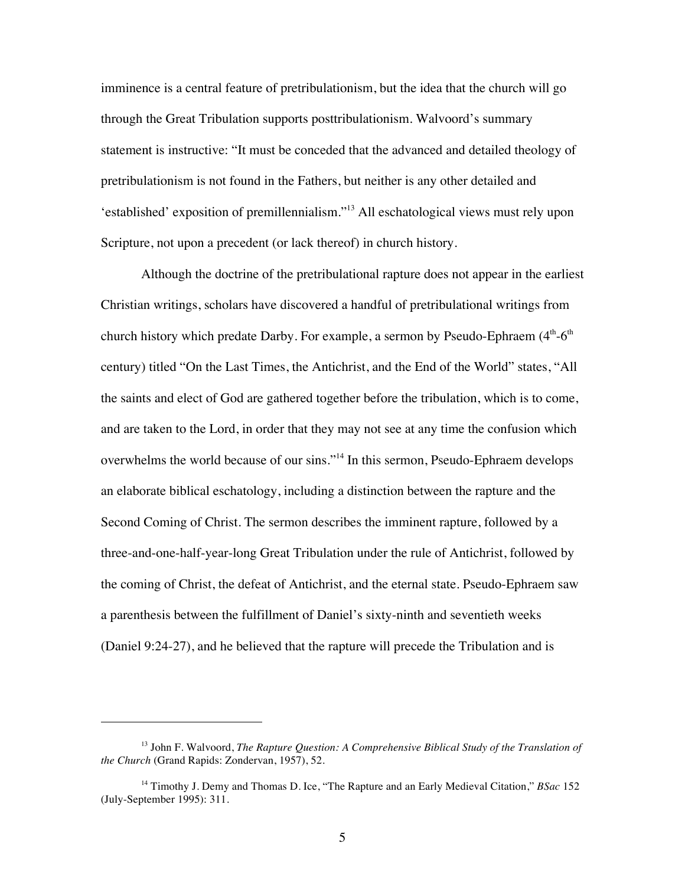imminence is a central feature of pretribulationism, but the idea that the church will go through the Great Tribulation supports posttribulationism. Walvoord's summary statement is instructive: "It must be conceded that the advanced and detailed theology of pretribulationism is not found in the Fathers, but neither is any other detailed and 'established' exposition of premillennialism."[13] All eschatological views must rely upon Scripture, not upon a precedent (or lack thereof) in church history.

Although the doctrine of the pretribulational rapture does not appear in the earliest Christian writings, scholars have discovered a handful of pretribulational writings from church history which predate Darby. For example, a sermon by Pseudo-Ephraem (4th-6th century) titled "On the Last Times, the Antichrist, and the End of the World" states, "All the saints and elect of God are gathered together before the tribulation, which is to come, and are taken to the Lord, in order that they may not see at any time the confusion which overwhelms the world because of our sins."[14] In this sermon, Pseudo-Ephraem develops an elaborate biblical eschatology, including a distinction between the rapture and the Second Coming of Christ. The sermon describes the imminent rapture, followed by a three-and-one-half-year-long Great Tribulation under the rule of Antichrist, followed by the coming of Christ, the defeat of Antichrist, and the eternal state. Pseudo-Ephraem saw a parenthesis between the fulfillment of Daniel's sixty-ninth and seventieth weeks (Daniel 9:24-27), and he believed that the rapture will precede the Tribulation and is

---

[13] John F. Walvoord, *The Rapture Question: A Comprehensive Biblical Study of the Translation of the Church* (Grand Rapids: Zondervan, 1957), 52.

[14] Timothy J. Demy and Thomas D. Ice, "The Rapture and an Early Medieval Citation," *BSac* 152 (July-September 1995): 311.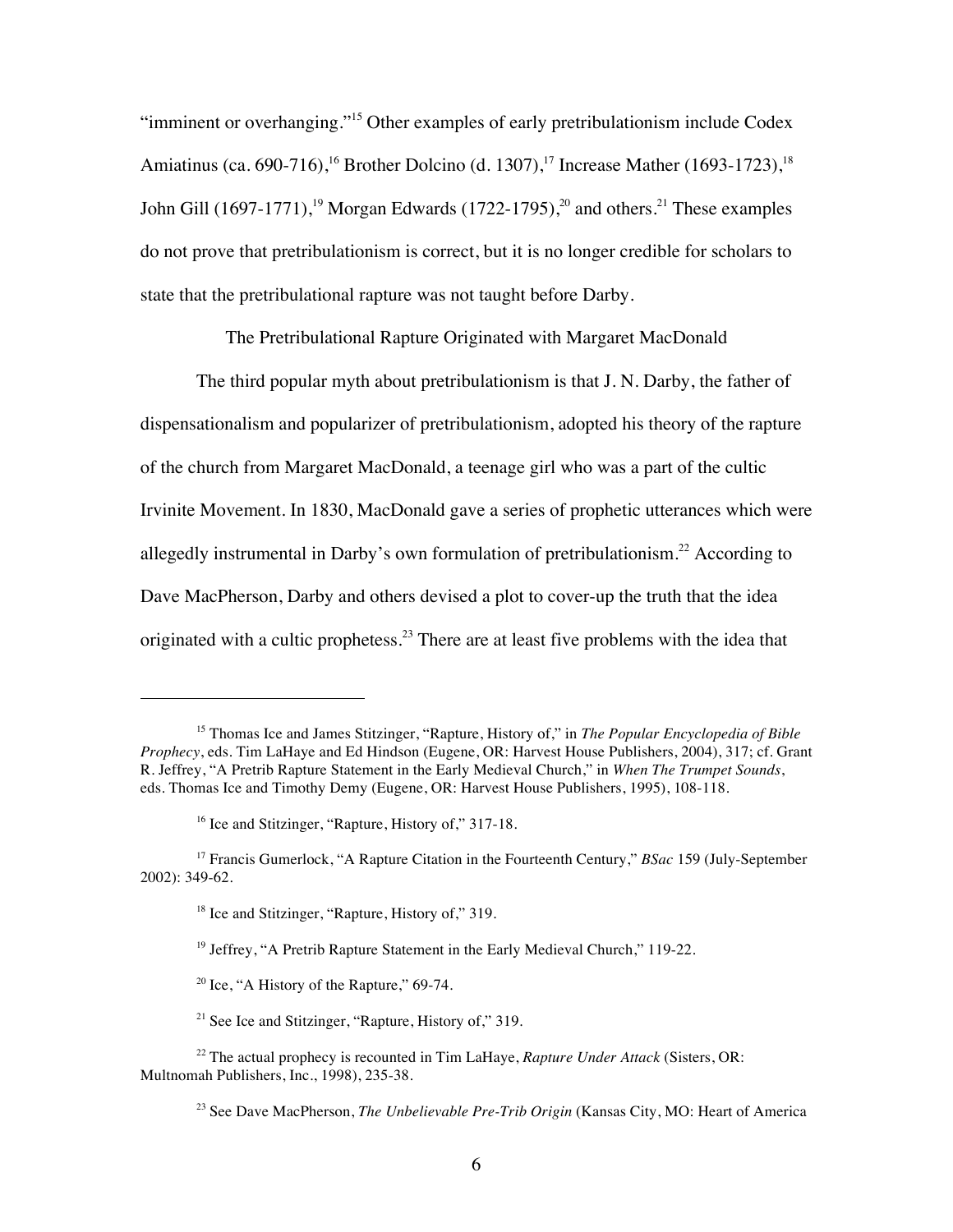"imminent or overhanging."[15] Other examples of early pretribulationism include Codex Amiatinus (ca. 690-716),[16] Brother Dolcino (d. 1307),[17] Increase Mather (1693-1723),[18] John Gill (1697-1771),[19] Morgan Edwards (1722-1795),[20] and others.[21] These examples do not prove that pretribulationism is correct, but it is no longer credible for scholars to state that the pretribulational rapture was not taught before Darby.

## The Pretribulational Rapture Originated with Margaret MacDonald

The third popular myth about pretribulationism is that J. N. Darby, the father of dispensationalism and popularizer of pretribulationism, adopted his theory of the rapture of the church from Margaret MacDonald, a teenage girl who was a part of the cultic Irvinite Movement. In 1830, MacDonald gave a series of prophetic utterances which were allegedly instrumental in Darby's own formulation of pretribulationism.[22] According to Dave MacPherson, Darby and others devised a plot to cover-up the truth that the idea originated with a cultic prophetess.[23] There are at least five problems with the idea that

---

[15] Thomas Ice and James Stitzinger, "Rapture, History of," in *The Popular Encyclopedia of Bible Prophecy*, eds. Tim LaHaye and Ed Hindson (Eugene, OR: Harvest House Publishers, 2004), 317; cf. Grant R. Jeffrey, "A Pretrib Rapture Statement in the Early Medieval Church," in *When The Trumpet Sounds*, eds. Thomas Ice and Timothy Demy (Eugene, OR: Harvest House Publishers, 1995), 108-118.

[16] Ice and Stitzinger, "Rapture, History of," 317-18.

[17] Francis Gumerlock, "A Rapture Citation in the Fourteenth Century," *BSac* 159 (July-September 2002): 349-62.

[18] Ice and Stitzinger, "Rapture, History of," 319.

[19] Jeffrey, "A Pretrib Rapture Statement in the Early Medieval Church," 119-22.

[20] Ice, "A History of the Rapture," 69-74.

[21] See Ice and Stitzinger, "Rapture, History of," 319.

[22] The actual prophecy is recounted in Tim LaHaye, *Rapture Under Attack* (Sisters, OR: Multnomah Publishers, Inc., 1998), 235-38.

[23] See Dave MacPherson, *The Unbelievable Pre-Trib Origin* (Kansas City, MO: Heart of America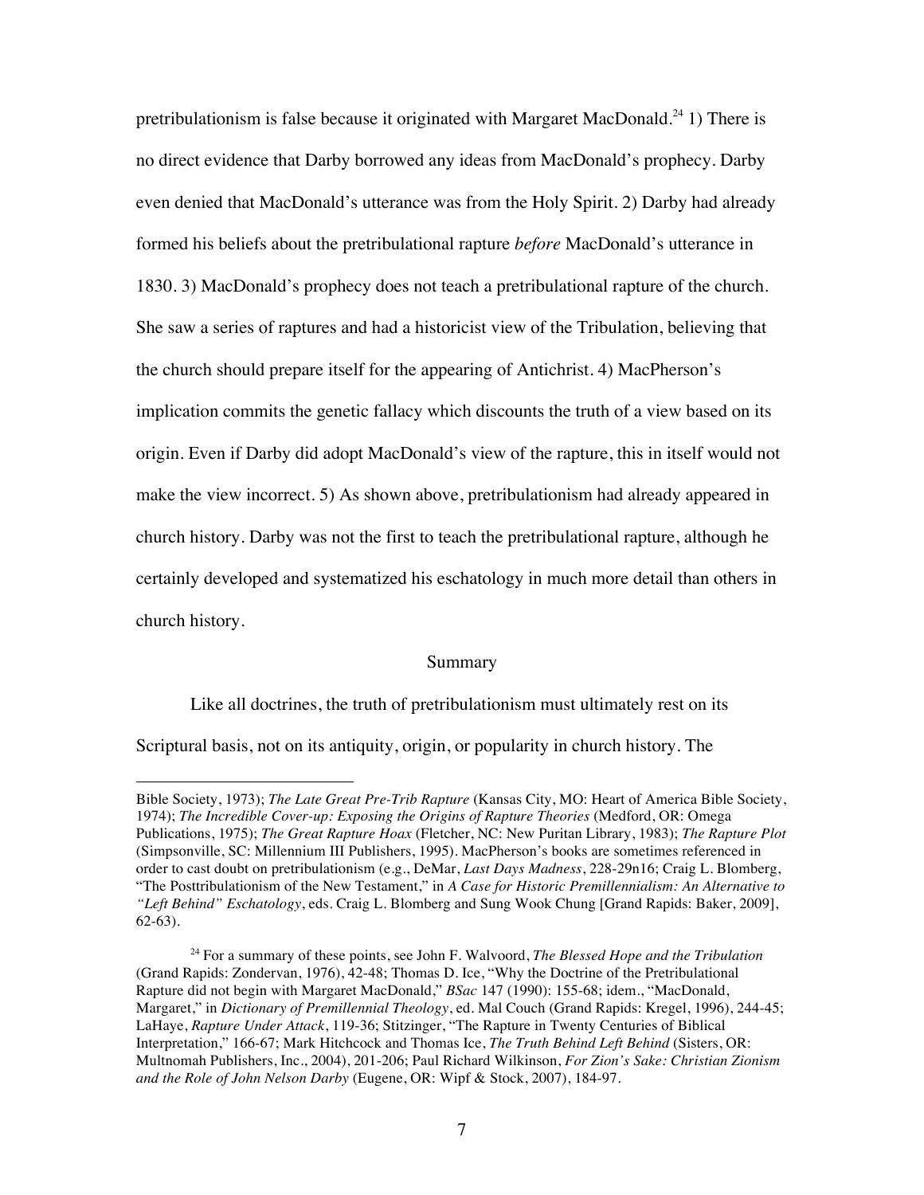pretribulationism is false because it originated with Margaret MacDonald.[24] 1) There is no direct evidence that Darby borrowed any ideas from MacDonald's prophecy. Darby even denied that MacDonald's utterance was from the Holy Spirit. 2) Darby had already formed his beliefs about the pretribulational rapture *before* MacDonald's utterance in 1830. 3) MacDonald's prophecy does not teach a pretribulational rapture of the church. She saw a series of raptures and had a historicist view of the Tribulation, believing that the church should prepare itself for the appearing of Antichrist. 4) MacPherson's implication commits the genetic fallacy which discounts the truth of a view based on its origin. Even if Darby did adopt MacDonald's view of the rapture, this in itself would not make the view incorrect. 5) As shown above, pretribulationism had already appeared in church history. Darby was not the first to teach the pretribulational rapture, although he certainly developed and systematized his eschatology in much more detail than others in church history.

## Summary

Like all doctrines, the truth of pretribulationism must ultimately rest on its Scriptural basis, not on its antiquity, origin, or popularity in church history. The

---

Bible Society, 1973); *The Late Great Pre-Trib Rapture* (Kansas City, MO: Heart of America Bible Society, 1974); *The Incredible Cover-up: Exposing the Origins of Rapture Theories* (Medford, OR: Omega Publications, 1975); *The Great Rapture Hoax* (Fletcher, NC: New Puritan Library, 1983); *The Rapture Plot* (Simpsonville, SC: Millennium III Publishers, 1995). MacPherson's books are sometimes referenced in order to cast doubt on pretribulationism (e.g., DeMar, *Last Days Madness*, 228-29n16; Craig L. Blomberg, "The Posttribulationism of the New Testament," in *A Case for Historic Premillennialism: An Alternative to "Left Behind" Eschatology*, eds. Craig L. Blomberg and Sung Wook Chung [Grand Rapids: Baker, 2009], 62-63).

[24] For a summary of these points, see John F. Walvoord, *The Blessed Hope and the Tribulation* (Grand Rapids: Zondervan, 1976), 42-48; Thomas D. Ice, "Why the Doctrine of the Pretribulational Rapture did not begin with Margaret MacDonald," *BSac* 147 (1990): 155-68; idem., "MacDonald, Margaret," in *Dictionary of Premillennial Theology*, ed. Mal Couch (Grand Rapids: Kregel, 1996), 244-45; LaHaye, *Rapture Under Attack*, 119-36; Stitzinger, "The Rapture in Twenty Centuries of Biblical Interpretation," 166-67; Mark Hitchcock and Thomas Ice, *The Truth Behind Left Behind* (Sisters, OR: Multnomah Publishers, Inc., 2004), 201-206; Paul Richard Wilkinson, *For Zion's Sake: Christian Zionism and the Role of John Nelson Darby* (Eugene, OR: Wipf & Stock, 2007), 184-97.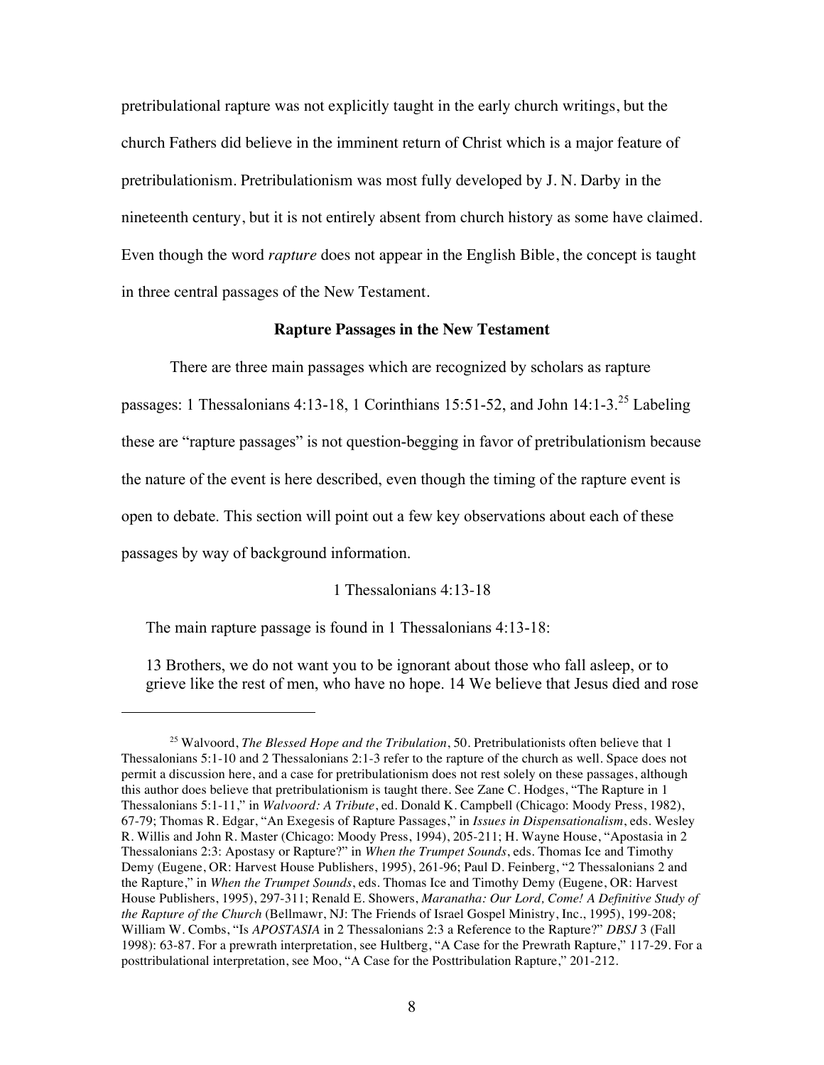pretribulational rapture was not explicitly taught in the early church writings, but the church Fathers did believe in the imminent return of Christ which is a major feature of pretribulationism. Pretribulationism was most fully developed by J. N. Darby in the nineteenth century, but it is not entirely absent from church history as some have claimed. Even though the word *rapture* does not appear in the English Bible, the concept is taught in three central passages of the New Testament.

## Rapture Passages in the New Testament

There are three main passages which are recognized by scholars as rapture passages: 1 Thessalonians 4:13-18, 1 Corinthians 15:51-52, and John 14:1-3.[25] Labeling these are "rapture passages" is not question-begging in favor of pretribulationism because the nature of the event is here described, even though the timing of the rapture event is open to debate. This section will point out a few key observations about each of these passages by way of background information.

### 1 Thessalonians 4:13-18

The main rapture passage is found in 1 Thessalonians 4:13-18:

> 13 Brothers, we do not want you to be ignorant about those who fall asleep, or to grieve like the rest of men, who have no hope. 14 We believe that Jesus died and rose

---

[25] Walvoord, *The Blessed Hope and the Tribulation*, 50. Pretribulationists often believe that 1 Thessalonians 5:1-10 and 2 Thessalonians 2:1-3 refer to the rapture of the church as well. Space does not permit a discussion here, and a case for pretribulationism does not rest solely on these passages, although this author does believe that pretribulationism is taught there. See Zane C. Hodges, "The Rapture in 1 Thessalonians 5:1-11," in *Walvoord: A Tribute*, ed. Donald K. Campbell (Chicago: Moody Press, 1982), 67-79; Thomas R. Edgar, "An Exegesis of Rapture Passages," in *Issues in Dispensationalism*, eds. Wesley R. Willis and John R. Master (Chicago: Moody Press, 1994), 205-211; H. Wayne House, "Apostasia in 2 Thessalonians 2:3: Apostasy or Rapture?" in *When the Trumpet Sounds*, eds. Thomas Ice and Timothy Demy (Eugene, OR: Harvest House Publishers, 1995), 261-96; Paul D. Feinberg, "2 Thessalonians 2 and the Rapture," in *When the Trumpet Sounds*, eds. Thomas Ice and Timothy Demy (Eugene, OR: Harvest House Publishers, 1995), 297-311; Renald E. Showers, *Maranatha: Our Lord, Come! A Definitive Study of the Rapture of the Church* (Bellmawr, NJ: The Friends of Israel Gospel Ministry, Inc., 1995), 199-208; William W. Combs, "Is *APOSTASIA* in 2 Thessalonians 2:3 a Reference to the Rapture?" *DBSJ* 3 (Fall 1998): 63-87. For a prewrath interpretation, see Hultberg, "A Case for the Prewrath Rapture," 117-29. For a posttribulational interpretation, see Moo, "A Case for the Posttribulation Rapture," 201-212.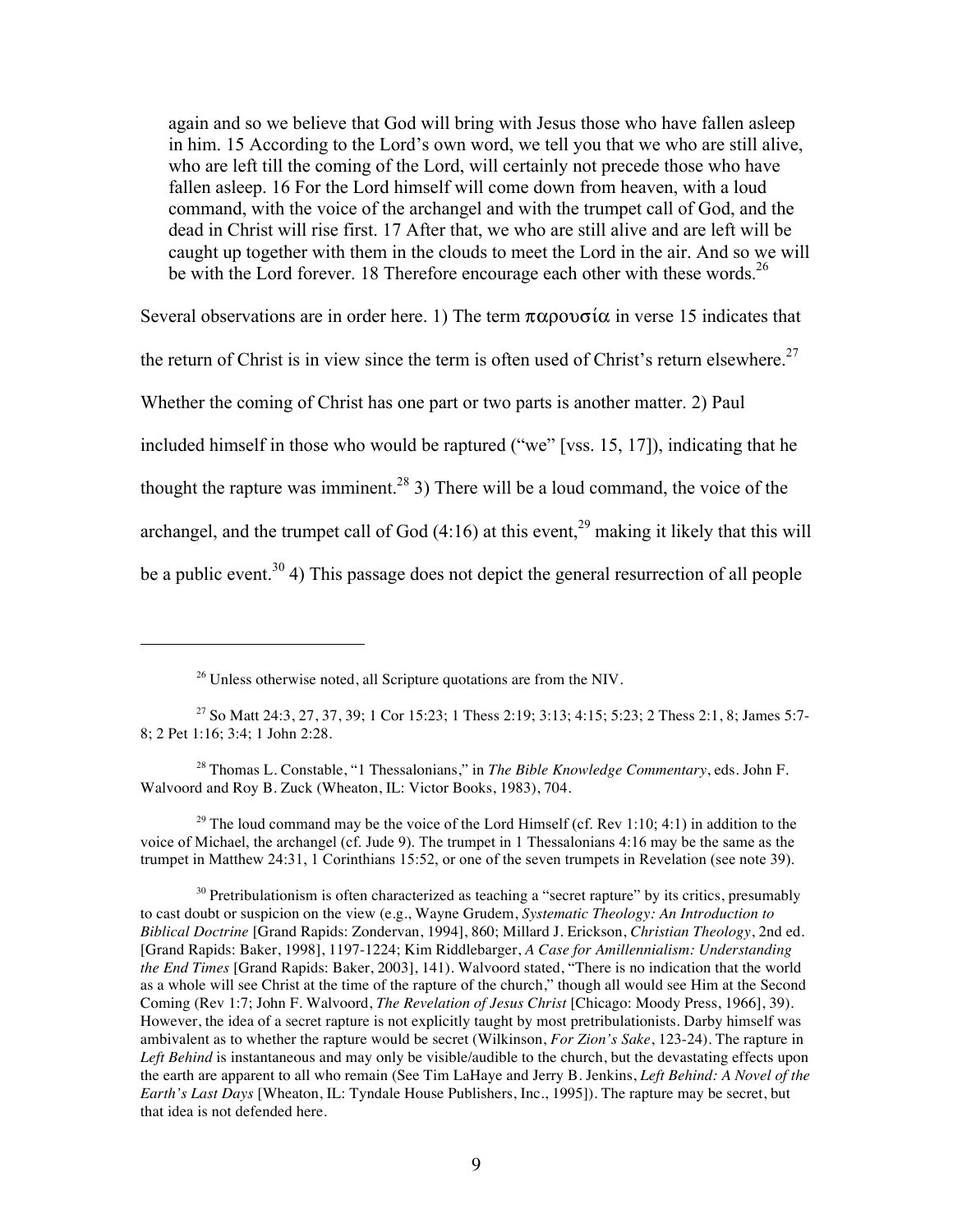> again and so we believe that God will bring with Jesus those who have fallen asleep in him. 15 According to the Lord's own word, we tell you that we who are still alive, who are left till the coming of the Lord, will certainly not precede those who have fallen asleep. 16 For the Lord himself will come down from heaven, with a loud command, with the voice of the archangel and with the trumpet call of God, and the dead in Christ will rise first. 17 After that, we who are still alive and are left will be caught up together with them in the clouds to meet the Lord in the air. And so we will be with the Lord forever. 18 Therefore encourage each other with these words.[26]

Several observations are in order here. 1) The term παρουσία in verse 15 indicates that the return of Christ is in view since the term is often used of Christ's return elsewhere.[27] Whether the coming of Christ has one part or two parts is another matter. 2) Paul included himself in those who would be raptured ("we" [vss. 15, 17]), indicating that he thought the rapture was imminent.[28] 3) There will be a loud command, the voice of the archangel, and the trumpet call of God (4:16) at this event,[29] making it likely that this will be a public event.[30] 4) This passage does not depict the general resurrection of all people

---

[26] Unless otherwise noted, all Scripture quotations are from the NIV.

[27] So Matt 24:3, 27, 37, 39; 1 Cor 15:23; 1 Thess 2:19; 3:13; 4:15; 5:23; 2 Thess 2:1, 8; James 5:7-8; 2 Pet 1:16; 3:4; 1 John 2:28.

[28] Thomas L. Constable, "1 Thessalonians," in *The Bible Knowledge Commentary*, eds. John F. Walvoord and Roy B. Zuck (Wheaton, IL: Victor Books, 1983), 704.

[29] The loud command may be the voice of the Lord Himself (cf. Rev 1:10; 4:1) in addition to the voice of Michael, the archangel (cf. Jude 9). The trumpet in 1 Thessalonians 4:16 may be the same as the trumpet in Matthew 24:31, 1 Corinthians 15:52, or one of the seven trumpets in Revelation (see note 39).

[30] Pretribulationism is often characterized as teaching a "secret rapture" by its critics, presumably to cast doubt or suspicion on the view (e.g., Wayne Grudem, *Systematic Theology: An Introduction to Biblical Doctrine* [Grand Rapids: Zondervan, 1994], 860; Millard J. Erickson, *Christian Theology*, 2nd ed. [Grand Rapids: Baker, 1998], 1197-1224; Kim Riddlebarger, *A Case for Amillennialism: Understanding the End Times* [Grand Rapids: Baker, 2003], 141). Walvoord stated, "There is no indication that the world as a whole will see Christ at the time of the rapture of the church," though all would see Him at the Second Coming (Rev 1:7; John F. Walvoord, *The Revelation of Jesus Christ* [Chicago: Moody Press, 1966], 39). However, the idea of a secret rapture is not explicitly taught by most pretribulationists. Darby himself was ambivalent as to whether the rapture would be secret (Wilkinson, *For Zion's Sake*, 123-24). The rapture in *Left Behind* is instantaneous and may only be visible/audible to the church, but the devastating effects upon the earth are apparent to all who remain (See Tim LaHaye and Jerry B. Jenkins, *Left Behind: A Novel of the Earth's Last Days* [Wheaton, IL: Tyndale House Publishers, Inc., 1995]). The rapture may be secret, but that idea is not defended here.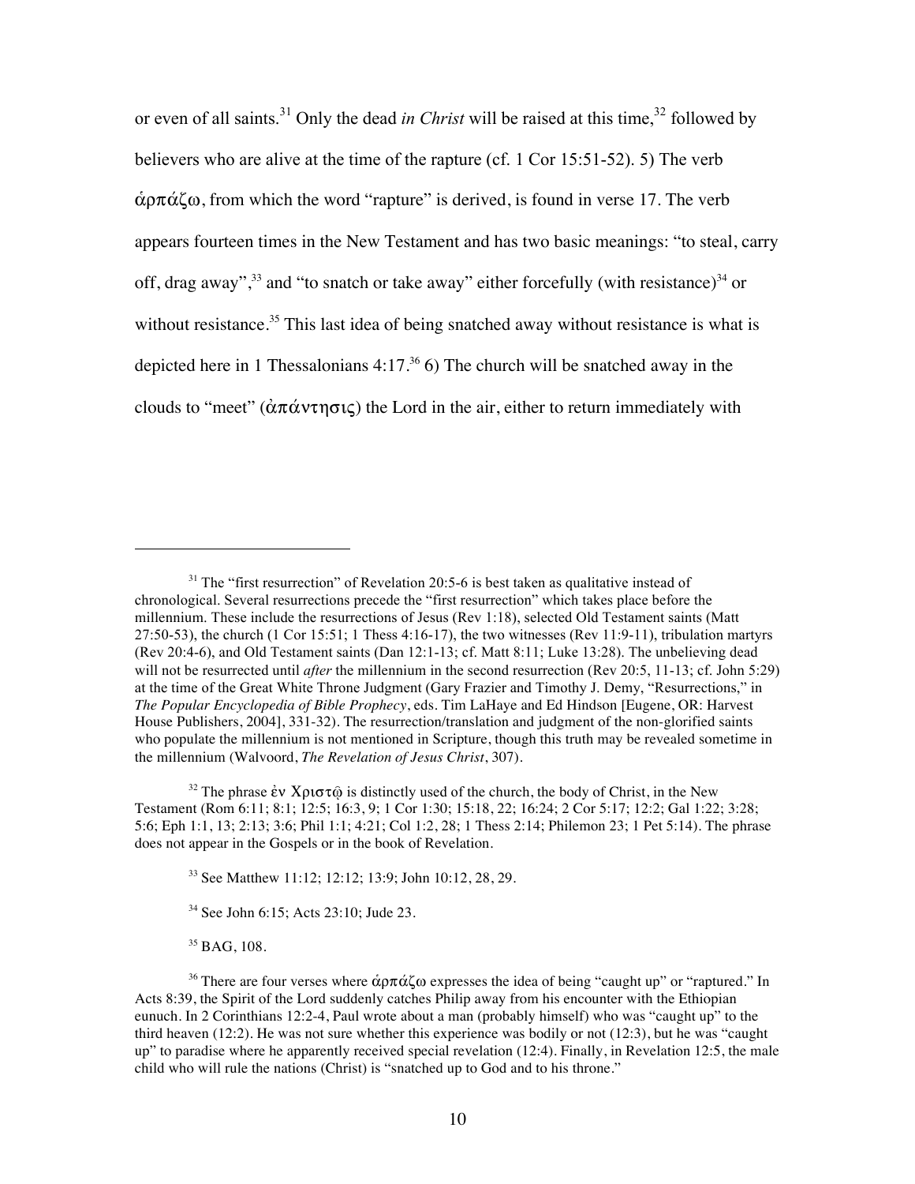or even of all saints.[31] Only the dead *in Christ* will be raised at this time,[32] followed by believers who are alive at the time of the rapture (cf. 1 Cor 15:51-52). 5) The verb ἁρπάζω, from which the word "rapture" is derived, is found in verse 17. The verb appears fourteen times in the New Testament and has two basic meanings: "to steal, carry off, drag away",[33] and "to snatch or take away" either forcefully (with resistance)[34] or without resistance.[35] This last idea of being snatched away without resistance is what is depicted here in 1 Thessalonians 4:17.[36] 6) The church will be snatched away in the clouds to "meet" (ἀπάντησις) the Lord in the air, either to return immediately with

---

[31] The "first resurrection" of Revelation 20:5-6 is best taken as qualitative instead of chronological. Several resurrections precede the "first resurrection" which takes place before the millennium. These include the resurrections of Jesus (Rev 1:18), selected Old Testament saints (Matt 27:50-53), the church (1 Cor 15:51; 1 Thess 4:16-17), the two witnesses (Rev 11:9-11), tribulation martyrs (Rev 20:4-6), and Old Testament saints (Dan 12:1-13; cf. Matt 8:11; Luke 13:28). The unbelieving dead will not be resurrected until *after* the millennium in the second resurrection (Rev 20:5, 11-13; cf. John 5:29) at the time of the Great White Throne Judgment (Gary Frazier and Timothy J. Demy, "Resurrections," in *The Popular Encyclopedia of Bible Prophecy*, eds. Tim LaHaye and Ed Hindson [Eugene, OR: Harvest House Publishers, 2004], 331-32). The resurrection/translation and judgment of the non-glorified saints who populate the millennium is not mentioned in Scripture, though this truth may be revealed sometime in the millennium (Walvoord, *The Revelation of Jesus Christ*, 307).

[32] The phrase ἐν Χριστῷ is distinctly used of the church, the body of Christ, in the New Testament (Rom 6:11; 8:1; 12:5; 16:3, 9; 1 Cor 1:30; 15:18, 22; 16:24; 2 Cor 5:17; 12:2; Gal 1:22; 3:28; 5:6; Eph 1:1, 13; 2:13; 3:6; Phil 1:1; 4:21; Col 1:2, 28; 1 Thess 2:14; Philemon 23; 1 Pet 5:14). The phrase does not appear in the Gospels or in the book of Revelation.

[33] See Matthew 11:12; 12:12; 13:9; John 10:12, 28, 29.

[34] See John 6:15; Acts 23:10; Jude 23.

[35] BAG, 108.

[36] There are four verses where ἁρπάζω expresses the idea of being "caught up" or "raptured." In Acts 8:39, the Spirit of the Lord suddenly catches Philip away from his encounter with the Ethiopian eunuch. In 2 Corinthians 12:2-4, Paul wrote about a man (probably himself) who was "caught up" to the third heaven (12:2). He was not sure whether this experience was bodily or not (12:3), but he was "caught up" to paradise where he apparently received special revelation (12:4). Finally, in Revelation 12:5, the male child who will rule the nations (Christ) is "snatched up to God and to his throne."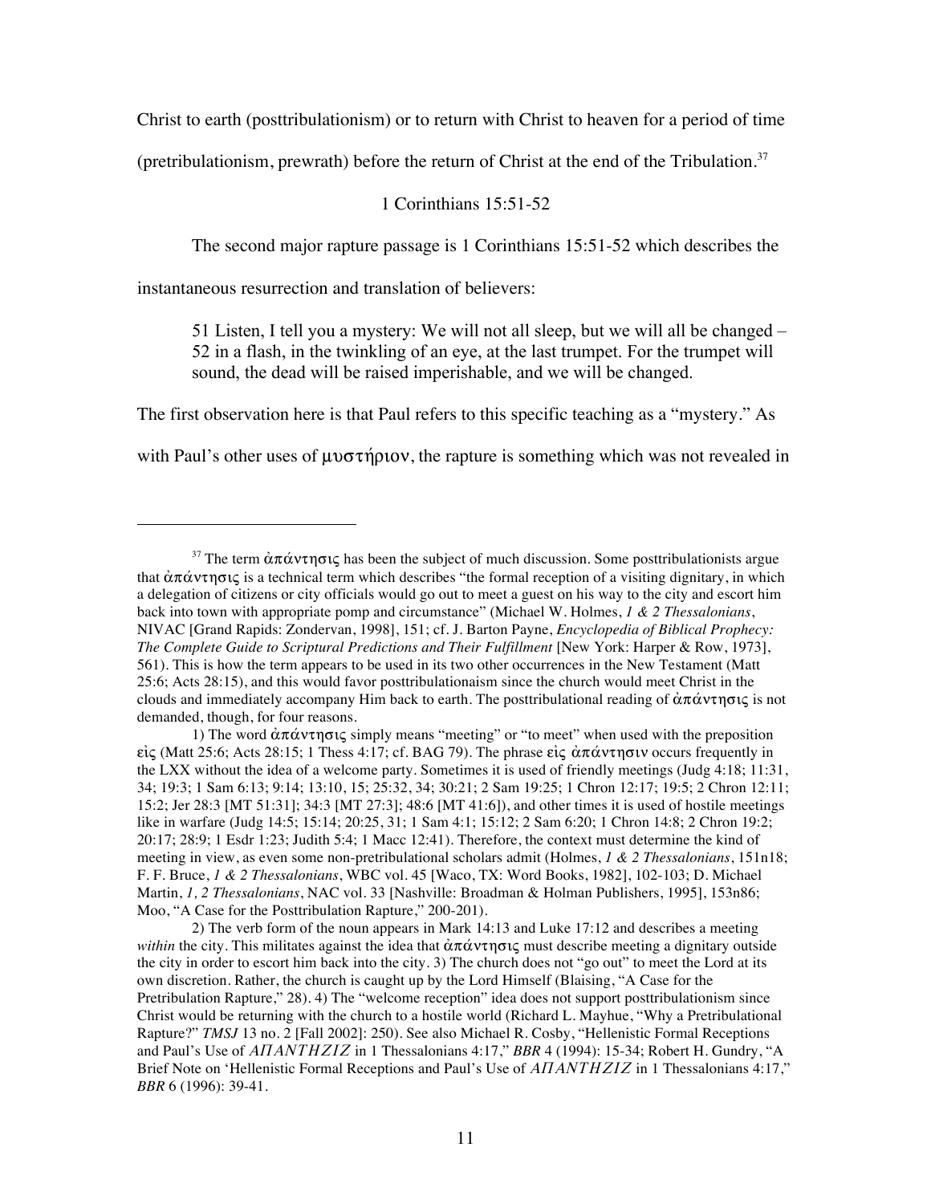Christ to earth (posttribulationism) or to return with Christ to heaven for a period of time (pretribulationism, prewrath) before the return of Christ at the end of the Tribulation.[37]

### 1 Corinthians 15:51-52

The second major rapture passage is 1 Corinthians 15:51-52 which describes the instantaneous resurrection and translation of believers:

> 51 Listen, I tell you a mystery: We will not all sleep, but we will all be changed – 52 in a flash, in the twinkling of an eye, at the last trumpet. For the trumpet will sound, the dead will be raised imperishable, and we will be changed.

The first observation here is that Paul refers to this specific teaching as a "mystery." As with Paul's other uses of μυστήριον, the rapture is something which was not revealed in

---

[37] The term ἀπάντησις has been the subject of much discussion. Some posttribulationists argue that ἀπάντησις is a technical term which describes "the formal reception of a visiting dignitary, in which a delegation of citizens or city officials would go out to meet a guest on his way to the city and escort him back into town with appropriate pomp and circumstance" (Michael W. Holmes, *1 & 2 Thessalonians*, NIVAC [Grand Rapids: Zondervan, 1998], 151; cf. J. Barton Payne, *Encyclopedia of Biblical Prophecy: The Complete Guide to Scriptural Predictions and Their Fulfillment* [New York: Harper & Row, 1973], 561). This is how the term appears to be used in its two other occurrences in the New Testament (Matt 25:6; Acts 28:15), and this would favor posttribulationaism since the church would meet Christ in the clouds and immediately accompany Him back to earth. The posttribulational reading of ἀπάντησις is not demanded, though, for four reasons.

1) The word ἀπάντησις simply means "meeting" or "to meet" when used with the preposition εἰς (Matt 25:6; Acts 28:15; 1 Thess 4:17; cf. BAG 79). The phrase εἰς ἀπάντησιν occurs frequently in the LXX without the idea of a welcome party. Sometimes it is used of friendly meetings (Judg 4:18; 11:31, 34; 19:3; 1 Sam 6:13; 9:14; 13:10, 15; 25:32, 34; 30:21; 2 Sam 19:25; 1 Chron 12:17; 19:5; 2 Chron 12:11; 15:2; Jer 28:3 [MT 51:31]; 34:3 [MT 27:3]; 48:6 [MT 41:6]), and other times it is used of hostile meetings like in warfare (Judg 14:5; 15:14; 20:25, 31; 1 Sam 4:1; 15:12; 2 Sam 6:20; 1 Chron 14:8; 2 Chron 19:2; 20:17; 28:9; 1 Esdr 1:23; Judith 5:4; 1 Macc 12:41). Therefore, the context must determine the kind of meeting in view, as even some non-pretribulational scholars admit (Holmes, *1 & 2 Thessalonians*, 151n18; F. F. Bruce, *1 & 2 Thessalonians*, WBC vol. 45 [Waco, TX: Word Books, 1982], 102-103; D. Michael Martin, *1, 2 Thessalonians*, NAC vol. 33 [Nashville: Broadman & Holman Publishers, 1995], 153n86; Moo, "A Case for the Posttribulation Rapture," 200-201).

2) The verb form of the noun appears in Mark 14:13 and Luke 17:12 and describes a meeting *within* the city. This militates against the idea that ἀπάντησις must describe meeting a dignitary outside the city in order to escort him back into the city. 3) The church does not "go out" to meet the Lord at its own discretion. Rather, the church is caught up by the Lord Himself (Blaising, "A Case for the Pretribulation Rapture," 28). 4) The "welcome reception" idea does not support posttribulationism since Christ would be returning with the church to a hostile world (Richard L. Mayhue, "Why a Pretribulational Rapture?" *TMSJ* 13 no. 2 [Fall 2002]: 250). See also Michael R. Cosby, "Hellenistic Formal Receptions and Paul's Use of *ΑΠΑΝΤΗΣΙΣ* in 1 Thessalonians 4:17," *BBR* 4 (1994): 15-34; Robert H. Gundry, "A Brief Note on 'Hellenistic Formal Receptions and Paul's Use of *ΑΠΑΝΤΗΣΙΣ* in 1 Thessalonians 4:17," *BBR* 6 (1996): 39-41.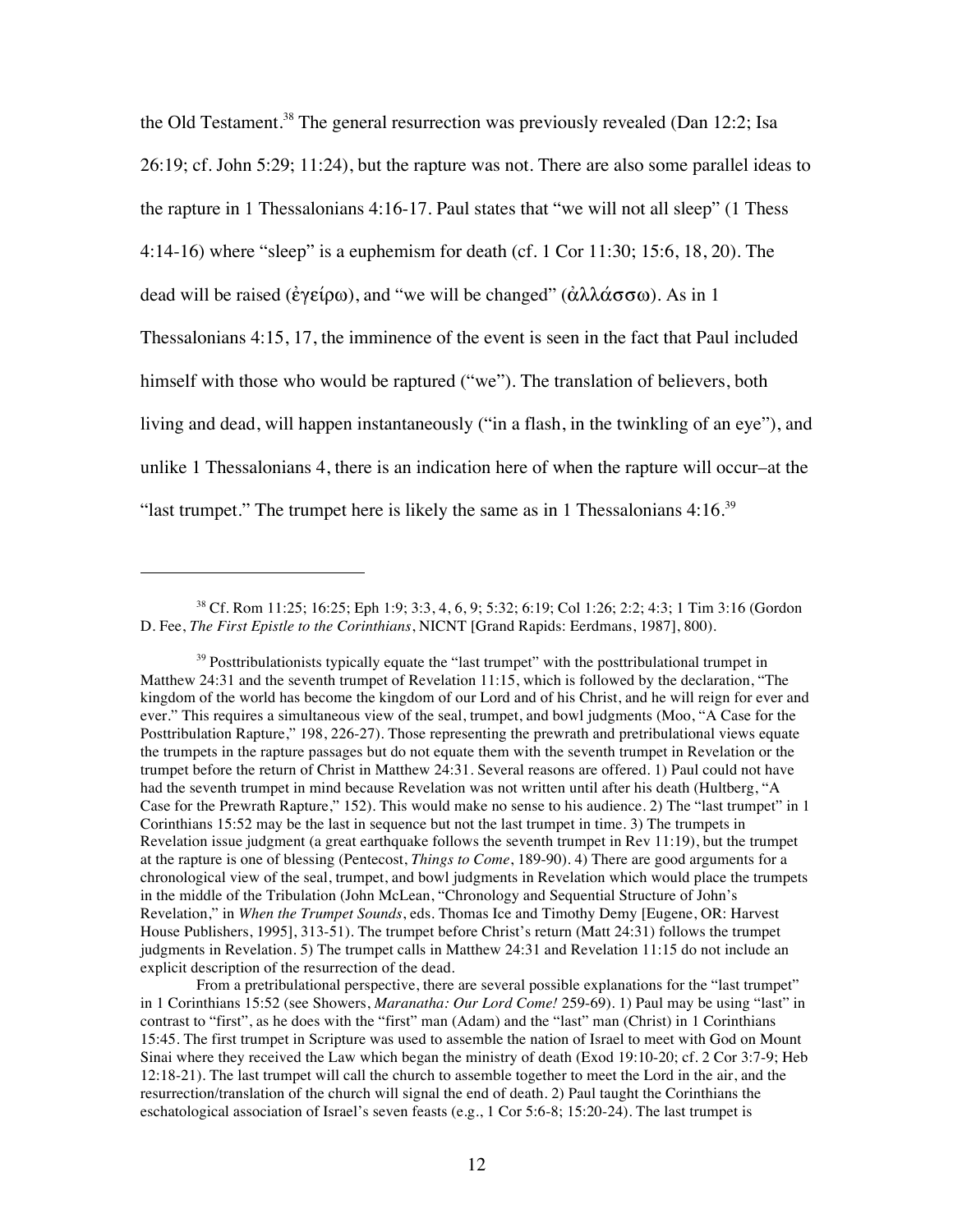the Old Testament.[38] The general resurrection was previously revealed (Dan 12:2; Isa 26:19; cf. John 5:29; 11:24), but the rapture was not. There are also some parallel ideas to the rapture in 1 Thessalonians 4:16-17. Paul states that "we will not all sleep" (1 Thess 4:14-16) where "sleep" is a euphemism for death (cf. 1 Cor 11:30; 15:6, 18, 20). The dead will be raised (ἐγείρω), and "we will be changed" (ἀλλάσσω). As in 1 Thessalonians 4:15, 17, the imminence of the event is seen in the fact that Paul included himself with those who would be raptured ("we"). The translation of believers, both living and dead, will happen instantaneously ("in a flash, in the twinkling of an eye"), and unlike 1 Thessalonians 4, there is an indication here of when the rapture will occur–at the "last trumpet." The trumpet here is likely the same as in 1 Thessalonians 4:16.[39]

---

[38] Cf. Rom 11:25; 16:25; Eph 1:9; 3:3, 4, 6, 9; 5:32; 6:19; Col 1:26; 2:2; 4:3; 1 Tim 3:16 (Gordon D. Fee, *The First Epistle to the Corinthians*, NICNT [Grand Rapids: Eerdmans, 1987], 800).

[39] Posttribulationists typically equate the "last trumpet" with the posttribulational trumpet in Matthew 24:31 and the seventh trumpet of Revelation 11:15, which is followed by the declaration, "The kingdom of the world has become the kingdom of our Lord and of his Christ, and he will reign for ever and ever." This requires a simultaneous view of the seal, trumpet, and bowl judgments (Moo, "A Case for the Posttribulation Rapture," 198, 226-27). Those representing the prewrath and pretribulational views equate the trumpets in the rapture passages but do not equate them with the seventh trumpet in Revelation or the trumpet before the return of Christ in Matthew 24:31. Several reasons are offered. 1) Paul could not have had the seventh trumpet in mind because Revelation was not written until after his death (Hultberg, "A Case for the Prewrath Rapture," 152). This would make no sense to his audience. 2) The "last trumpet" in 1 Corinthians 15:52 may be the last in sequence but not the last trumpet in time. 3) The trumpets in Revelation issue judgment (a great earthquake follows the seventh trumpet in Rev 11:19), but the trumpet at the rapture is one of blessing (Pentecost, *Things to Come*, 189-90). 4) There are good arguments for a chronological view of the seal, trumpet, and bowl judgments in Revelation which would place the trumpets in the middle of the Tribulation (John McLean, "Chronology and Sequential Structure of John's Revelation," in *When the Trumpet Sounds*, eds. Thomas Ice and Timothy Demy [Eugene, OR: Harvest House Publishers, 1995], 313-51). The trumpet before Christ's return (Matt 24:31) follows the trumpet judgments in Revelation. 5) The trumpet calls in Matthew 24:31 and Revelation 11:15 do not include an explicit description of the resurrection of the dead.

From a pretribulational perspective, there are several possible explanations for the "last trumpet" in 1 Corinthians 15:52 (see Showers, *Maranatha: Our Lord Come!* 259-69). 1) Paul may be using "last" in contrast to "first", as he does with the "first" man (Adam) and the "last" man (Christ) in 1 Corinthians 15:45. The first trumpet in Scripture was used to assemble the nation of Israel to meet with God on Mount Sinai where they received the Law which began the ministry of death (Exod 19:10-20; cf. 2 Cor 3:7-9; Heb 12:18-21). The last trumpet will call the church to assemble together to meet the Lord in the air, and the resurrection/translation of the church will signal the end of death. 2) Paul taught the Corinthians the eschatological association of Israel's seven feasts (e.g., 1 Cor 5:6-8; 15:20-24). The last trumpet is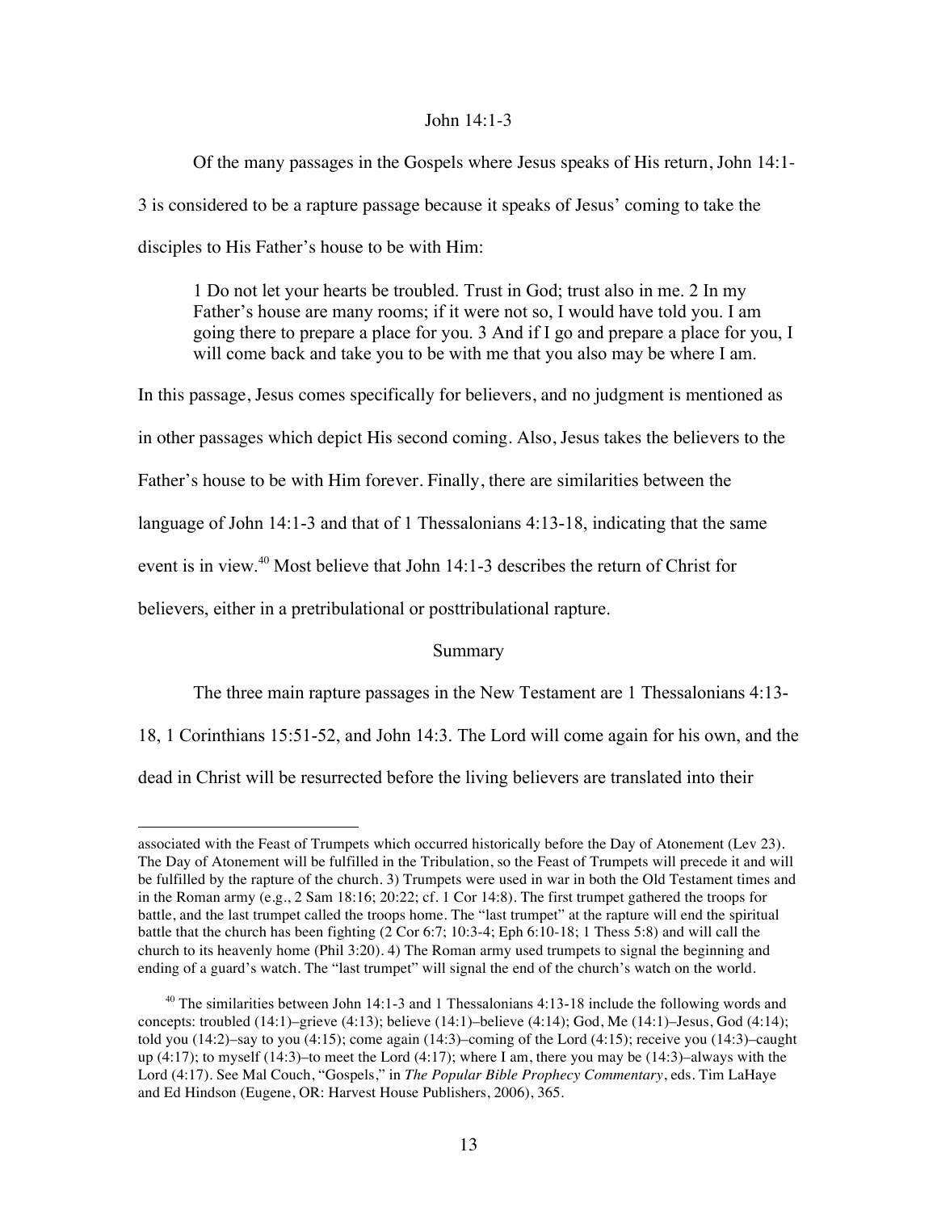## John 14:1-3

Of the many passages in the Gospels where Jesus speaks of His return, John 14:1-3 is considered to be a rapture passage because it speaks of Jesus' coming to take the disciples to His Father's house to be with Him:

> 1 Do not let your hearts be troubled. Trust in God; trust also in me. 2 In my Father's house are many rooms; if it were not so, I would have told you. I am going there to prepare a place for you. 3 And if I go and prepare a place for you, I will come back and take you to be with me that you also may be where I am.

In this passage, Jesus comes specifically for believers, and no judgment is mentioned as in other passages which depict His second coming. Also, Jesus takes the believers to the Father's house to be with Him forever. Finally, there are similarities between the language of John 14:1-3 and that of 1 Thessalonians 4:13-18, indicating that the same event is in view.[40] Most believe that John 14:1-3 describes the return of Christ for believers, either in a pretribulational or posttribulational rapture.

## Summary

The three main rapture passages in the New Testament are 1 Thessalonians 4:13-18, 1 Corinthians 15:51-52, and John 14:3. The Lord will come again for his own, and the dead in Christ will be resurrected before the living believers are translated into their

---

associated with the Feast of Trumpets which occurred historically before the Day of Atonement (Lev 23). The Day of Atonement will be fulfilled in the Tribulation, so the Feast of Trumpets will precede it and will be fulfilled by the rapture of the church. 3) Trumpets were used in war in both the Old Testament times and in the Roman army (e.g., 2 Sam 18:16; 20:22; cf. 1 Cor 14:8). The first trumpet gathered the troops for battle, and the last trumpet called the troops home. The "last trumpet" at the rapture will end the spiritual battle that the church has been fighting (2 Cor 6:7; 10:3-4; Eph 6:10-18; 1 Thess 5:8) and will call the church to its heavenly home (Phil 3:20). 4) The Roman army used trumpets to signal the beginning and ending of a guard's watch. The "last trumpet" will signal the end of the church's watch on the world.

[40] The similarities between John 14:1-3 and 1 Thessalonians 4:13-18 include the following words and concepts: troubled (14:1)–grieve (4:13); believe (14:1)–believe (4:14); God, Me (14:1)–Jesus, God (4:14); told you (14:2)–say to you (4:15); come again (14:3)–coming of the Lord (4:15); receive you (14:3)–caught up (4:17); to myself (14:3)–to meet the Lord (4:17); where I am, there you may be (14:3)–always with the Lord (4:17). See Mal Couch, "Gospels," in *The Popular Bible Prophecy Commentary*, eds. Tim LaHaye and Ed Hindson (Eugene, OR: Harvest House Publishers, 2006), 365.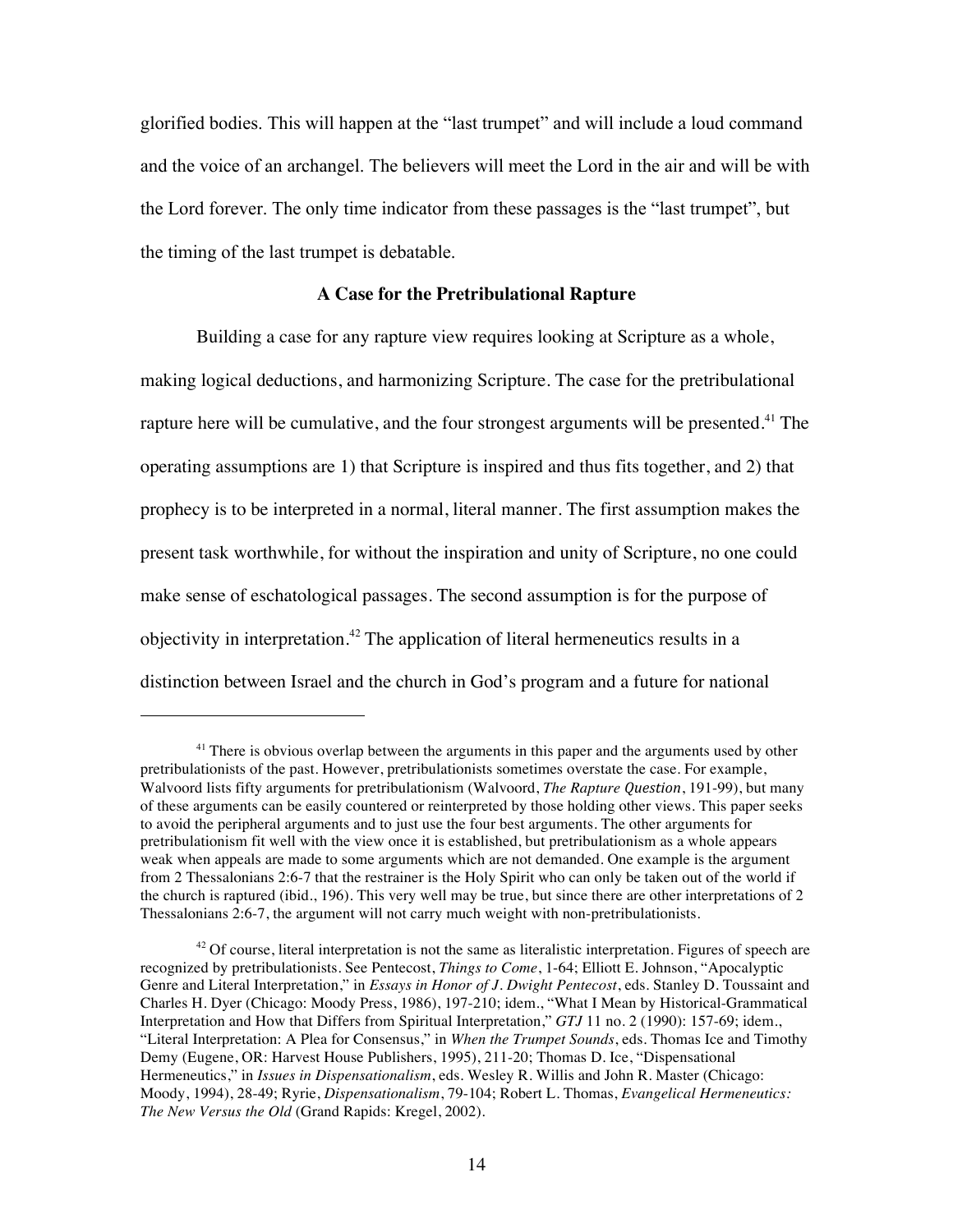glorified bodies. This will happen at the "last trumpet" and will include a loud command and the voice of an archangel. The believers will meet the Lord in the air and will be with the Lord forever. The only time indicator from these passages is the "last trumpet", but the timing of the last trumpet is debatable.

### A Case for the Pretribulational Rapture

Building a case for any rapture view requires looking at Scripture as a whole, making logical deductions, and harmonizing Scripture. The case for the pretribulational rapture here will be cumulative, and the four strongest arguments will be presented.[41] The operating assumptions are 1) that Scripture is inspired and thus fits together, and 2) that prophecy is to be interpreted in a normal, literal manner. The first assumption makes the present task worthwhile, for without the inspiration and unity of Scripture, no one could make sense of eschatological passages. The second assumption is for the purpose of objectivity in interpretation.[42] The application of literal hermeneutics results in a distinction between Israel and the church in God's program and a future for national

---

[41] There is obvious overlap between the arguments in this paper and the arguments used by other pretribulationists of the past. However, pretribulationists sometimes overstate the case. For example, Walvoord lists fifty arguments for pretribulationism (Walvoord, *The Rapture Question*, 191-99), but many of these arguments can be easily countered or reinterpreted by those holding other views. This paper seeks to avoid the peripheral arguments and to just use the four best arguments. The other arguments for pretribulationism fit well with the view once it is established, but pretribulationism as a whole appears weak when appeals are made to some arguments which are not demanded. One example is the argument from 2 Thessalonians 2:6-7 that the restrainer is the Holy Spirit who can only be taken out of the world if the church is raptured (ibid., 196). This very well may be true, but since there are other interpretations of 2 Thessalonians 2:6-7, the argument will not carry much weight with non-pretribulationists.

[42] Of course, literal interpretation is not the same as literalistic interpretation. Figures of speech are recognized by pretribulationists. See Pentecost, *Things to Come*, 1-64; Elliott E. Johnson, "Apocalyptic Genre and Literal Interpretation," in *Essays in Honor of J. Dwight Pentecost*, eds. Stanley D. Toussaint and Charles H. Dyer (Chicago: Moody Press, 1986), 197-210; idem., "What I Mean by Historical-Grammatical Interpretation and How that Differs from Spiritual Interpretation," *GTJ* 11 no. 2 (1990): 157-69; idem., "Literal Interpretation: A Plea for Consensus," in *When the Trumpet Sounds*, eds. Thomas Ice and Timothy Demy (Eugene, OR: Harvest House Publishers, 1995), 211-20; Thomas D. Ice, "Dispensational Hermeneutics," in *Issues in Dispensationalism*, eds. Wesley R. Willis and John R. Master (Chicago: Moody, 1994), 28-49; Ryrie, *Dispensationalism*, 79-104; Robert L. Thomas, *Evangelical Hermeneutics: The New Versus the Old* (Grand Rapids: Kregel, 2002).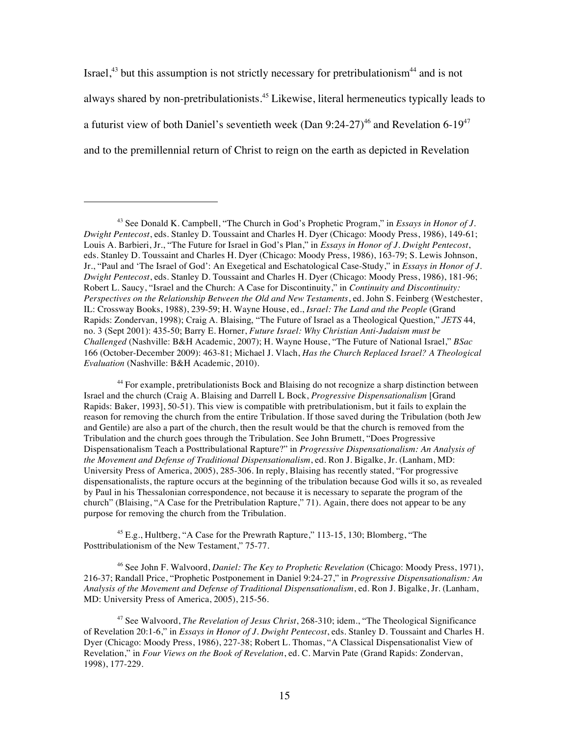Israel,[43] but this assumption is not strictly necessary for pretribulationism[44] and is not always shared by non-pretribulationists.[45] Likewise, literal hermeneutics typically leads to a futurist view of both Daniel's seventieth week (Dan 9:24-27)[46] and Revelation 6-19[47] and to the premillennial return of Christ to reign on the earth as depicted in Revelation

---

[43] See Donald K. Campbell, "The Church in God's Prophetic Program," in *Essays in Honor of J. Dwight Pentecost*, eds. Stanley D. Toussaint and Charles H. Dyer (Chicago: Moody Press, 1986), 149-61; Louis A. Barbieri, Jr., "The Future for Israel in God's Plan," in *Essays in Honor of J. Dwight Pentecost*, eds. Stanley D. Toussaint and Charles H. Dyer (Chicago: Moody Press, 1986), 163-79; S. Lewis Johnson, Jr., "Paul and 'The Israel of God': An Exegetical and Eschatological Case-Study," in *Essays in Honor of J. Dwight Pentecost*, eds. Stanley D. Toussaint and Charles H. Dyer (Chicago: Moody Press, 1986), 181-96; Robert L. Saucy, "Israel and the Church: A Case for Discontinuity," in *Continuity and Discontinuity: Perspectives on the Relationship Between the Old and New Testaments*, ed. John S. Feinberg (Westchester, IL: Crossway Books, 1988), 239-59; H. Wayne House, ed., *Israel: The Land and the People* (Grand Rapids: Zondervan, 1998); Craig A. Blaising, "The Future of Israel as a Theological Question," *JETS* 44, no. 3 (Sept 2001): 435-50; Barry E. Horner, *Future Israel: Why Christian Anti-Judaism must be Challenged* (Nashville: B&H Academic, 2007); H. Wayne House, "The Future of National Israel," *BSac* 166 (October-December 2009): 463-81; Michael J. Vlach, *Has the Church Replaced Israel? A Theological Evaluation* (Nashville: B&H Academic, 2010).

[44] For example, pretribulationists Bock and Blaising do not recognize a sharp distinction between Israel and the church (Craig A. Blaising and Darrell L Bock, *Progressive Dispensationalism* [Grand Rapids: Baker, 1993], 50-51). This view is compatible with pretribulationism, but it fails to explain the reason for removing the church from the entire Tribulation. If those saved during the Tribulation (both Jew and Gentile) are also a part of the church, then the result would be that the church is removed from the Tribulation and the church goes through the Tribulation. See John Brumett, "Does Progressive Dispensationalism Teach a Posttribulational Rapture?" in *Progressive Dispensationalism: An Analysis of the Movement and Defense of Traditional Dispensationalism*, ed. Ron J. Bigalke, Jr. (Lanham, MD: University Press of America, 2005), 285-306. In reply, Blaising has recently stated, "For progressive dispensationalists, the rapture occurs at the beginning of the tribulation because God wills it so, as revealed by Paul in his Thessalonian correspondence, not because it is necessary to separate the program of the church" (Blaising, "A Case for the Pretribulation Rapture," 71). Again, there does not appear to be any purpose for removing the church from the Tribulation.

[45] E.g., Hultberg, "A Case for the Prewrath Rapture," 113-15, 130; Blomberg, "The Posttribulationism of the New Testament," 75-77.

[46] See John F. Walvoord, *Daniel: The Key to Prophetic Revelation* (Chicago: Moody Press, 1971), 216-37; Randall Price, "Prophetic Postponement in Daniel 9:24-27," in *Progressive Dispensationalism: An Analysis of the Movement and Defense of Traditional Dispensationalism*, ed. Ron J. Bigalke, Jr. (Lanham, MD: University Press of America, 2005), 215-56.

[47] See Walvoord, *The Revelation of Jesus Christ*, 268-310; idem., "The Theological Significance of Revelation 20:1-6," in *Essays in Honor of J. Dwight Pentecost*, eds. Stanley D. Toussaint and Charles H. Dyer (Chicago: Moody Press, 1986), 227-38; Robert L. Thomas, "A Classical Dispensationalist View of Revelation," in *Four Views on the Book of Revelation*, ed. C. Marvin Pate (Grand Rapids: Zondervan, 1998), 177-229.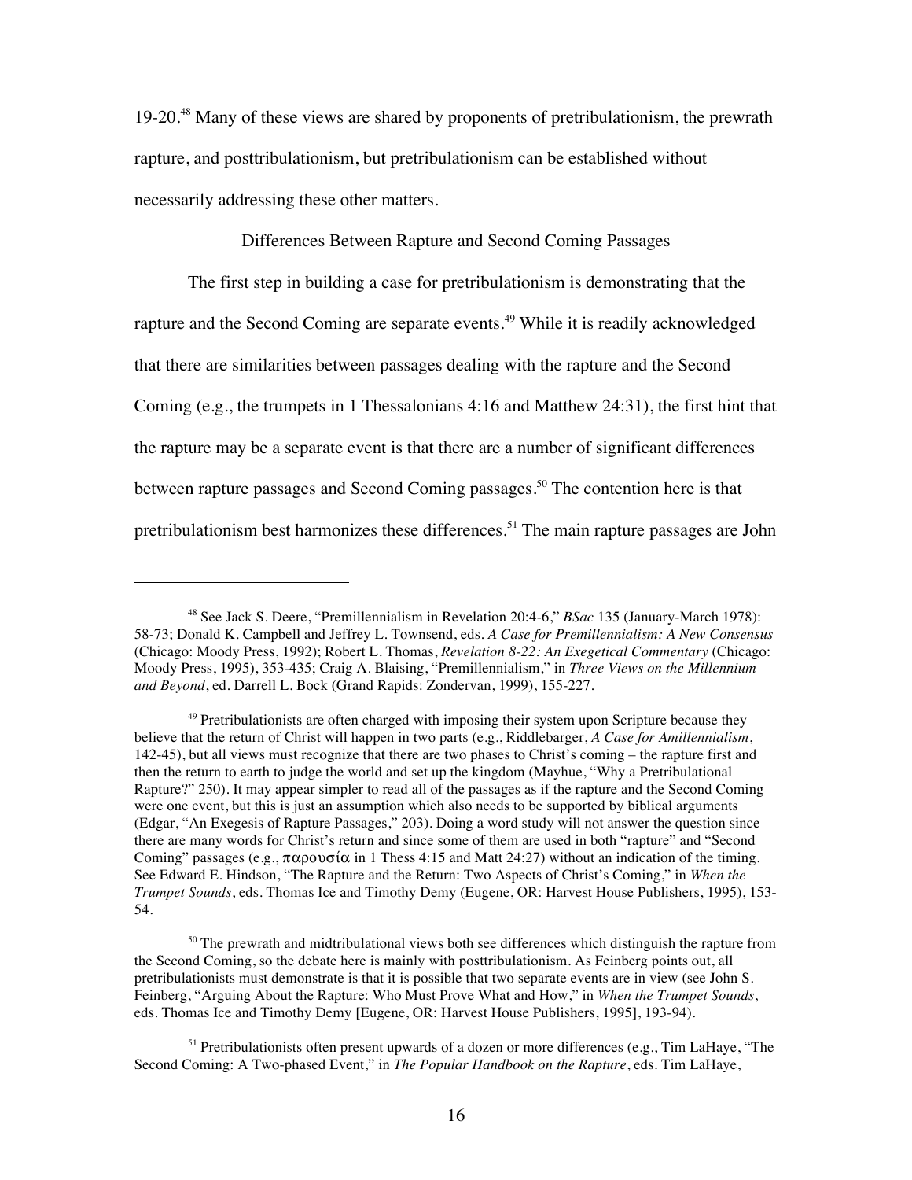19-20.[48] Many of these views are shared by proponents of pretribulationism, the prewrath rapture, and posttribulationism, but pretribulationism can be established without necessarily addressing these other matters.

## Differences Between Rapture and Second Coming Passages

The first step in building a case for pretribulationism is demonstrating that the rapture and the Second Coming are separate events.[49] While it is readily acknowledged that there are similarities between passages dealing with the rapture and the Second Coming (e.g., the trumpets in 1 Thessalonians 4:16 and Matthew 24:31), the first hint that the rapture may be a separate event is that there are a number of significant differences between rapture passages and Second Coming passages.[50] The contention here is that pretribulationism best harmonizes these differences.[51] The main rapture passages are John

---

[48] See Jack S. Deere, "Premillennialism in Revelation 20:4-6," *BSac* 135 (January-March 1978): 58-73; Donald K. Campbell and Jeffrey L. Townsend, eds. *A Case for Premillennialism: A New Consensus* (Chicago: Moody Press, 1992); Robert L. Thomas, *Revelation 8-22: An Exegetical Commentary* (Chicago: Moody Press, 1995), 353-435; Craig A. Blaising, "Premillennialism," in *Three Views on the Millennium and Beyond*, ed. Darrell L. Bock (Grand Rapids: Zondervan, 1999), 155-227.

[49] Pretribulationists are often charged with imposing their system upon Scripture because they believe that the return of Christ will happen in two parts (e.g., Riddlebarger, *A Case for Amillennialism*, 142-45), but all views must recognize that there are two phases to Christ's coming – the rapture first and then the return to earth to judge the world and set up the kingdom (Mayhue, "Why a Pretribulational Rapture?" 250). It may appear simpler to read all of the passages as if the rapture and the Second Coming were one event, but this is just an assumption which also needs to be supported by biblical arguments (Edgar, "An Exegesis of Rapture Passages," 203). Doing a word study will not answer the question since there are many words for Christ's return and since some of them are used in both "rapture" and "Second Coming" passages (e.g., παρουσία in 1 Thess 4:15 and Matt 24:27) without an indication of the timing. See Edward E. Hindson, "The Rapture and the Return: Two Aspects of Christ's Coming," in *When the Trumpet Sounds*, eds. Thomas Ice and Timothy Demy (Eugene, OR: Harvest House Publishers, 1995), 153-54.

[50] The prewrath and midtribulational views both see differences which distinguish the rapture from the Second Coming, so the debate here is mainly with posttribulationism. As Feinberg points out, all pretribulationists must demonstrate is that it is possible that two separate events are in view (see John S. Feinberg, "Arguing About the Rapture: Who Must Prove What and How," in *When the Trumpet Sounds*, eds. Thomas Ice and Timothy Demy [Eugene, OR: Harvest House Publishers, 1995], 193-94).

[51] Pretribulationists often present upwards of a dozen or more differences (e.g., Tim LaHaye, "The Second Coming: A Two-phased Event," in *The Popular Handbook on the Rapture*, eds. Tim LaHaye,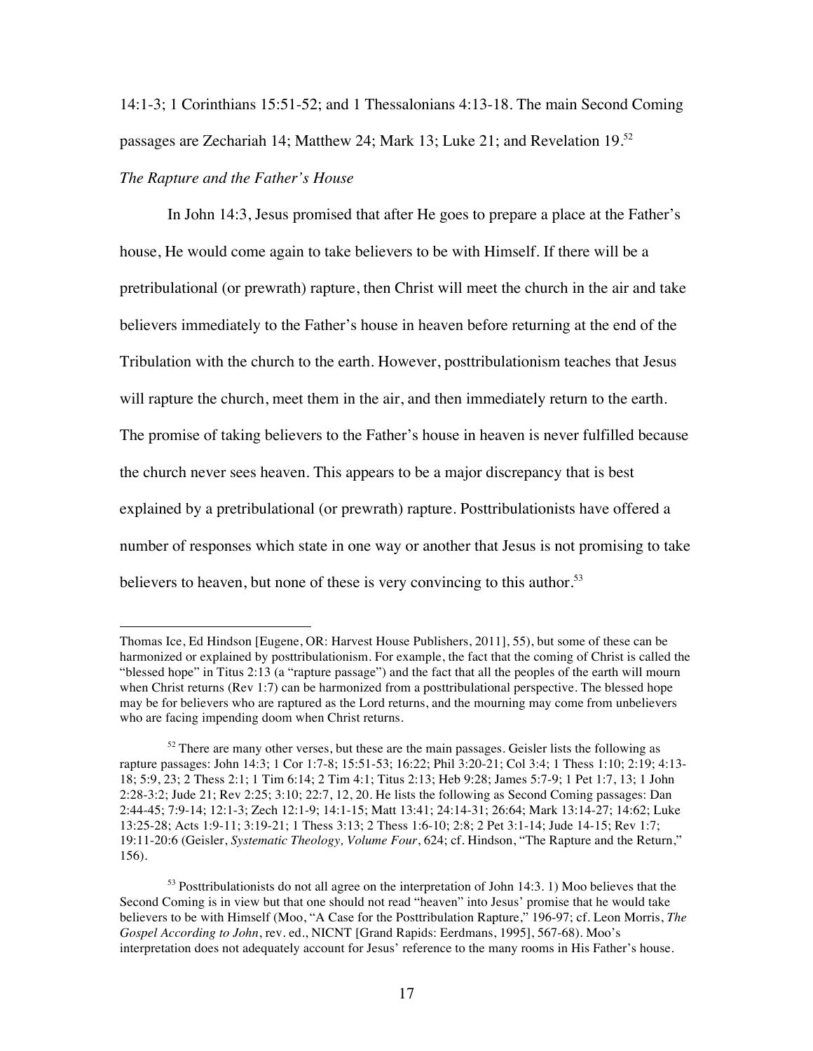14:1-3; 1 Corinthians 15:51-52; and 1 Thessalonians 4:13-18. The main Second Coming passages are Zechariah 14; Matthew 24; Mark 13; Luke 21; and Revelation 19.[52]

*The Rapture and the Father's House*

In John 14:3, Jesus promised that after He goes to prepare a place at the Father's house, He would come again to take believers to be with Himself. If there will be a pretribulational (or prewrath) rapture, then Christ will meet the church in the air and take believers immediately to the Father's house in heaven before returning at the end of the Tribulation with the church to the earth. However, posttribulationism teaches that Jesus will rapture the church, meet them in the air, and then immediately return to the earth. The promise of taking believers to the Father's house in heaven is never fulfilled because the church never sees heaven. This appears to be a major discrepancy that is best explained by a pretribulational (or prewrath) rapture. Posttribulationists have offered a number of responses which state in one way or another that Jesus is not promising to take believers to heaven, but none of these is very convincing to this author.[53]

---

Thomas Ice, Ed Hindson [Eugene, OR: Harvest House Publishers, 2011], 55), but some of these can be harmonized or explained by posttribulationism. For example, the fact that the coming of Christ is called the "blessed hope" in Titus 2:13 (a "rapture passage") and the fact that all the peoples of the earth will mourn when Christ returns (Rev 1:7) can be harmonized from a posttribulational perspective. The blessed hope may be for believers who are raptured as the Lord returns, and the mourning may come from unbelievers who are facing impending doom when Christ returns.

[52] There are many other verses, but these are the main passages. Geisler lists the following as rapture passages: John 14:3; 1 Cor 1:7-8; 15:51-53; 16:22; Phil 3:20-21; Col 3:4; 1 Thess 1:10; 2:19; 4:13-18; 5:9, 23; 2 Thess 2:1; 1 Tim 6:14; 2 Tim 4:1; Titus 2:13; Heb 9:28; James 5:7-9; 1 Pet 1:7, 13; 1 John 2:28-3:2; Jude 21; Rev 2:25; 3:10; 22:7, 12, 20. He lists the following as Second Coming passages: Dan 2:44-45; 7:9-14; 12:1-3; Zech 12:1-9; 14:1-15; Matt 13:41; 24:14-31; 26:64; Mark 13:14-27; 14:62; Luke 13:25-28; Acts 1:9-11; 3:19-21; 1 Thess 3:13; 2 Thess 1:6-10; 2:8; 2 Pet 3:1-14; Jude 14-15; Rev 1:7; 19:11-20:6 (Geisler, *Systematic Theology, Volume Four*, 624; cf. Hindson, "The Rapture and the Return," 156).

[53] Posttribulationists do not all agree on the interpretation of John 14:3. 1) Moo believes that the Second Coming is in view but that one should not read "heaven" into Jesus' promise that he would take believers to be with Himself (Moo, "A Case for the Posttribulation Rapture," 196-97; cf. Leon Morris, *The Gospel According to John*, rev. ed., NICNT [Grand Rapids: Eerdmans, 1995], 567-68). Moo's interpretation does not adequately account for Jesus' reference to the many rooms in His Father's house.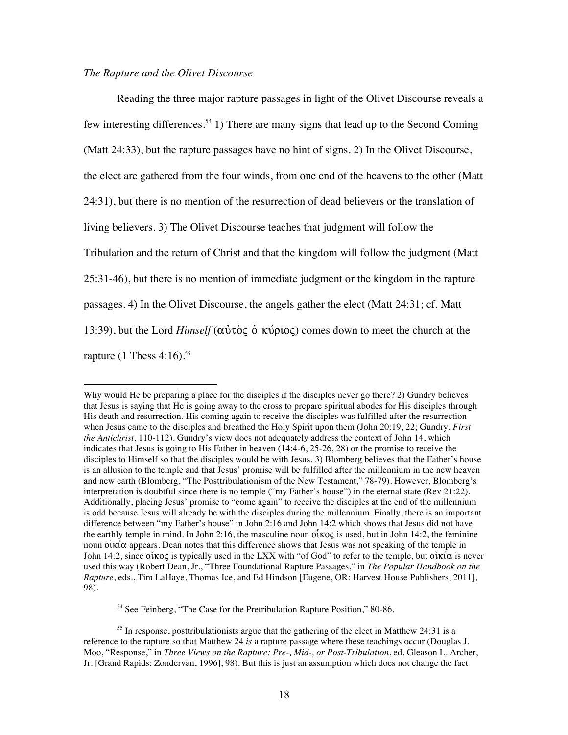*The Rapture and the Olivet Discourse*

Reading the three major rapture passages in light of the Olivet Discourse reveals a few interesting differences.[54] 1) There are many signs that lead up to the Second Coming (Matt 24:33), but the rapture passages have no hint of signs. 2) In the Olivet Discourse, the elect are gathered from the four winds, from one end of the heavens to the other (Matt 24:31), but there is no mention of the resurrection of dead believers or the translation of living believers. 3) The Olivet Discourse teaches that judgment will follow the Tribulation and the return of Christ and that the kingdom will follow the judgment (Matt 25:31-46), but there is no mention of immediate judgment or the kingdom in the rapture passages. 4) In the Olivet Discourse, the angels gather the elect (Matt 24:31; cf. Matt 13:39), but the Lord *Himself* (αὐτὸς ὁ κύριος) comes down to meet the church at the rapture (1 Thess 4:16).[55]

---

Why would He be preparing a place for the disciples if the disciples never go there? 2) Gundry believes that Jesus is saying that He is going away to the cross to prepare spiritual abodes for His disciples through His death and resurrection. His coming again to receive the disciples was fulfilled after the resurrection when Jesus came to the disciples and breathed the Holy Spirit upon them (John 20:19, 22; Gundry, *First the Antichrist*, 110-112). Gundry's view does not adequately address the context of John 14, which indicates that Jesus is going to His Father in heaven (14:4-6, 25-26, 28) or the promise to receive the disciples to Himself so that the disciples would be with Jesus. 3) Blomberg believes that the Father's house is an allusion to the temple and that Jesus' promise will be fulfilled after the millennium in the new heaven and new earth (Blomberg, "The Posttribulationism of the New Testament," 78-79). However, Blomberg's interpretation is doubtful since there is no temple ("my Father's house") in the eternal state (Rev 21:22). Additionally, placing Jesus' promise to "come again" to receive the disciples at the end of the millennium is odd because Jesus will already be with the disciples during the millennium. Finally, there is an important difference between "my Father's house" in John 2:16 and John 14:2 which shows that Jesus did not have the earthly temple in mind. In John 2:16, the masculine noun οἶκος is used, but in John 14:2, the feminine noun οἰκία appears. Dean notes that this difference shows that Jesus was not speaking of the temple in John 14:2, since οἶκος is typically used in the LXX with "of God" to refer to the temple, but οἰκία is never used this way (Robert Dean, Jr., "Three Foundational Rapture Passages," in *The Popular Handbook on the Rapture*, eds., Tim LaHaye, Thomas Ice, and Ed Hindson [Eugene, OR: Harvest House Publishers, 2011], 98).

[54] See Feinberg, "The Case for the Pretribulation Rapture Position," 80-86.

[55] In response, posttribulationists argue that the gathering of the elect in Matthew 24:31 is a reference to the rapture so that Matthew 24 *is* a rapture passage where these teachings occur (Douglas J. Moo, "Response," in *Three Views on the Rapture: Pre-, Mid-, or Post-Tribulation*, ed. Gleason L. Archer, Jr. [Grand Rapids: Zondervan, 1996], 98). But this is just an assumption which does not change the fact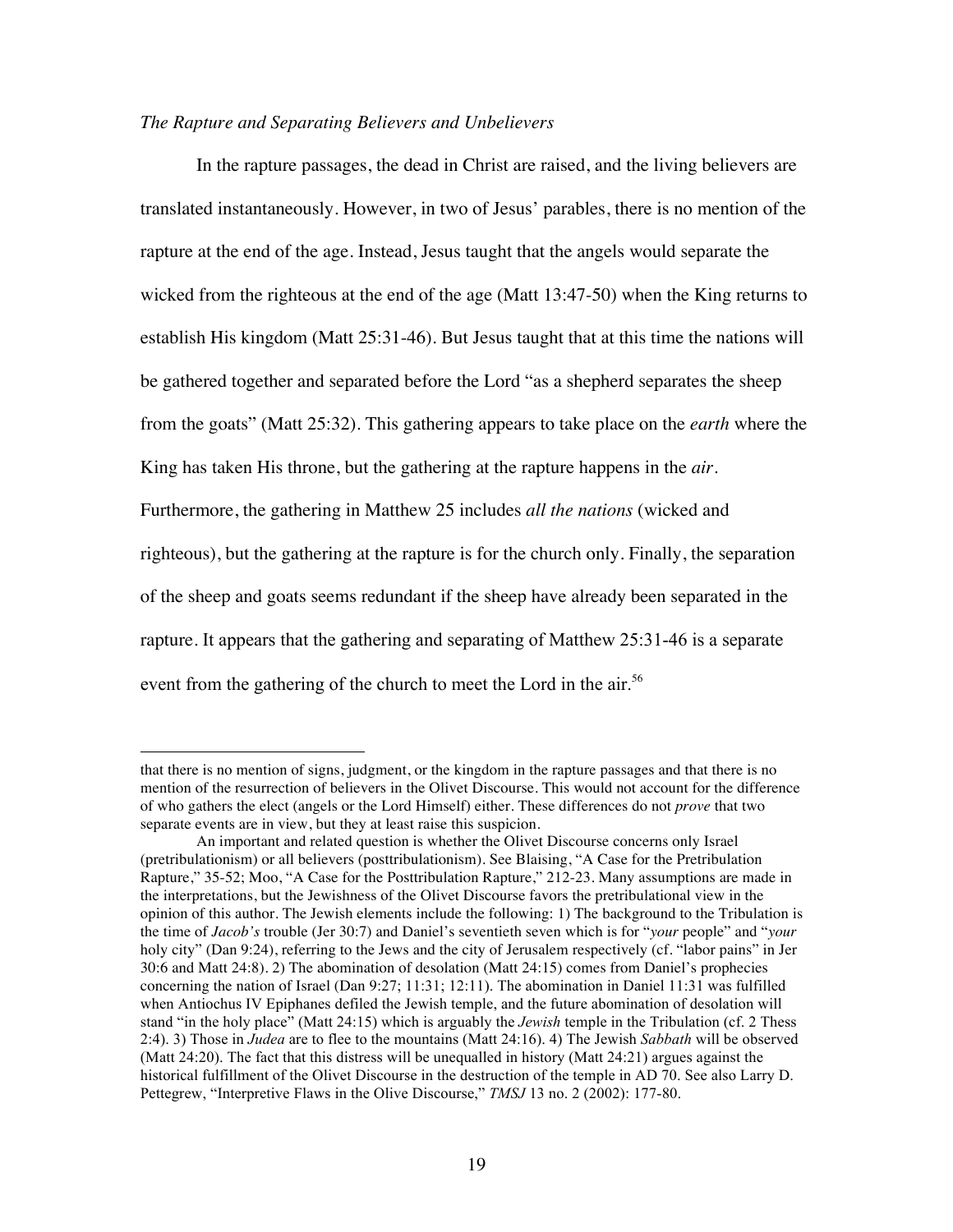*The Rapture and Separating Believers and Unbelievers*

In the rapture passages, the dead in Christ are raised, and the living believers are translated instantaneously. However, in two of Jesus' parables, there is no mention of the rapture at the end of the age. Instead, Jesus taught that the angels would separate the wicked from the righteous at the end of the age (Matt 13:47-50) when the King returns to establish His kingdom (Matt 25:31-46). But Jesus taught that at this time the nations will be gathered together and separated before the Lord "as a shepherd separates the sheep from the goats" (Matt 25:32). This gathering appears to take place on the *earth* where the King has taken His throne, but the gathering at the rapture happens in the *air*. Furthermore, the gathering in Matthew 25 includes *all the nations* (wicked and righteous), but the gathering at the rapture is for the church only. Finally, the separation of the sheep and goats seems redundant if the sheep have already been separated in the rapture. It appears that the gathering and separating of Matthew 25:31-46 is a separate event from the gathering of the church to meet the Lord in the air.[56]

---

that there is no mention of signs, judgment, or the kingdom in the rapture passages and that there is no mention of the resurrection of believers in the Olivet Discourse. This would not account for the difference of who gathers the elect (angels or the Lord Himself) either. These differences do not *prove* that two separate events are in view, but they at least raise this suspicion.

An important and related question is whether the Olivet Discourse concerns only Israel (pretribulationism) or all believers (posttribulationism). See Blaising, "A Case for the Pretribulation Rapture," 35-52; Moo, "A Case for the Posttribulation Rapture," 212-23. Many assumptions are made in the interpretations, but the Jewishness of the Olivet Discourse favors the pretribulational view in the opinion of this author. The Jewish elements include the following: 1) The background to the Tribulation is the time of *Jacob's* trouble (Jer 30:7) and Daniel's seventieth seven which is for "*your* people" and "*your* holy city" (Dan 9:24), referring to the Jews and the city of Jerusalem respectively (cf. "labor pains" in Jer 30:6 and Matt 24:8). 2) The abomination of desolation (Matt 24:15) comes from Daniel's prophecies concerning the nation of Israel (Dan 9:27; 11:31; 12:11). The abomination in Daniel 11:31 was fulfilled when Antiochus IV Epiphanes defiled the Jewish temple, and the future abomination of desolation will stand "in the holy place" (Matt 24:15) which is arguably the *Jewish* temple in the Tribulation (cf. 2 Thess 2:4). 3) Those in *Judea* are to flee to the mountains (Matt 24:16). 4) The Jewish *Sabbath* will be observed (Matt 24:20). The fact that this distress will be unequalled in history (Matt 24:21) argues against the historical fulfillment of the Olivet Discourse in the destruction of the temple in AD 70. See also Larry D. Pettegrew, "Interpretive Flaws in the Olive Discourse," *TMSJ* 13 no. 2 (2002): 177-80.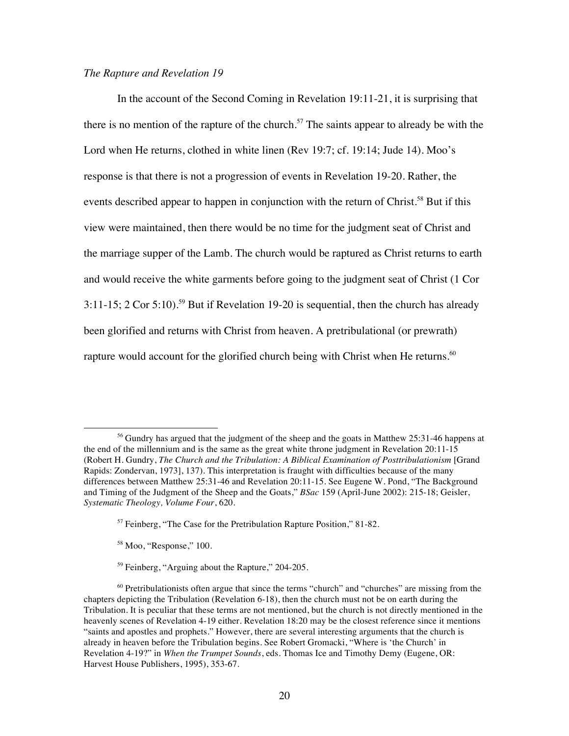*The Rapture and Revelation 19*

In the account of the Second Coming in Revelation 19:11-21, it is surprising that there is no mention of the rapture of the church.[57] The saints appear to already be with the Lord when He returns, clothed in white linen (Rev 19:7; cf. 19:14; Jude 14). Moo's response is that there is not a progression of events in Revelation 19-20. Rather, the events described appear to happen in conjunction with the return of Christ.[58] But if this view were maintained, then there would be no time for the judgment seat of Christ and the marriage supper of the Lamb. The church would be raptured as Christ returns to earth and would receive the white garments before going to the judgment seat of Christ (1 Cor 3:11-15; 2 Cor 5:10).[59] But if Revelation 19-20 is sequential, then the church has already been glorified and returns with Christ from heaven. A pretribulational (or prewrath) rapture would account for the glorified church being with Christ when He returns.[60]

---

[56] Gundry has argued that the judgment of the sheep and the goats in Matthew 25:31-46 happens at the end of the millennium and is the same as the great white throne judgment in Revelation 20:11-15 (Robert H. Gundry, *The Church and the Tribulation: A Biblical Examination of Posttribulationism* [Grand Rapids: Zondervan, 1973], 137). This interpretation is fraught with difficulties because of the many differences between Matthew 25:31-46 and Revelation 20:11-15. See Eugene W. Pond, "The Background and Timing of the Judgment of the Sheep and the Goats," *BSac* 159 (April-June 2002): 215-18; Geisler, *Systematic Theology, Volume Four*, 620.

[57] Feinberg, "The Case for the Pretribulation Rapture Position," 81-82.

[58] Moo, "Response," 100.

[59] Feinberg, "Arguing about the Rapture," 204-205.

[60] Pretribulationists often argue that since the terms "church" and "churches" are missing from the chapters depicting the Tribulation (Revelation 6-18), then the church must not be on earth during the Tribulation. It is peculiar that these terms are not mentioned, but the church is not directly mentioned in the heavenly scenes of Revelation 4-19 either. Revelation 18:20 may be the closest reference since it mentions "saints and apostles and prophets." However, there are several interesting arguments that the church is already in heaven before the Tribulation begins. See Robert Gromacki, "Where is 'the Church' in Revelation 4-19?" in *When the Trumpet Sounds*, eds. Thomas Ice and Timothy Demy (Eugene, OR: Harvest House Publishers, 1995), 353-67.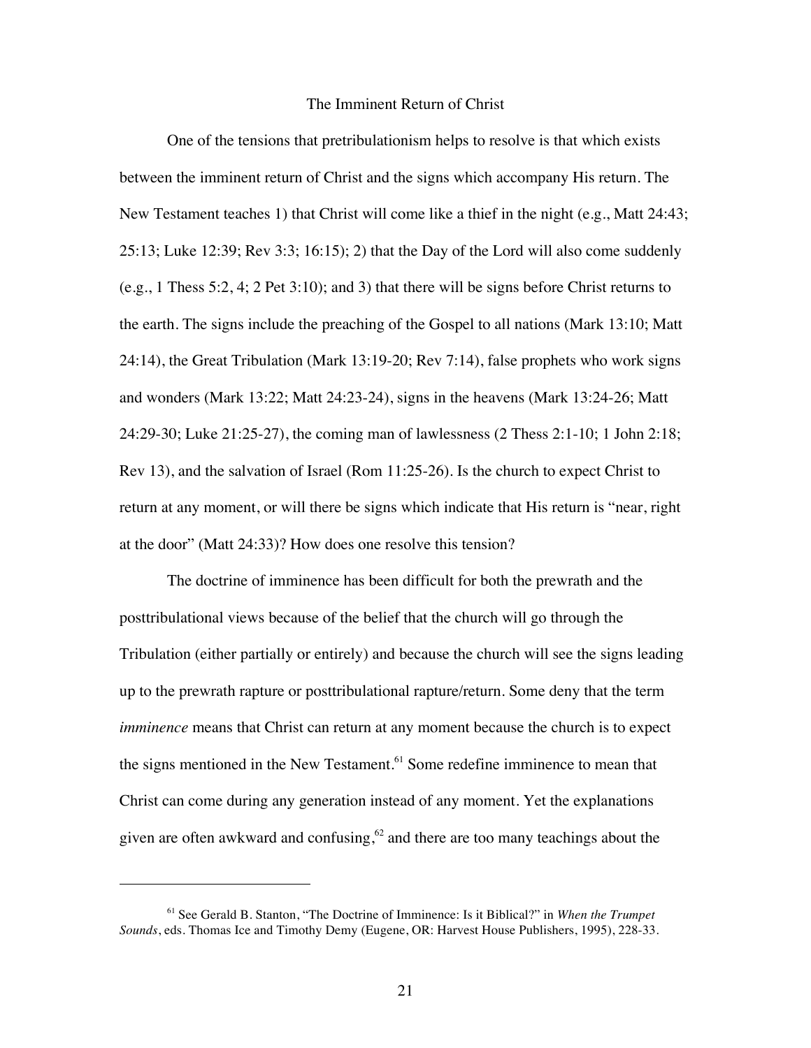## The Imminent Return of Christ

One of the tensions that pretribulationism helps to resolve is that which exists between the imminent return of Christ and the signs which accompany His return. The New Testament teaches 1) that Christ will come like a thief in the night (e.g., Matt 24:43; 25:13; Luke 12:39; Rev 3:3; 16:15); 2) that the Day of the Lord will also come suddenly (e.g., 1 Thess 5:2, 4; 2 Pet 3:10); and 3) that there will be signs before Christ returns to the earth. The signs include the preaching of the Gospel to all nations (Mark 13:10; Matt 24:14), the Great Tribulation (Mark 13:19-20; Rev 7:14), false prophets who work signs and wonders (Mark 13:22; Matt 24:23-24), signs in the heavens (Mark 13:24-26; Matt 24:29-30; Luke 21:25-27), the coming man of lawlessness (2 Thess 2:1-10; 1 John 2:18; Rev 13), and the salvation of Israel (Rom 11:25-26). Is the church to expect Christ to return at any moment, or will there be signs which indicate that His return is "near, right at the door" (Matt 24:33)? How does one resolve this tension?

The doctrine of imminence has been difficult for both the prewrath and the posttribulational views because of the belief that the church will go through the Tribulation (either partially or entirely) and because the church will see the signs leading up to the prewrath rapture or posttribulational rapture/return. Some deny that the term *imminence* means that Christ can return at any moment because the church is to expect the signs mentioned in the New Testament.[61] Some redefine imminence to mean that Christ can come during any generation instead of any moment. Yet the explanations given are often awkward and confusing,[62] and there are too many teachings about the

---

[61] See Gerald B. Stanton, "The Doctrine of Imminence: Is it Biblical?" in *When the Trumpet Sounds*, eds. Thomas Ice and Timothy Demy (Eugene, OR: Harvest House Publishers, 1995), 228-33.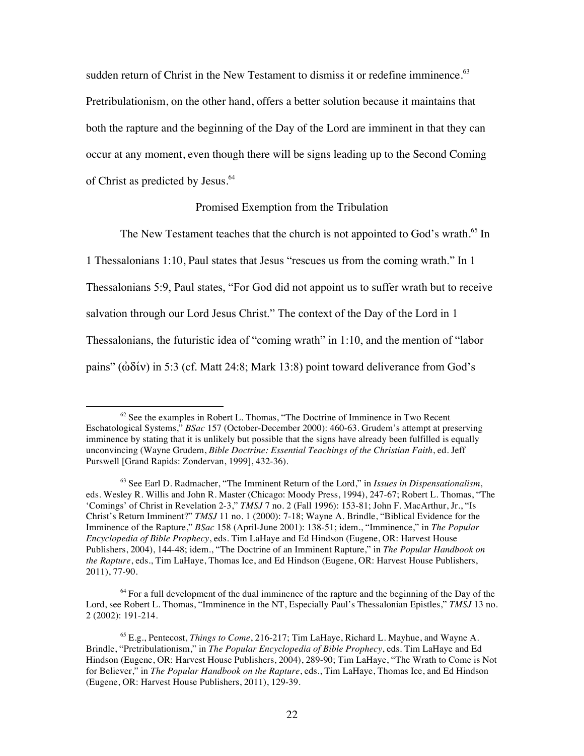sudden return of Christ in the New Testament to dismiss it or redefine imminence.[63] Pretribulationism, on the other hand, offers a better solution because it maintains that both the rapture and the beginning of the Day of the Lord are imminent in that they can occur at any moment, even though there will be signs leading up to the Second Coming of Christ as predicted by Jesus.[64]

### Promised Exemption from the Tribulation

The New Testament teaches that the church is not appointed to God's wrath.[65] In 1 Thessalonians 1:10, Paul states that Jesus "rescues us from the coming wrath." In 1 Thessalonians 5:9, Paul states, "For God did not appoint us to suffer wrath but to receive salvation through our Lord Jesus Christ." The context of the Day of the Lord in 1 Thessalonians, the futuristic idea of "coming wrath" in 1:10, and the mention of "labor pains" (ὠδίν) in 5:3 (cf. Matt 24:8; Mark 13:8) point toward deliverance from God's

---

[62] See the examples in Robert L. Thomas, "The Doctrine of Imminence in Two Recent Eschatological Systems," *BSac* 157 (October-December 2000): 460-63. Grudem's attempt at preserving imminence by stating that it is unlikely but possible that the signs have already been fulfilled is equally unconvincing (Wayne Grudem, *Bible Doctrine: Essential Teachings of the Christian Faith*, ed. Jeff Purswell [Grand Rapids: Zondervan, 1999], 432-36).

[63] See Earl D. Radmacher, "The Imminent Return of the Lord," in *Issues in Dispensationalism*, eds. Wesley R. Willis and John R. Master (Chicago: Moody Press, 1994), 247-67; Robert L. Thomas, "The 'Comings' of Christ in Revelation 2-3," *TMSJ* 7 no. 2 (Fall 1996): 153-81; John F. MacArthur, Jr., "Is Christ's Return Imminent?" *TMSJ* 11 no. 1 (2000): 7-18; Wayne A. Brindle, "Biblical Evidence for the Imminence of the Rapture," *BSac* 158 (April-June 2001): 138-51; idem., "Imminence," in *The Popular Encyclopedia of Bible Prophecy*, eds. Tim LaHaye and Ed Hindson (Eugene, OR: Harvest House Publishers, 2004), 144-48; idem., "The Doctrine of an Imminent Rapture," in *The Popular Handbook on the Rapture*, eds., Tim LaHaye, Thomas Ice, and Ed Hindson (Eugene, OR: Harvest House Publishers, 2011), 77-90.

[64] For a full development of the dual imminence of the rapture and the beginning of the Day of the Lord, see Robert L. Thomas, "Imminence in the NT, Especially Paul's Thessalonian Epistles," *TMSJ* 13 no. 2 (2002): 191-214.

[65] E.g., Pentecost, *Things to Come*, 216-217; Tim LaHaye, Richard L. Mayhue, and Wayne A. Brindle, "Pretribulationism," in *The Popular Encyclopedia of Bible Prophecy*, eds. Tim LaHaye and Ed Hindson (Eugene, OR: Harvest House Publishers, 2004), 289-90; Tim LaHaye, "The Wrath to Come is Not for Believer," in *The Popular Handbook on the Rapture*, eds., Tim LaHaye, Thomas Ice, and Ed Hindson (Eugene, OR: Harvest House Publishers, 2011), 129-39.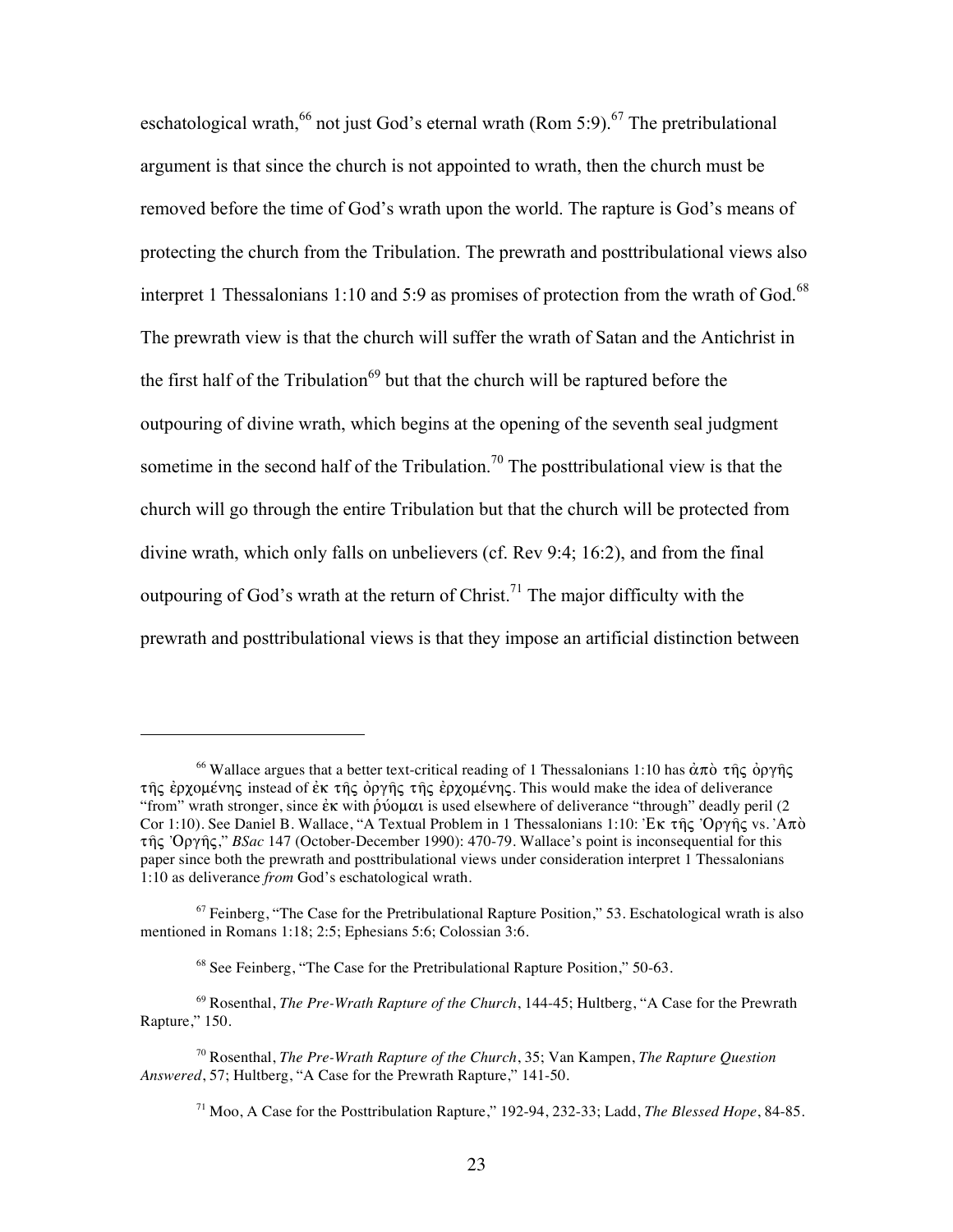eschatological wrath,[66] not just God's eternal wrath (Rom 5:9).[67] The pretribulational argument is that since the church is not appointed to wrath, then the church must be removed before the time of God's wrath upon the world. The rapture is God's means of protecting the church from the Tribulation. The prewrath and posttribulational views also interpret 1 Thessalonians 1:10 and 5:9 as promises of protection from the wrath of God.[68] The prewrath view is that the church will suffer the wrath of Satan and the Antichrist in the first half of the Tribulation[69] but that the church will be raptured before the outpouring of divine wrath, which begins at the opening of the seventh seal judgment sometime in the second half of the Tribulation.[70] The posttribulational view is that the church will go through the entire Tribulation but that the church will be protected from divine wrath, which only falls on unbelievers (cf. Rev 9:4; 16:2), and from the final outpouring of God's wrath at the return of Christ.[71] The major difficulty with the prewrath and posttribulational views is that they impose an artificial distinction between

---

[66] Wallace argues that a better text-critical reading of 1 Thessalonians 1:10 has ἀπὸ τῆς ὀργῆς τῆς ἐρχομένης instead of ἐκ τῆς ὀργῆς τῆς ἐρχομένης. This would make the idea of deliverance "from" wrath stronger, since ἐκ with ῥύομαι is used elsewhere of deliverance "through" deadly peril (2 Cor 1:10). See Daniel B. Wallace, "A Textual Problem in 1 Thessalonians 1:10: Ἐκ τῆς Ὀργῆς vs. Ἀπὸ τῆς Ὀργῆς," *BSac* 147 (October-December 1990): 470-79. Wallace's point is inconsequential for this paper since both the prewrath and posttribulational views under consideration interpret 1 Thessalonians 1:10 as deliverance *from* God's eschatological wrath.

[67] Feinberg, "The Case for the Pretribulational Rapture Position," 53. Eschatological wrath is also mentioned in Romans 1:18; 2:5; Ephesians 5:6; Colossian 3:6.

[68] See Feinberg, "The Case for the Pretribulational Rapture Position," 50-63.

[69] Rosenthal, *The Pre-Wrath Rapture of the Church*, 144-45; Hultberg, "A Case for the Prewrath Rapture," 150.

[70] Rosenthal, *The Pre-Wrath Rapture of the Church*, 35; Van Kampen, *The Rapture Question Answered*, 57; Hultberg, "A Case for the Prewrath Rapture," 141-50.

[71] Moo, A Case for the Posttribulation Rapture," 192-94, 232-33; Ladd, *The Blessed Hope*, 84-85.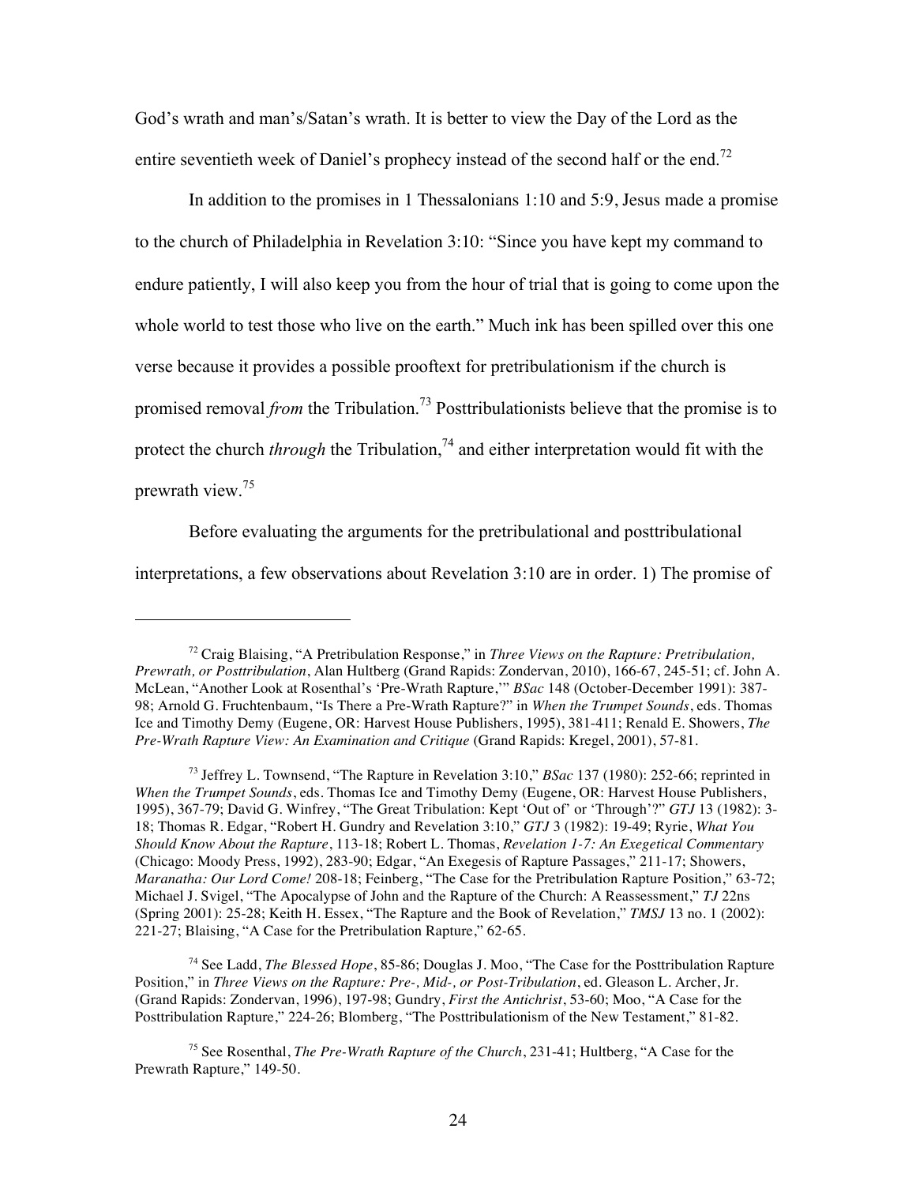God's wrath and man's/Satan's wrath. It is better to view the Day of the Lord as the entire seventieth week of Daniel's prophecy instead of the second half or the end.[72]

In addition to the promises in 1 Thessalonians 1:10 and 5:9, Jesus made a promise to the church of Philadelphia in Revelation 3:10: "Since you have kept my command to endure patiently, I will also keep you from the hour of trial that is going to come upon the whole world to test those who live on the earth." Much ink has been spilled over this one verse because it provides a possible prooftext for pretribulationism if the church is promised removal *from* the Tribulation.[73] Posttribulationists believe that the promise is to protect the church *through* the Tribulation,[74] and either interpretation would fit with the prewrath view.[75]

Before evaluating the arguments for the pretribulational and posttribulational interpretations, a few observations about Revelation 3:10 are in order. 1) The promise of

---

[72] Craig Blaising, "A Pretribulation Response," in *Three Views on the Rapture: Pretribulation, Prewrath, or Posttribulation*, Alan Hultberg (Grand Rapids: Zondervan, 2010), 166-67, 245-51; cf. John A. McLean, "Another Look at Rosenthal's 'Pre-Wrath Rapture,'" *BSac* 148 (October-December 1991): 387-98; Arnold G. Fruchtenbaum, "Is There a Pre-Wrath Rapture?" in *When the Trumpet Sounds*, eds. Thomas Ice and Timothy Demy (Eugene, OR: Harvest House Publishers, 1995), 381-411; Renald E. Showers, *The Pre-Wrath Rapture View: An Examination and Critique* (Grand Rapids: Kregel, 2001), 57-81.

[73] Jeffrey L. Townsend, "The Rapture in Revelation 3:10," *BSac* 137 (1980): 252-66; reprinted in *When the Trumpet Sounds*, eds. Thomas Ice and Timothy Demy (Eugene, OR: Harvest House Publishers, 1995), 367-79; David G. Winfrey, "The Great Tribulation: Kept 'Out of' or 'Through'?" *GTJ* 13 (1982): 3-18; Thomas R. Edgar, "Robert H. Gundry and Revelation 3:10," *GTJ* 3 (1982): 19-49; Ryrie, *What You Should Know About the Rapture*, 113-18; Robert L. Thomas, *Revelation 1-7: An Exegetical Commentary* (Chicago: Moody Press, 1992), 283-90; Edgar, "An Exegesis of Rapture Passages," 211-17; Showers, *Maranatha: Our Lord Come!* 208-18; Feinberg, "The Case for the Pretribulation Rapture Position," 63-72; Michael J. Svigel, "The Apocalypse of John and the Rapture of the Church: A Reassessment," *TJ* 22ns (Spring 2001): 25-28; Keith H. Essex, "The Rapture and the Book of Revelation," *TMSJ* 13 no. 1 (2002): 221-27; Blaising, "A Case for the Pretribulation Rapture," 62-65.

[74] See Ladd, *The Blessed Hope*, 85-86; Douglas J. Moo, "The Case for the Posttribulation Rapture Position," in *Three Views on the Rapture: Pre-, Mid-, or Post-Tribulation*, ed. Gleason L. Archer, Jr. (Grand Rapids: Zondervan, 1996), 197-98; Gundry, *First the Antichrist*, 53-60; Moo, "A Case for the Posttribulation Rapture," 224-26; Blomberg, "The Posttribulationism of the New Testament," 81-82.

[75] See Rosenthal, *The Pre-Wrath Rapture of the Church*, 231-41; Hultberg, "A Case for the Prewrath Rapture," 149-50.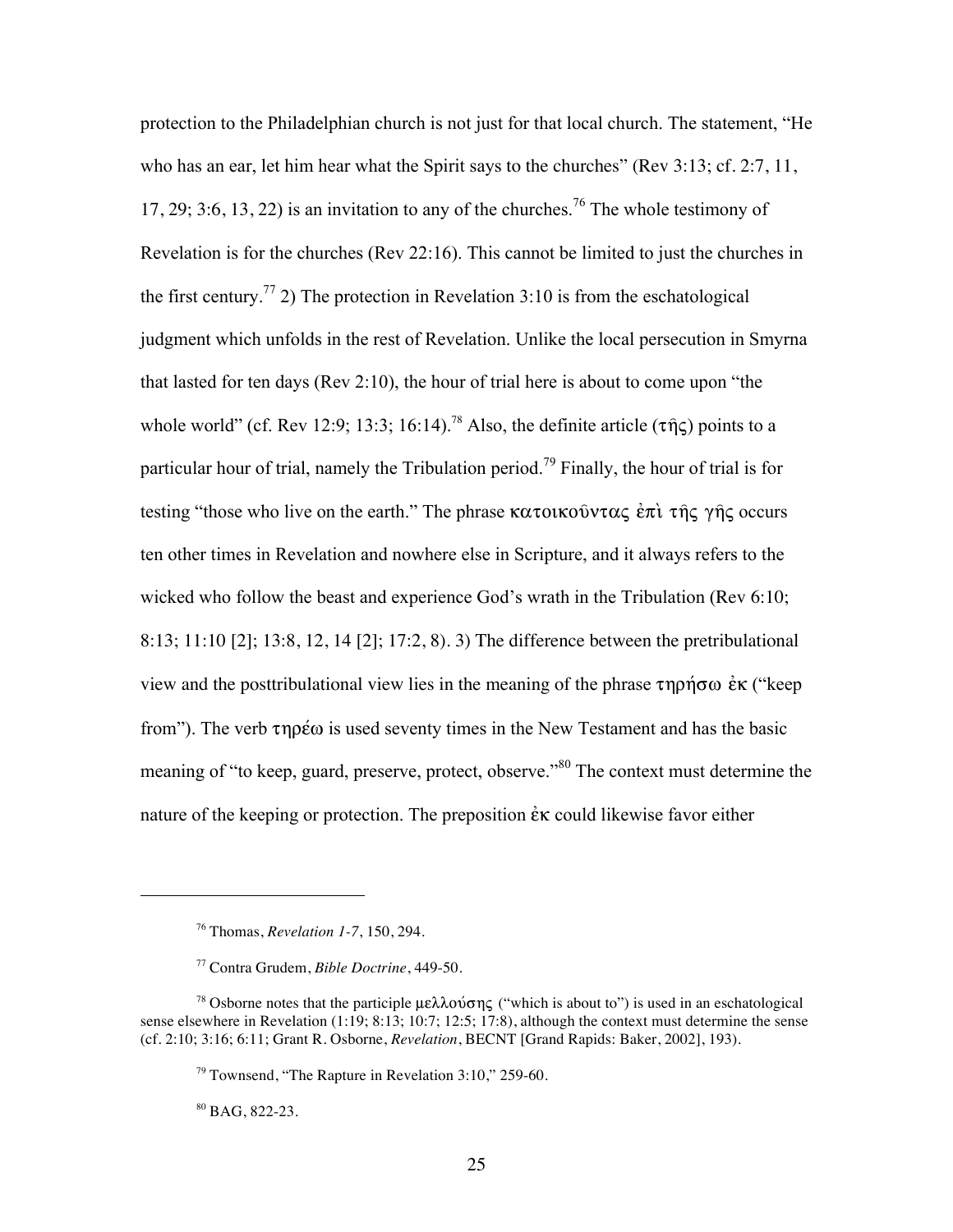protection to the Philadelphian church is not just for that local church. The statement, "He who has an ear, let him hear what the Spirit says to the churches" (Rev 3:13; cf. 2:7, 11, 17, 29; 3:6, 13, 22) is an invitation to any of the churches.[76] The whole testimony of Revelation is for the churches (Rev 22:16). This cannot be limited to just the churches in the first century.[77] 2) The protection in Revelation 3:10 is from the eschatological judgment which unfolds in the rest of Revelation. Unlike the local persecution in Smyrna that lasted for ten days (Rev 2:10), the hour of trial here is about to come upon "the whole world" (cf. Rev 12:9; 13:3; 16:14).[78] Also, the definite article (τῆς) points to a particular hour of trial, namely the Tribulation period.[79] Finally, the hour of trial is for testing "those who live on the earth." The phrase κατοικοῦντας ἐπὶ τῆς γῆς occurs ten other times in Revelation and nowhere else in Scripture, and it always refers to the wicked who follow the beast and experience God's wrath in the Tribulation (Rev 6:10; 8:13; 11:10 [2]; 13:8, 12, 14 [2]; 17:2, 8). 3) The difference between the pretribulational view and the posttribulational view lies in the meaning of the phrase τηρήσω ἐκ ("keep from"). The verb τηρέω is used seventy times in the New Testament and has the basic meaning of "to keep, guard, preserve, protect, observe."[80] The context must determine the nature of the keeping or protection. The preposition ἐκ could likewise favor either

---

[76] Thomas, *Revelation 1-7*, 150, 294.

[77] Contra Grudem, *Bible Doctrine*, 449-50.

[78] Osborne notes that the participle μελλούσης ("which is about to") is used in an eschatological sense elsewhere in Revelation (1:19; 8:13; 10:7; 12:5; 17:8), although the context must determine the sense (cf. 2:10; 3:16; 6:11; Grant R. Osborne, *Revelation*, BECNT [Grand Rapids: Baker, 2002], 193).

[79] Townsend, "The Rapture in Revelation 3:10," 259-60.

[80] BAG, 822-23.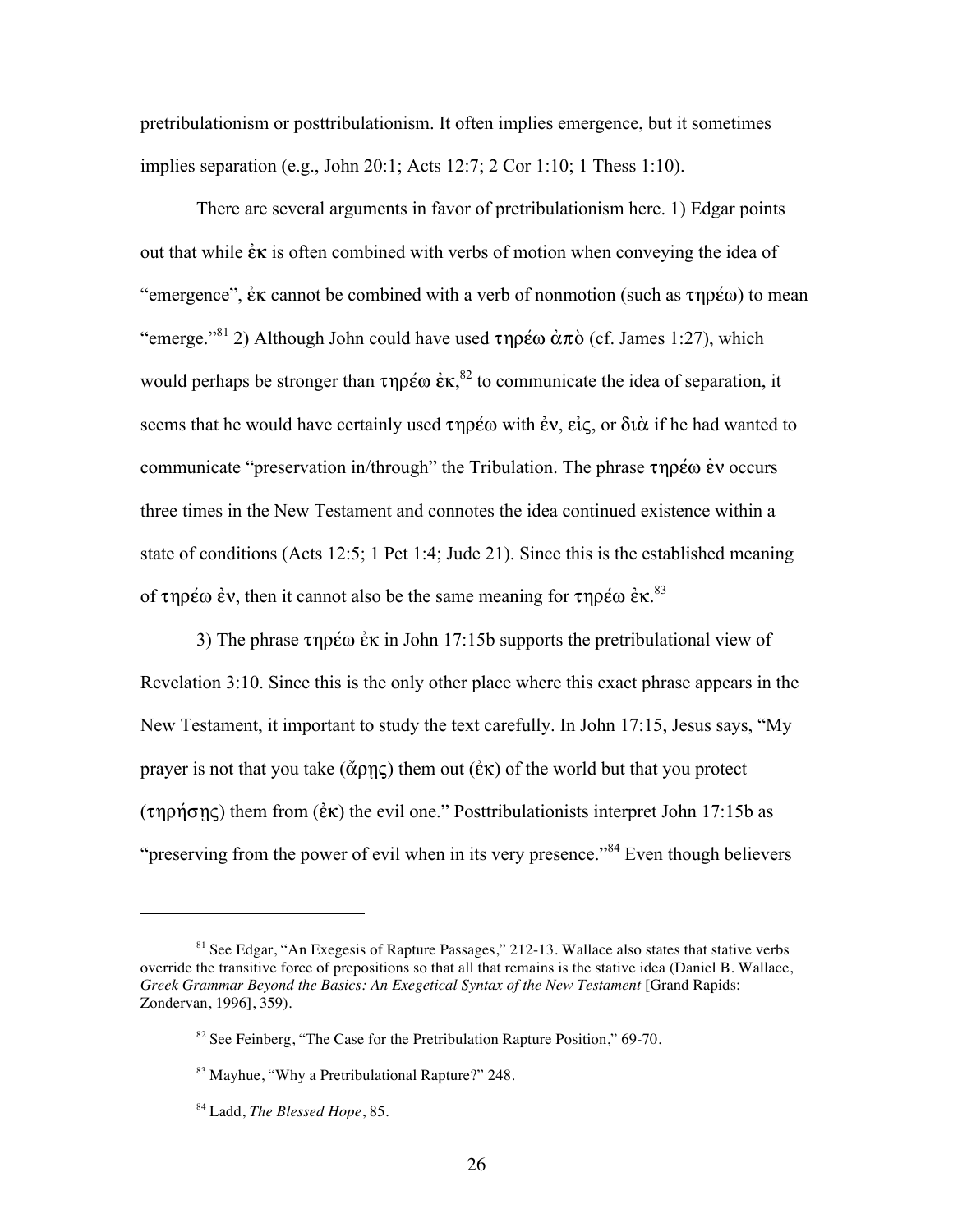pretribulationism or posttribulationism. It often implies emergence, but it sometimes implies separation (e.g., John 20:1; Acts 12:7; 2 Cor 1:10; 1 Thess 1:10).

There are several arguments in favor of pretribulationism here. 1) Edgar points out that while ἐκ is often combined with verbs of motion when conveying the idea of "emergence", ἐκ cannot be combined with a verb of nonmotion (such as τηρέω) to mean "emerge."[81] 2) Although John could have used τηρέω ἀπὸ (cf. James 1:27), which would perhaps be stronger than τηρέω ἐκ,[82] to communicate the idea of separation, it seems that he would have certainly used τηρέω with ἐν, εἰς, or διὰ if he had wanted to communicate "preservation in/through" the Tribulation. The phrase τηρέω ἐν occurs three times in the New Testament and connotes the idea continued existence within a state of conditions (Acts 12:5; 1 Pet 1:4; Jude 21). Since this is the established meaning of τηρέω ἐν, then it cannot also be the same meaning for τηρέω ἐκ.[83]

3) The phrase τηρέω ἐκ in John 17:15b supports the pretribulational view of Revelation 3:10. Since this is the only other place where this exact phrase appears in the New Testament, it important to study the text carefully. In John 17:15, Jesus says, "My prayer is not that you take (ἄρῃς) them out (ἐκ) of the world but that you protect (τηρήσῃς) them from (ἐκ) the evil one." Posttribulationists interpret John 17:15b as "preserving from the power of evil when in its very presence."[84] Even though believers

---

[81] See Edgar, "An Exegesis of Rapture Passages," 212-13. Wallace also states that stative verbs override the transitive force of prepositions so that all that remains is the stative idea (Daniel B. Wallace, *Greek Grammar Beyond the Basics: An Exegetical Syntax of the New Testament* [Grand Rapids: Zondervan, 1996], 359).

[82] See Feinberg, "The Case for the Pretribulation Rapture Position," 69-70.

[83] Mayhue, "Why a Pretribulational Rapture?" 248.

[84] Ladd, *The Blessed Hope*, 85.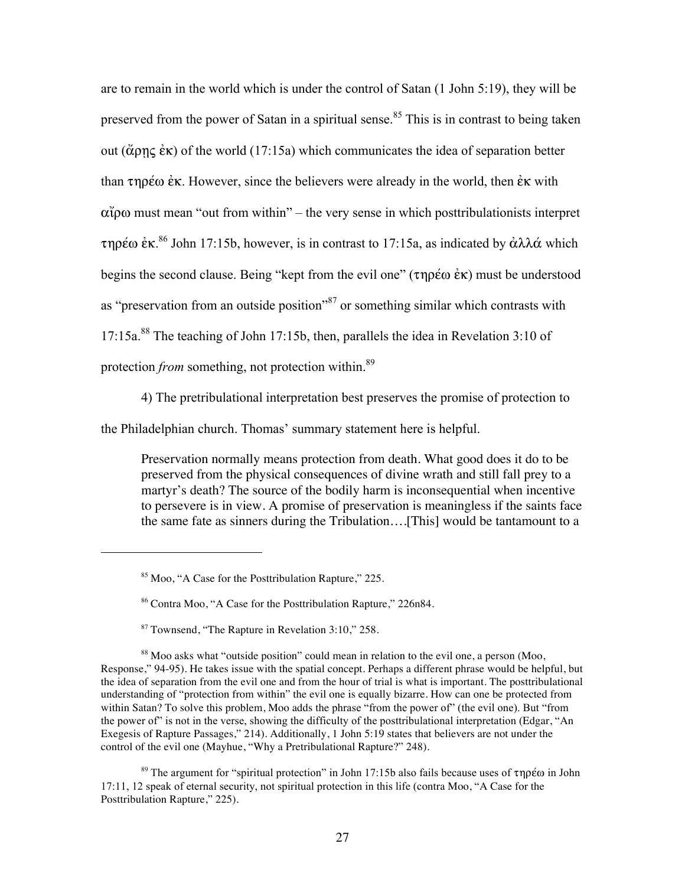are to remain in the world which is under the control of Satan (1 John 5:19), they will be preserved from the power of Satan in a spiritual sense.[85] This is in contrast to being taken out (ἄρῃς ἐκ) of the world (17:15a) which communicates the idea of separation better than τηρέω ἐκ. However, since the believers were already in the world, then ἐκ with αἴρω must mean "out from within" – the very sense in which posttribulationists interpret τηρέω ἐκ.[86] John 17:15b, however, is in contrast to 17:15a, as indicated by ἀλλά which begins the second clause. Being "kept from the evil one" (τηρέω ἐκ) must be understood as "preservation from an outside position"[87] or something similar which contrasts with 17:15a.[88] The teaching of John 17:15b, then, parallels the idea in Revelation 3:10 of protection *from* something, not protection within.[89]

4) The pretribulational interpretation best preserves the promise of protection to the Philadelphian church. Thomas' summary statement here is helpful.

> Preservation normally means protection from death. What good does it do to be preserved from the physical consequences of divine wrath and still fall prey to a martyr's death? The source of the bodily harm is inconsequential when incentive to persevere is in view. A promise of preservation is meaningless if the saints face the same fate as sinners during the Tribulation….[This] would be tantamount to a

---

[85] Moo, "A Case for the Posttribulation Rapture," 225.

[86] Contra Moo, "A Case for the Posttribulation Rapture," 226n84.

[87] Townsend, "The Rapture in Revelation 3:10," 258.

[88] Moo asks what "outside position" could mean in relation to the evil one, a person (Moo, Response," 94-95). He takes issue with the spatial concept. Perhaps a different phrase would be helpful, but the idea of separation from the evil one and from the hour of trial is what is important. The posttribulational understanding of "protection from within" the evil one is equally bizarre. How can one be protected from within Satan? To solve this problem, Moo adds the phrase "from the power of" (the evil one). But "from the power of" is not in the verse, showing the difficulty of the posttribulational interpretation (Edgar, "An Exegesis of Rapture Passages," 214). Additionally, 1 John 5:19 states that believers are not under the control of the evil one (Mayhue, "Why a Pretribulational Rapture?" 248).

[89] The argument for "spiritual protection" in John 17:15b also fails because uses of τηρέω in John 17:11, 12 speak of eternal security, not spiritual protection in this life (contra Moo, "A Case for the Posttribulation Rapture," 225).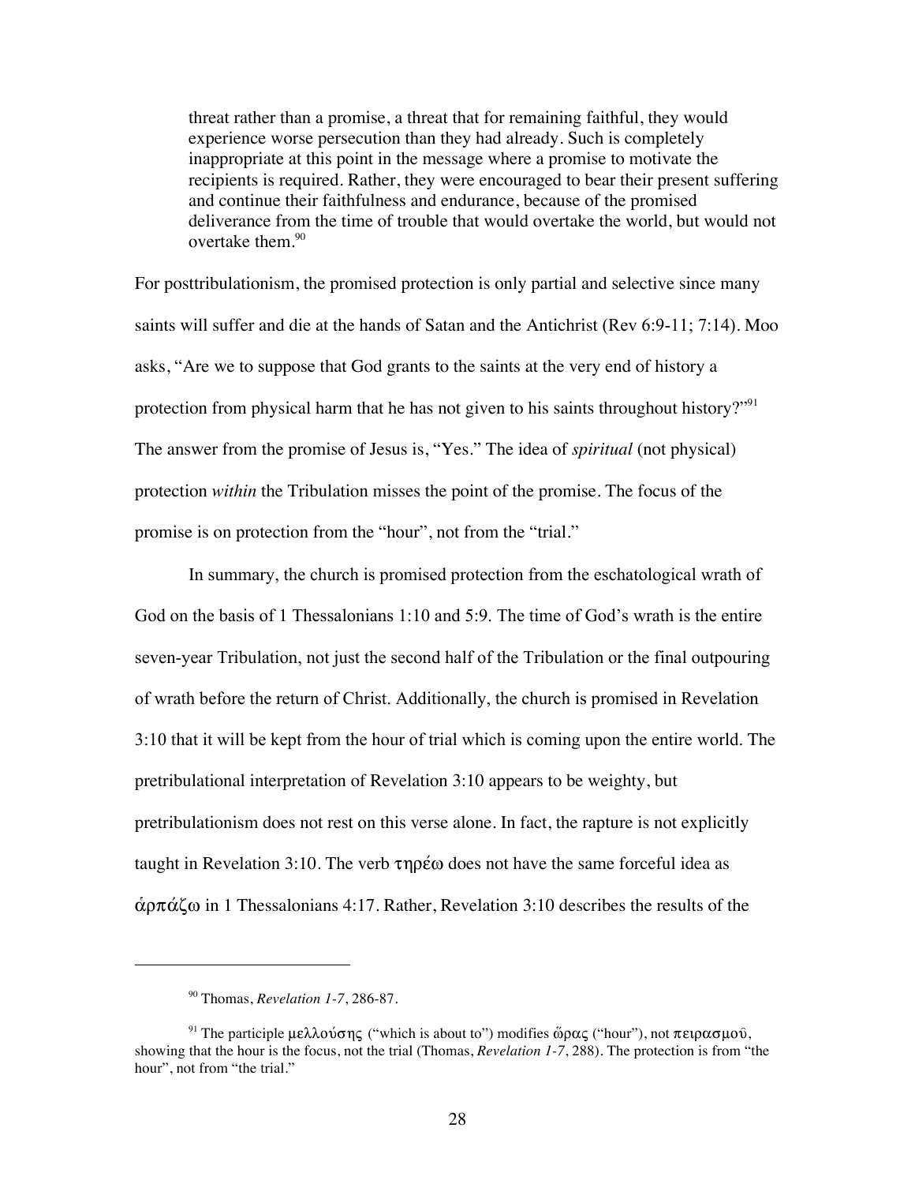> threat rather than a promise, a threat that for remaining faithful, they would experience worse persecution than they had already. Such is completely inappropriate at this point in the message where a promise to motivate the recipients is required. Rather, they were encouraged to bear their present suffering and continue their faithfulness and endurance, because of the promised deliverance from the time of trouble that would overtake the world, but would not overtake them.[90]

For posttribulationism, the promised protection is only partial and selective since many saints will suffer and die at the hands of Satan and the Antichrist (Rev 6:9-11; 7:14). Moo asks, "Are we to suppose that God grants to the saints at the very end of history a protection from physical harm that he has not given to his saints throughout history?"[91] The answer from the promise of Jesus is, "Yes." The idea of *spiritual* (not physical) protection *within* the Tribulation misses the point of the promise. The focus of the promise is on protection from the "hour", not from the "trial."

In summary, the church is promised protection from the eschatological wrath of God on the basis of 1 Thessalonians 1:10 and 5:9. The time of God's wrath is the entire seven-year Tribulation, not just the second half of the Tribulation or the final outpouring of wrath before the return of Christ. Additionally, the church is promised in Revelation 3:10 that it will be kept from the hour of trial which is coming upon the entire world. The pretribulational interpretation of Revelation 3:10 appears to be weighty, but pretribulationism does not rest on this verse alone. In fact, the rapture is not explicitly taught in Revelation 3:10. The verb τηρέω does not have the same forceful idea as ἁρπάζω in 1 Thessalonians 4:17. Rather, Revelation 3:10 describes the results of the

---

[90] Thomas, *Revelation 1-7*, 286-87.

[91] The participle μελλούσης ("which is about to") modifies ὥρας ("hour"), not πειρασμοῦ, showing that the hour is the focus, not the trial (Thomas, *Revelation 1-7*, 288). The protection is from "the hour", not from "the trial."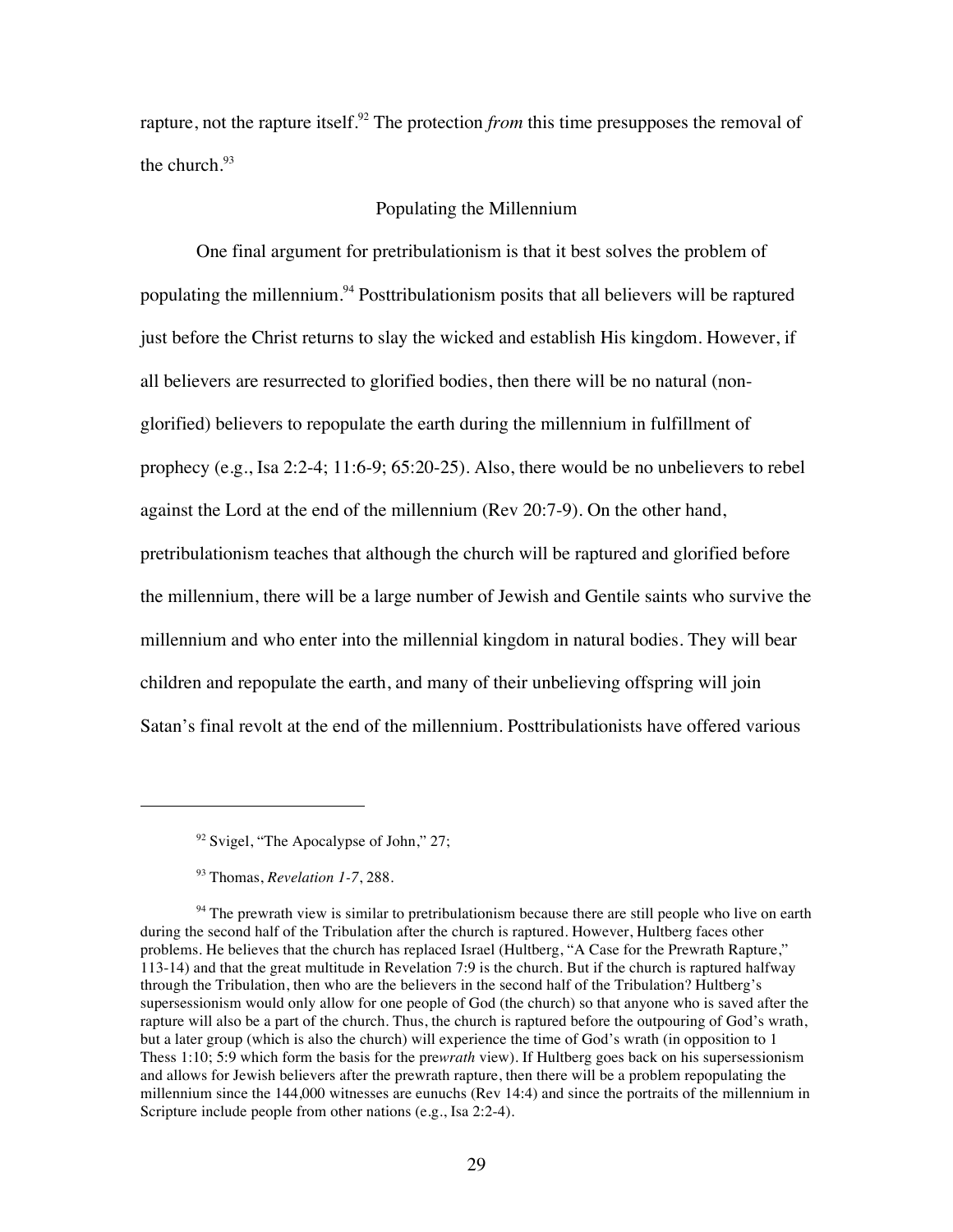rapture, not the rapture itself.[92] The protection *from* this time presupposes the removal of the church.[93]

### Populating the Millennium

One final argument for pretribulationism is that it best solves the problem of populating the millennium.[94] Posttribulationism posits that all believers will be raptured just before the Christ returns to slay the wicked and establish His kingdom. However, if all believers are resurrected to glorified bodies, then there will be no natural (non-glorified) believers to repopulate the earth during the millennium in fulfillment of prophecy (e.g., Isa 2:2-4; 11:6-9; 65:20-25). Also, there would be no unbelievers to rebel against the Lord at the end of the millennium (Rev 20:7-9). On the other hand, pretribulationism teaches that although the church will be raptured and glorified before the millennium, there will be a large number of Jewish and Gentile saints who survive the millennium and who enter into the millennial kingdom in natural bodies. They will bear children and repopulate the earth, and many of their unbelieving offspring will join Satan's final revolt at the end of the millennium. Posttribulationists have offered various

---

[92] Svigel, "The Apocalypse of John," 27;

[93] Thomas, *Revelation 1-7*, 288.

[94] The prewrath view is similar to pretribulationism because there are still people who live on earth during the second half of the Tribulation after the church is raptured. However, Hultberg faces other problems. He believes that the church has replaced Israel (Hultberg, "A Case for the Prewrath Rapture," 113-14) and that the great multitude in Revelation 7:9 is the church. But if the church is raptured halfway through the Tribulation, then who are the believers in the second half of the Tribulation? Hultberg's supersessionism would only allow for one people of God (the church) so that anyone who is saved after the rapture will also be a part of the church. Thus, the church is raptured before the outpouring of God's wrath, but a later group (which is also the church) will experience the time of God's wrath (in opposition to 1 Thess 1:10; 5:9 which form the basis for the pre*wrath* view). If Hultberg goes back on his supersessionism and allows for Jewish believers after the prewrath rapture, then there will be a problem repopulating the millennium since the 144,000 witnesses are eunuchs (Rev 14:4) and since the portraits of the millennium in Scripture include people from other nations (e.g., Isa 2:2-4).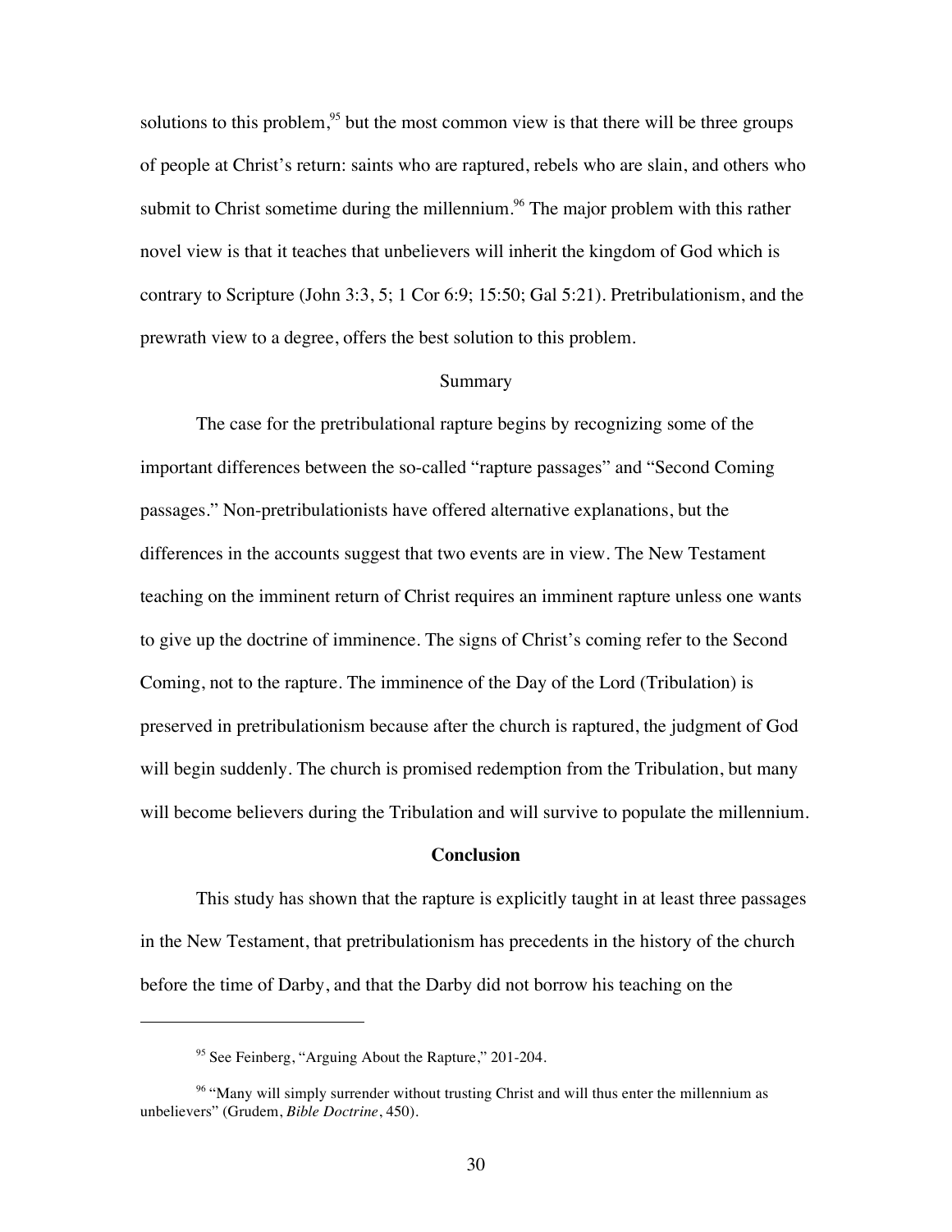solutions to this problem,[95] but the most common view is that there will be three groups of people at Christ's return: saints who are raptured, rebels who are slain, and others who submit to Christ sometime during the millennium.[96] The major problem with this rather novel view is that it teaches that unbelievers will inherit the kingdom of God which is contrary to Scripture (John 3:3, 5; 1 Cor 6:9; 15:50; Gal 5:21). Pretribulationism, and the prewrath view to a degree, offers the best solution to this problem.

### Summary

The case for the pretribulational rapture begins by recognizing some of the important differences between the so-called "rapture passages" and "Second Coming passages." Non-pretribulationists have offered alternative explanations, but the differences in the accounts suggest that two events are in view. The New Testament teaching on the imminent return of Christ requires an imminent rapture unless one wants to give up the doctrine of imminence. The signs of Christ's coming refer to the Second Coming, not to the rapture. The imminence of the Day of the Lord (Tribulation) is preserved in pretribulationism because after the church is raptured, the judgment of God will begin suddenly. The church is promised redemption from the Tribulation, but many will become believers during the Tribulation and will survive to populate the millennium.

## Conclusion

This study has shown that the rapture is explicitly taught in at least three passages in the New Testament, that pretribulationism has precedents in the history of the church before the time of Darby, and that the Darby did not borrow his teaching on the

---

[95] See Feinberg, "Arguing About the Rapture," 201-204.

[96] "Many will simply surrender without trusting Christ and will thus enter the millennium as unbelievers" (Grudem, *Bible Doctrine*, 450).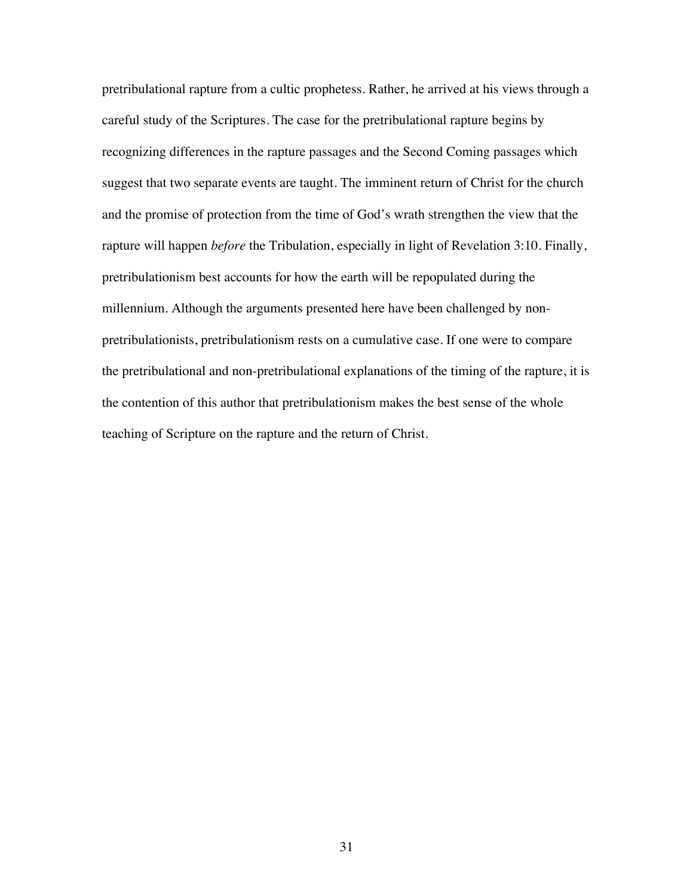pretribulational rapture from a cultic prophetess. Rather, he arrived at his views through a careful study of the Scriptures. The case for the pretribulational rapture begins by recognizing differences in the rapture passages and the Second Coming passages which suggest that two separate events are taught. The imminent return of Christ for the church and the promise of protection from the time of God's wrath strengthen the view that the rapture will happen *before* the Tribulation, especially in light of Revelation 3:10. Finally, pretribulationism best accounts for how the earth will be repopulated during the millennium. Although the arguments presented here have been challenged by non-pretribulationists, pretribulationism rests on a cumulative case. If one were to compare the pretribulational and non-pretribulational explanations of the timing of the rapture, it is the contention of this author that pretribulationism makes the best sense of the whole teaching of Scripture on the rapture and the return of Christ.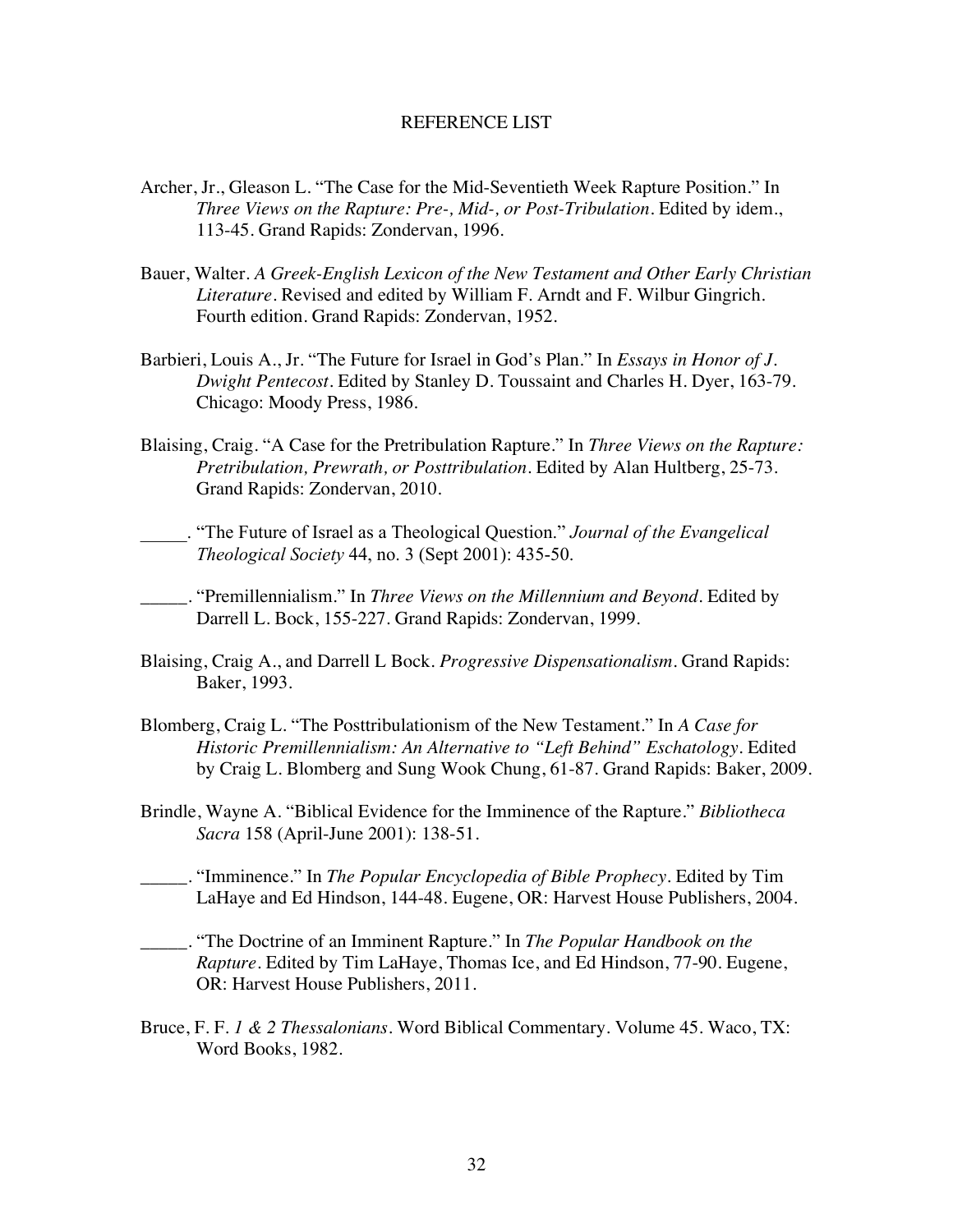# REFERENCE LIST

Archer, Jr., Gleason L. "The Case for the Mid-Seventieth Week Rapture Position." In *Three Views on the Rapture: Pre-, Mid-, or Post-Tribulation*. Edited by idem., 113-45. Grand Rapids: Zondervan, 1996.

Bauer, Walter. *A Greek-English Lexicon of the New Testament and Other Early Christian Literature*. Revised and edited by William F. Arndt and F. Wilbur Gingrich. Fourth edition. Grand Rapids: Zondervan, 1952.

Barbieri, Louis A., Jr. "The Future for Israel in God's Plan." In *Essays in Honor of J. Dwight Pentecost*. Edited by Stanley D. Toussaint and Charles H. Dyer, 163-79. Chicago: Moody Press, 1986.

Blaising, Craig. "A Case for the Pretribulation Rapture." In *Three Views on the Rapture: Pretribulation, Prewrath, or Posttribulation*. Edited by Alan Hultberg, 25-73. Grand Rapids: Zondervan, 2010.

_____. "The Future of Israel as a Theological Question." *Journal of the Evangelical Theological Society* 44, no. 3 (Sept 2001): 435-50.

_____. "Premillennialism." In *Three Views on the Millennium and Beyond*. Edited by Darrell L. Bock, 155-227. Grand Rapids: Zondervan, 1999.

Blaising, Craig A., and Darrell L Bock. *Progressive Dispensationalism*. Grand Rapids: Baker, 1993.

Blomberg, Craig L. "The Posttribulationism of the New Testament." In *A Case for Historic Premillennialism: An Alternative to "Left Behind" Eschatology*. Edited by Craig L. Blomberg and Sung Wook Chung, 61-87. Grand Rapids: Baker, 2009.

Brindle, Wayne A. "Biblical Evidence for the Imminence of the Rapture." *Bibliotheca Sacra* 158 (April-June 2001): 138-51.

_____. "Imminence." In *The Popular Encyclopedia of Bible Prophecy*. Edited by Tim LaHaye and Ed Hindson, 144-48. Eugene, OR: Harvest House Publishers, 2004.

_____. "The Doctrine of an Imminent Rapture." In *The Popular Handbook on the Rapture*. Edited by Tim LaHaye, Thomas Ice, and Ed Hindson, 77-90. Eugene, OR: Harvest House Publishers, 2011.

Bruce, F. F. *1 & 2 Thessalonians*. Word Biblical Commentary. Volume 45. Waco, TX: Word Books, 1982.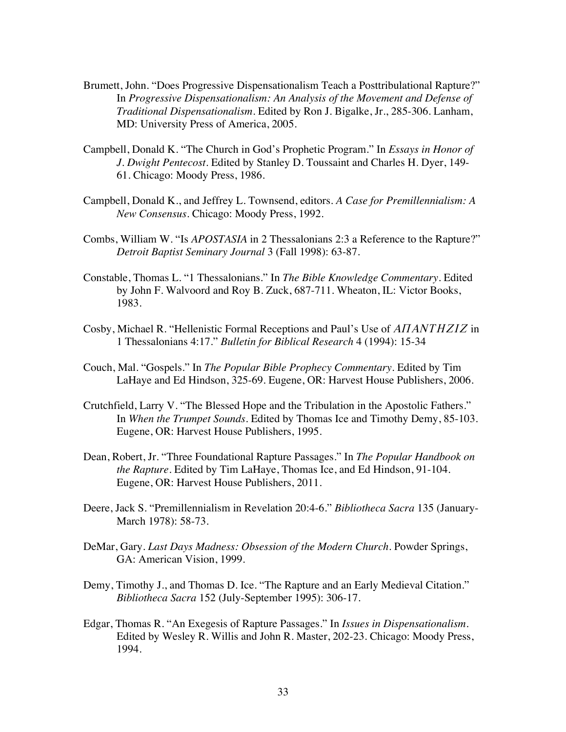Brumett, John. "Does Progressive Dispensationalism Teach a Posttribulational Rapture?" In *Progressive Dispensationalism: An Analysis of the Movement and Defense of Traditional Dispensationalism*. Edited by Ron J. Bigalke, Jr., 285-306. Lanham, MD: University Press of America, 2005.

Campbell, Donald K. "The Church in God's Prophetic Program." In *Essays in Honor of J. Dwight Pentecost*. Edited by Stanley D. Toussaint and Charles H. Dyer, 149-61. Chicago: Moody Press, 1986.

Campbell, Donald K., and Jeffrey L. Townsend, editors. *A Case for Premillennialism: A New Consensus*. Chicago: Moody Press, 1992.

Combs, William W. "Is *APOSTASIA* in 2 Thessalonians 2:3 a Reference to the Rapture?" *Detroit Baptist Seminary Journal* 3 (Fall 1998): 63-87.

Constable, Thomas L. "1 Thessalonians." In *The Bible Knowledge Commentary*. Edited by John F. Walvoord and Roy B. Zuck, 687-711. Wheaton, IL: Victor Books, 1983.

Cosby, Michael R. "Hellenistic Formal Receptions and Paul's Use of *ΑΠΑΝΤΗΣΙΣ* in 1 Thessalonians 4:17." *Bulletin for Biblical Research* 4 (1994): 15-34

Couch, Mal. "Gospels." In *The Popular Bible Prophecy Commentary*. Edited by Tim LaHaye and Ed Hindson, 325-69. Eugene, OR: Harvest House Publishers, 2006.

Crutchfield, Larry V. "The Blessed Hope and the Tribulation in the Apostolic Fathers." In *When the Trumpet Sounds*. Edited by Thomas Ice and Timothy Demy, 85-103. Eugene, OR: Harvest House Publishers, 1995.

Dean, Robert, Jr. "Three Foundational Rapture Passages." In *The Popular Handbook on the Rapture*. Edited by Tim LaHaye, Thomas Ice, and Ed Hindson, 91-104. Eugene, OR: Harvest House Publishers, 2011.

Deere, Jack S. "Premillennialism in Revelation 20:4-6." *Bibliotheca Sacra* 135 (January-March 1978): 58-73.

DeMar, Gary. *Last Days Madness: Obsession of the Modern Church*. Powder Springs, GA: American Vision, 1999.

Demy, Timothy J., and Thomas D. Ice. "The Rapture and an Early Medieval Citation." *Bibliotheca Sacra* 152 (July-September 1995): 306-17.

Edgar, Thomas R. "An Exegesis of Rapture Passages." In *Issues in Dispensationalism*. Edited by Wesley R. Willis and John R. Master, 202-23. Chicago: Moody Press, 1994.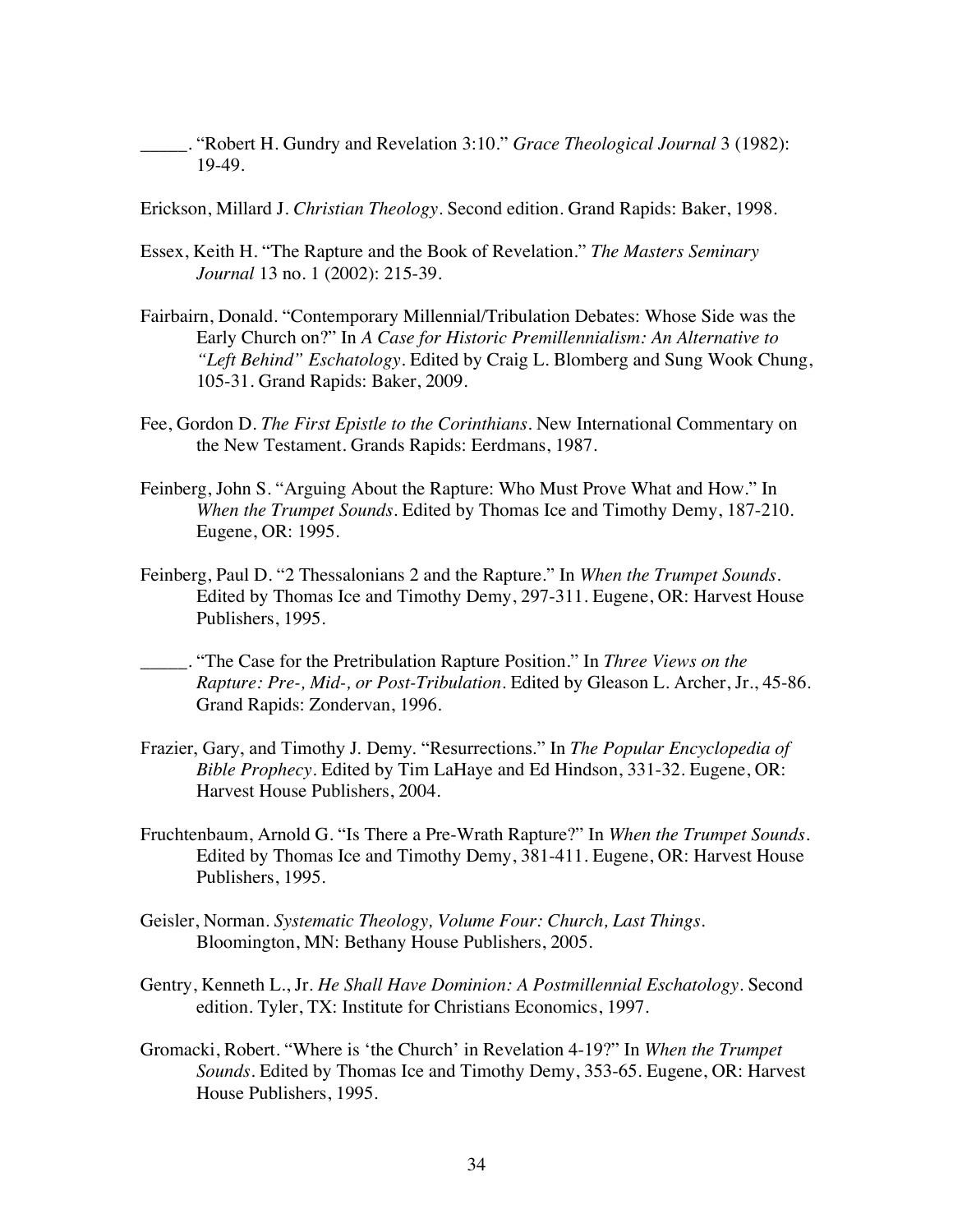\_\_\_\_\_. "Robert H. Gundry and Revelation 3:10." *Grace Theological Journal* 3 (1982): 19-49.

Erickson, Millard J. *Christian Theology*. Second edition. Grand Rapids: Baker, 1998.

Essex, Keith H. "The Rapture and the Book of Revelation." *The Masters Seminary Journal* 13 no. 1 (2002): 215-39.

Fairbairn, Donald. "Contemporary Millennial/Tribulation Debates: Whose Side was the Early Church on?" In *A Case for Historic Premillennialism: An Alternative to "Left Behind" Eschatology*. Edited by Craig L. Blomberg and Sung Wook Chung, 105-31. Grand Rapids: Baker, 2009.

Fee, Gordon D. *The First Epistle to the Corinthians*. New International Commentary on the New Testament. Grands Rapids: Eerdmans, 1987.

Feinberg, John S. "Arguing About the Rapture: Who Must Prove What and How." In *When the Trumpet Sounds*. Edited by Thomas Ice and Timothy Demy, 187-210. Eugene, OR: 1995.

Feinberg, Paul D. "2 Thessalonians 2 and the Rapture." In *When the Trumpet Sounds*. Edited by Thomas Ice and Timothy Demy, 297-311. Eugene, OR: Harvest House Publishers, 1995.

\_\_\_\_\_. "The Case for the Pretribulation Rapture Position." In *Three Views on the Rapture: Pre-, Mid-, or Post-Tribulation*. Edited by Gleason L. Archer, Jr., 45-86. Grand Rapids: Zondervan, 1996.

Frazier, Gary, and Timothy J. Demy. "Resurrections." In *The Popular Encyclopedia of Bible Prophecy*. Edited by Tim LaHaye and Ed Hindson, 331-32. Eugene, OR: Harvest House Publishers, 2004.

Fruchtenbaum, Arnold G. "Is There a Pre-Wrath Rapture?" In *When the Trumpet Sounds*. Edited by Thomas Ice and Timothy Demy, 381-411. Eugene, OR: Harvest House Publishers, 1995.

Geisler, Norman. *Systematic Theology, Volume Four: Church, Last Things*. Bloomington, MN: Bethany House Publishers, 2005.

Gentry, Kenneth L., Jr. *He Shall Have Dominion: A Postmillennial Eschatology*. Second edition. Tyler, TX: Institute for Christians Economics, 1997.

Gromacki, Robert. "Where is 'the Church' in Revelation 4-19?" In *When the Trumpet Sounds*. Edited by Thomas Ice and Timothy Demy, 353-65. Eugene, OR: Harvest House Publishers, 1995.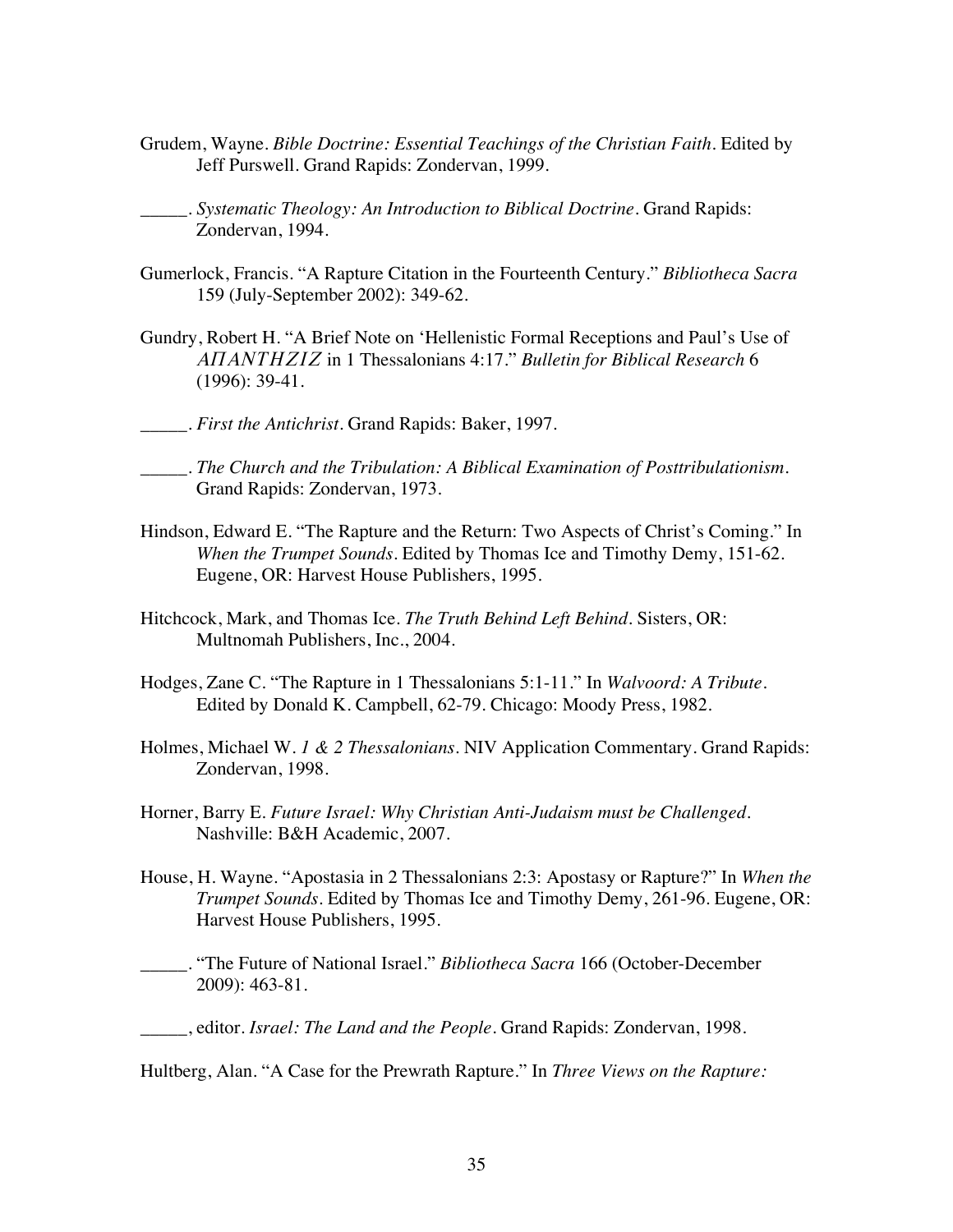Grudem, Wayne. *Bible Doctrine: Essential Teachings of the Christian Faith*. Edited by Jeff Purswell. Grand Rapids: Zondervan, 1999.

_____. *Systematic Theology: An Introduction to Biblical Doctrine*. Grand Rapids: Zondervan, 1994.

Gumerlock, Francis. "A Rapture Citation in the Fourteenth Century." *Bibliotheca Sacra* 159 (July-September 2002): 349-62.

Gundry, Robert H. "A Brief Note on 'Hellenistic Formal Receptions and Paul's Use of *ΑΠΑΝΤΗΣΙΣ* in 1 Thessalonians 4:17." *Bulletin for Biblical Research* 6 (1996): 39-41.

_____. *First the Antichrist*. Grand Rapids: Baker, 1997.

_____. *The Church and the Tribulation: A Biblical Examination of Posttribulationism*. Grand Rapids: Zondervan, 1973.

Hindson, Edward E. "The Rapture and the Return: Two Aspects of Christ's Coming." In *When the Trumpet Sounds*. Edited by Thomas Ice and Timothy Demy, 151-62. Eugene, OR: Harvest House Publishers, 1995.

Hitchcock, Mark, and Thomas Ice. *The Truth Behind Left Behind*. Sisters, OR: Multnomah Publishers, Inc., 2004.

Hodges, Zane C. "The Rapture in 1 Thessalonians 5:1-11." In *Walvoord: A Tribute*. Edited by Donald K. Campbell, 62-79. Chicago: Moody Press, 1982.

Holmes, Michael W. *1 & 2 Thessalonians*. NIV Application Commentary. Grand Rapids: Zondervan, 1998.

Horner, Barry E. *Future Israel: Why Christian Anti-Judaism must be Challenged*. Nashville: B&H Academic, 2007.

House, H. Wayne. "Apostasia in 2 Thessalonians 2:3: Apostasy or Rapture?" In *When the Trumpet Sounds*. Edited by Thomas Ice and Timothy Demy, 261-96. Eugene, OR: Harvest House Publishers, 1995.

_____. "The Future of National Israel." *Bibliotheca Sacra* 166 (October-December 2009): 463-81.

_____, editor. *Israel: The Land and the People*. Grand Rapids: Zondervan, 1998.

Hultberg, Alan. "A Case for the Prewrath Rapture." In *Three Views on the Rapture:*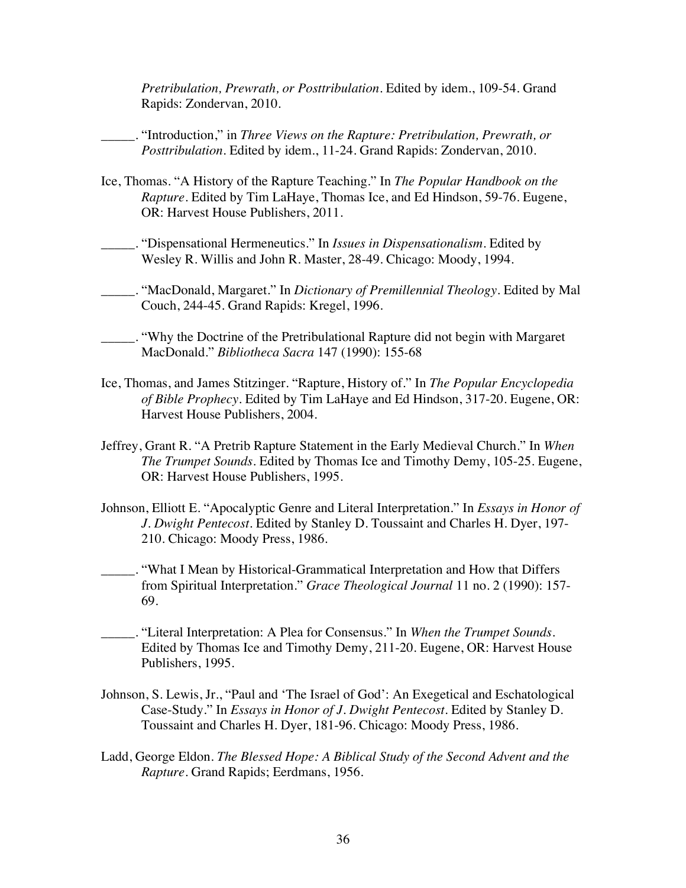*Pretribulation, Prewrath, or Posttribulation*. Edited by idem., 109-54. Grand Rapids: Zondervan, 2010.

_____. "Introduction," in *Three Views on the Rapture: Pretribulation, Prewrath, or Posttribulation*. Edited by idem., 11-24. Grand Rapids: Zondervan, 2010.

Ice, Thomas. "A History of the Rapture Teaching." In *The Popular Handbook on the Rapture*. Edited by Tim LaHaye, Thomas Ice, and Ed Hindson, 59-76. Eugene, OR: Harvest House Publishers, 2011.

_____. "Dispensational Hermeneutics." In *Issues in Dispensationalism*. Edited by Wesley R. Willis and John R. Master, 28-49. Chicago: Moody, 1994.

_____. "MacDonald, Margaret." In *Dictionary of Premillennial Theology*. Edited by Mal Couch, 244-45. Grand Rapids: Kregel, 1996.

_____. "Why the Doctrine of the Pretribulational Rapture did not begin with Margaret MacDonald." *Bibliotheca Sacra* 147 (1990): 155-68

Ice, Thomas, and James Stitzinger. "Rapture, History of." In *The Popular Encyclopedia of Bible Prophecy*. Edited by Tim LaHaye and Ed Hindson, 317-20. Eugene, OR: Harvest House Publishers, 2004.

Jeffrey, Grant R. "A Pretrib Rapture Statement in the Early Medieval Church." In *When The Trumpet Sounds*. Edited by Thomas Ice and Timothy Demy, 105-25. Eugene, OR: Harvest House Publishers, 1995.

Johnson, Elliott E. "Apocalyptic Genre and Literal Interpretation." In *Essays in Honor of J. Dwight Pentecost*. Edited by Stanley D. Toussaint and Charles H. Dyer, 197-210. Chicago: Moody Press, 1986.

_____. "What I Mean by Historical-Grammatical Interpretation and How that Differs from Spiritual Interpretation." *Grace Theological Journal* 11 no. 2 (1990): 157-69.

_____. "Literal Interpretation: A Plea for Consensus." In *When the Trumpet Sounds*. Edited by Thomas Ice and Timothy Demy, 211-20. Eugene, OR: Harvest House Publishers, 1995.

Johnson, S. Lewis, Jr., "Paul and 'The Israel of God': An Exegetical and Eschatological Case-Study." In *Essays in Honor of J. Dwight Pentecost*. Edited by Stanley D. Toussaint and Charles H. Dyer, 181-96. Chicago: Moody Press, 1986.

Ladd, George Eldon. *The Blessed Hope: A Biblical Study of the Second Advent and the Rapture*. Grand Rapids; Eerdmans, 1956.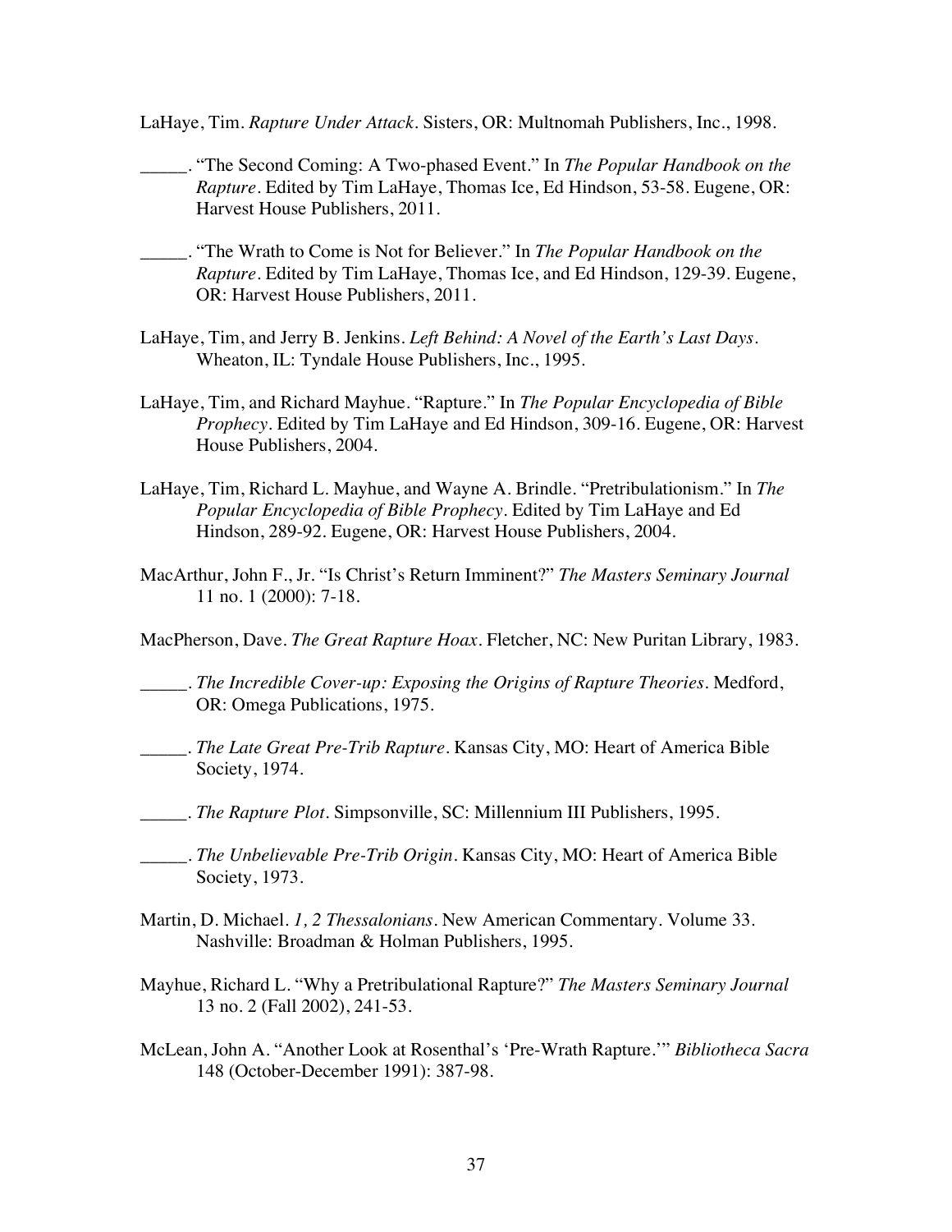LaHaye, Tim. *Rapture Under Attack*. Sisters, OR: Multnomah Publishers, Inc., 1998.

_____. "The Second Coming: A Two-phased Event." In *The Popular Handbook on the Rapture*. Edited by Tim LaHaye, Thomas Ice, Ed Hindson, 53-58. Eugene, OR: Harvest House Publishers, 2011.

_____. "The Wrath to Come is Not for Believer." In *The Popular Handbook on the Rapture*. Edited by Tim LaHaye, Thomas Ice, and Ed Hindson, 129-39. Eugene, OR: Harvest House Publishers, 2011.

LaHaye, Tim, and Jerry B. Jenkins. *Left Behind: A Novel of the Earth's Last Days*. Wheaton, IL: Tyndale House Publishers, Inc., 1995.

LaHaye, Tim, and Richard Mayhue. "Rapture." In *The Popular Encyclopedia of Bible Prophecy*. Edited by Tim LaHaye and Ed Hindson, 309-16. Eugene, OR: Harvest House Publishers, 2004.

LaHaye, Tim, Richard L. Mayhue, and Wayne A. Brindle. "Pretribulationism." In *The Popular Encyclopedia of Bible Prophecy*. Edited by Tim LaHaye and Ed Hindson, 289-92. Eugene, OR: Harvest House Publishers, 2004.

MacArthur, John F., Jr. "Is Christ's Return Imminent?" *The Masters Seminary Journal* 11 no. 1 (2000): 7-18.

MacPherson, Dave. *The Great Rapture Hoax*. Fletcher, NC: New Puritan Library, 1983.

_____. *The Incredible Cover-up: Exposing the Origins of Rapture Theories*. Medford, OR: Omega Publications, 1975.

_____. *The Late Great Pre-Trib Rapture*. Kansas City, MO: Heart of America Bible Society, 1974.

_____. *The Rapture Plot*. Simpsonville, SC: Millennium III Publishers, 1995.

_____. *The Unbelievable Pre-Trib Origin*. Kansas City, MO: Heart of America Bible Society, 1973.

Martin, D. Michael. *1, 2 Thessalonians*. New American Commentary. Volume 33. Nashville: Broadman & Holman Publishers, 1995.

Mayhue, Richard L. "Why a Pretribulational Rapture?" *The Masters Seminary Journal* 13 no. 2 (Fall 2002), 241-53.

McLean, John A. "Another Look at Rosenthal's 'Pre-Wrath Rapture.'" *Bibliotheca Sacra* 148 (October-December 1991): 387-98.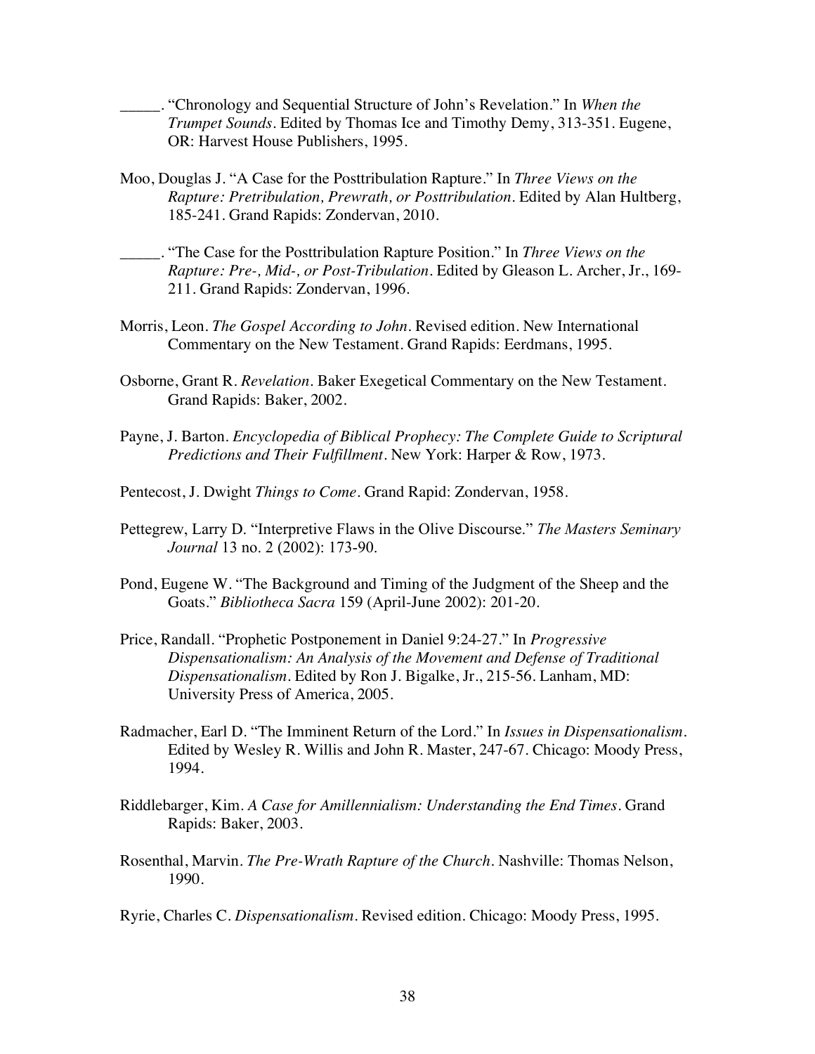_____. "Chronology and Sequential Structure of John's Revelation." In *When the Trumpet Sounds*. Edited by Thomas Ice and Timothy Demy, 313-351. Eugene, OR: Harvest House Publishers, 1995.

Moo, Douglas J. "A Case for the Posttribulation Rapture." In *Three Views on the Rapture: Pretribulation, Prewrath, or Posttribulation*. Edited by Alan Hultberg, 185-241. Grand Rapids: Zondervan, 2010.

_____. "The Case for the Posttribulation Rapture Position." In *Three Views on the Rapture: Pre-, Mid-, or Post-Tribulation*. Edited by Gleason L. Archer, Jr., 169-211. Grand Rapids: Zondervan, 1996.

Morris, Leon. *The Gospel According to John*. Revised edition. New International Commentary on the New Testament. Grand Rapids: Eerdmans, 1995.

Osborne, Grant R. *Revelation*. Baker Exegetical Commentary on the New Testament. Grand Rapids: Baker, 2002.

Payne, J. Barton. *Encyclopedia of Biblical Prophecy: The Complete Guide to Scriptural Predictions and Their Fulfillment*. New York: Harper & Row, 1973.

Pentecost, J. Dwight *Things to Come*. Grand Rapid: Zondervan, 1958.

Pettegrew, Larry D. "Interpretive Flaws in the Olive Discourse." *The Masters Seminary Journal* 13 no. 2 (2002): 173-90.

Pond, Eugene W. "The Background and Timing of the Judgment of the Sheep and the Goats." *Bibliotheca Sacra* 159 (April-June 2002): 201-20.

Price, Randall. "Prophetic Postponement in Daniel 9:24-27." In *Progressive Dispensationalism: An Analysis of the Movement and Defense of Traditional Dispensationalism*. Edited by Ron J. Bigalke, Jr., 215-56. Lanham, MD: University Press of America, 2005.

Radmacher, Earl D. "The Imminent Return of the Lord." In *Issues in Dispensationalism*. Edited by Wesley R. Willis and John R. Master, 247-67. Chicago: Moody Press, 1994.

Riddlebarger, Kim. *A Case for Amillennialism: Understanding the End Times*. Grand Rapids: Baker, 2003.

Rosenthal, Marvin. *The Pre-Wrath Rapture of the Church*. Nashville: Thomas Nelson, 1990.

Ryrie, Charles C. *Dispensationalism*. Revised edition. Chicago: Moody Press, 1995.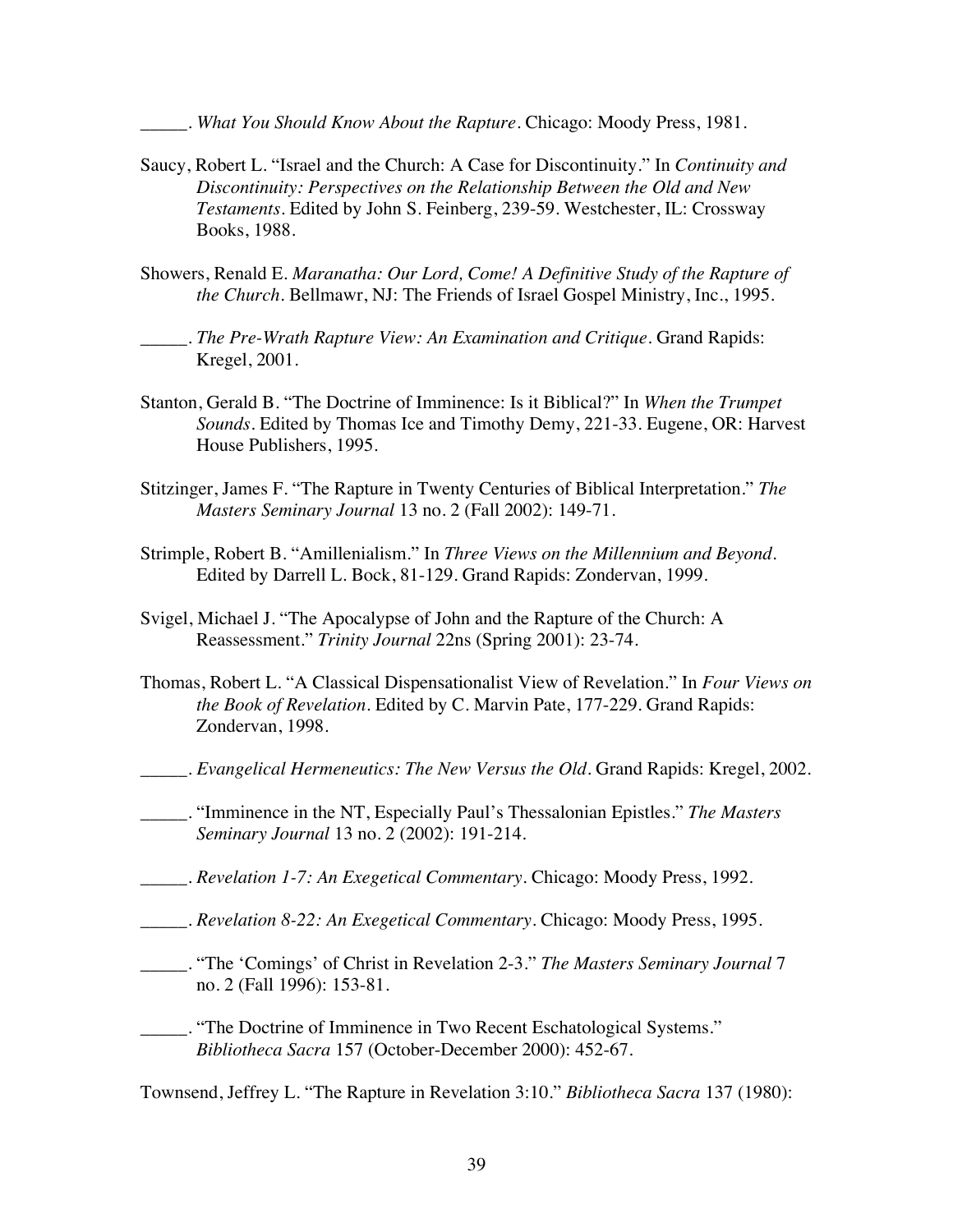_____. *What You Should Know About the Rapture*. Chicago: Moody Press, 1981.

Saucy, Robert L. "Israel and the Church: A Case for Discontinuity." In *Continuity and Discontinuity: Perspectives on the Relationship Between the Old and New Testaments*. Edited by John S. Feinberg, 239-59. Westchester, IL: Crossway Books, 1988.

Showers, Renald E. *Maranatha: Our Lord, Come! A Definitive Study of the Rapture of the Church*. Bellmawr, NJ: The Friends of Israel Gospel Ministry, Inc., 1995.

_____. *The Pre-Wrath Rapture View: An Examination and Critique*. Grand Rapids: Kregel, 2001.

Stanton, Gerald B. "The Doctrine of Imminence: Is it Biblical?" In *When the Trumpet Sounds*. Edited by Thomas Ice and Timothy Demy, 221-33. Eugene, OR: Harvest House Publishers, 1995.

Stitzinger, James F. "The Rapture in Twenty Centuries of Biblical Interpretation." *The Masters Seminary Journal* 13 no. 2 (Fall 2002): 149-71.

Strimple, Robert B. "Amillenialism." In *Three Views on the Millennium and Beyond*. Edited by Darrell L. Bock, 81-129. Grand Rapids: Zondervan, 1999.

Svigel, Michael J. "The Apocalypse of John and the Rapture of the Church: A Reassessment." *Trinity Journal* 22ns (Spring 2001): 23-74.

Thomas, Robert L. "A Classical Dispensationalist View of Revelation." In *Four Views on the Book of Revelation*. Edited by C. Marvin Pate, 177-229. Grand Rapids: Zondervan, 1998.

_____. *Evangelical Hermeneutics: The New Versus the Old*. Grand Rapids: Kregel, 2002.

_____. "Imminence in the NT, Especially Paul's Thessalonian Epistles." *The Masters Seminary Journal* 13 no. 2 (2002): 191-214.

_____. *Revelation 1-7: An Exegetical Commentary*. Chicago: Moody Press, 1992.

_____. *Revelation 8-22: An Exegetical Commentary*. Chicago: Moody Press, 1995.

_____. "The 'Comings' of Christ in Revelation 2-3." *The Masters Seminary Journal* 7 no. 2 (Fall 1996): 153-81.

_____. "The Doctrine of Imminence in Two Recent Eschatological Systems." *Bibliotheca Sacra* 157 (October-December 2000): 452-67.

Townsend, Jeffrey L. "The Rapture in Revelation 3:10." *Bibliotheca Sacra* 137 (1980):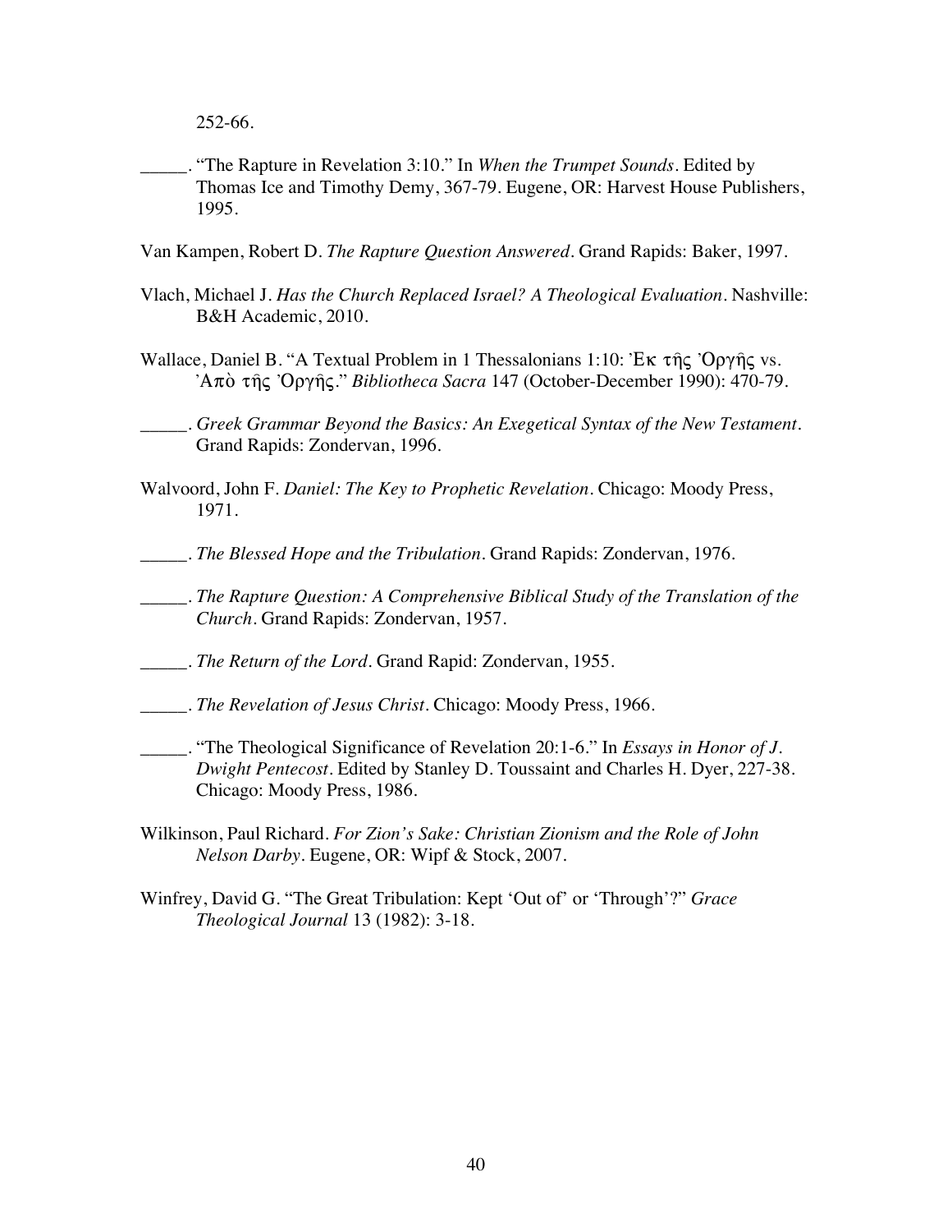252-66.

_____. "The Rapture in Revelation 3:10." In *When the Trumpet Sounds*. Edited by Thomas Ice and Timothy Demy, 367-79. Eugene, OR: Harvest House Publishers, 1995.

Van Kampen, Robert D. *The Rapture Question Answered*. Grand Rapids: Baker, 1997.

Vlach, Michael J. *Has the Church Replaced Israel? A Theological Evaluation*. Nashville: B&H Academic, 2010.

Wallace, Daniel B. "A Textual Problem in 1 Thessalonians 1:10: Ἐκ τῆς Ὀργῆς vs. Ἀπὸ τῆς Ὀργῆς." *Bibliotheca Sacra* 147 (October-December 1990): 470-79.

_____. *Greek Grammar Beyond the Basics: An Exegetical Syntax of the New Testament*. Grand Rapids: Zondervan, 1996.

Walvoord, John F. *Daniel: The Key to Prophetic Revelation*. Chicago: Moody Press, 1971.

_____. *The Blessed Hope and the Tribulation*. Grand Rapids: Zondervan, 1976.

_____. *The Rapture Question: A Comprehensive Biblical Study of the Translation of the Church*. Grand Rapids: Zondervan, 1957.

_____. *The Return of the Lord*. Grand Rapid: Zondervan, 1955.

_____. *The Revelation of Jesus Christ*. Chicago: Moody Press, 1966.

_____. "The Theological Significance of Revelation 20:1-6." In *Essays in Honor of J. Dwight Pentecost*. Edited by Stanley D. Toussaint and Charles H. Dyer, 227-38. Chicago: Moody Press, 1986.

Wilkinson, Paul Richard. *For Zion's Sake: Christian Zionism and the Role of John Nelson Darby*. Eugene, OR: Wipf & Stock, 2007.

Winfrey, David G. "The Great Tribulation: Kept 'Out of' or 'Through'?" *Grace Theological Journal* 13 (1982): 3-18.